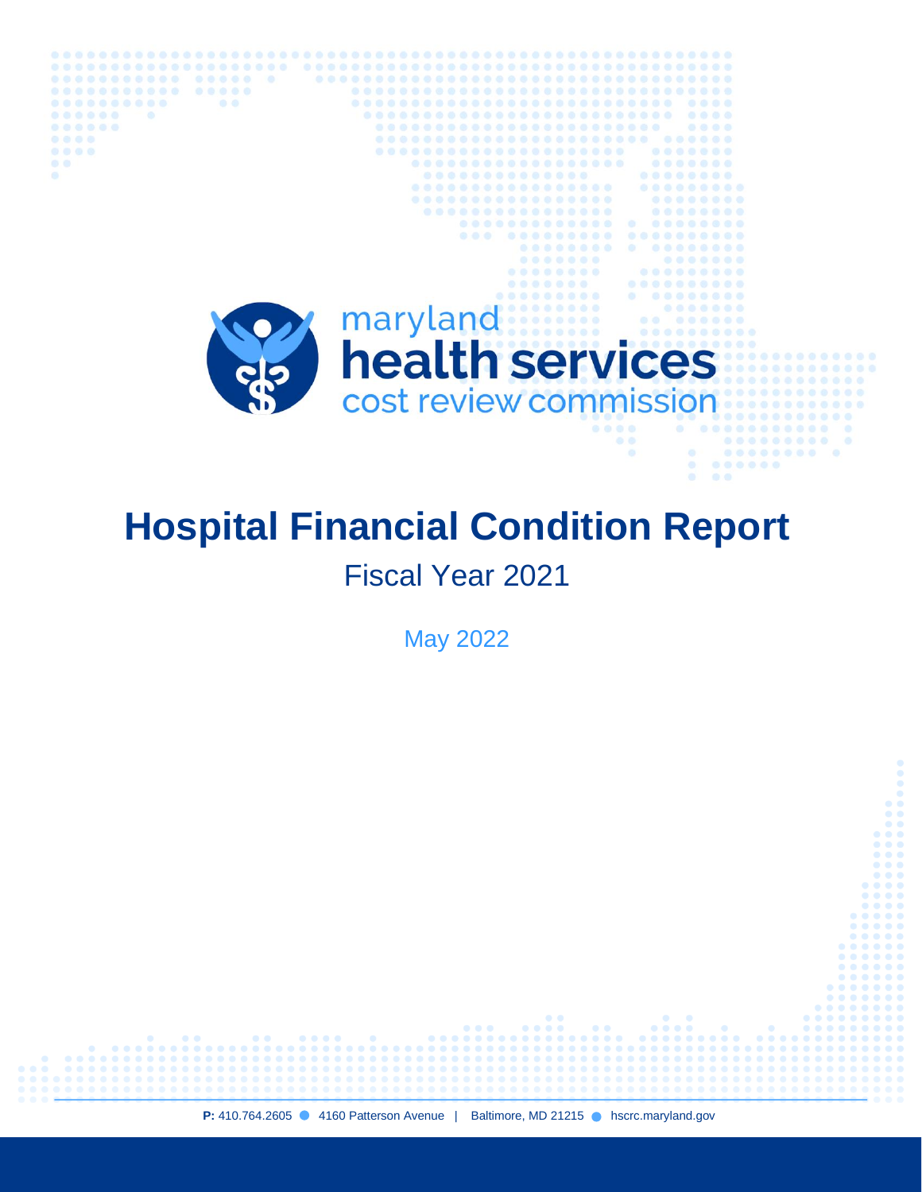maryland
**health services**
cost review commission

# Hospital Financial Condition Report

## Fiscal Year 2021

May 2022

**P:** 410.764.2605 ● 4160 Patterson Avenue | Baltimore, MD 21215 ● hscrc.maryland.gov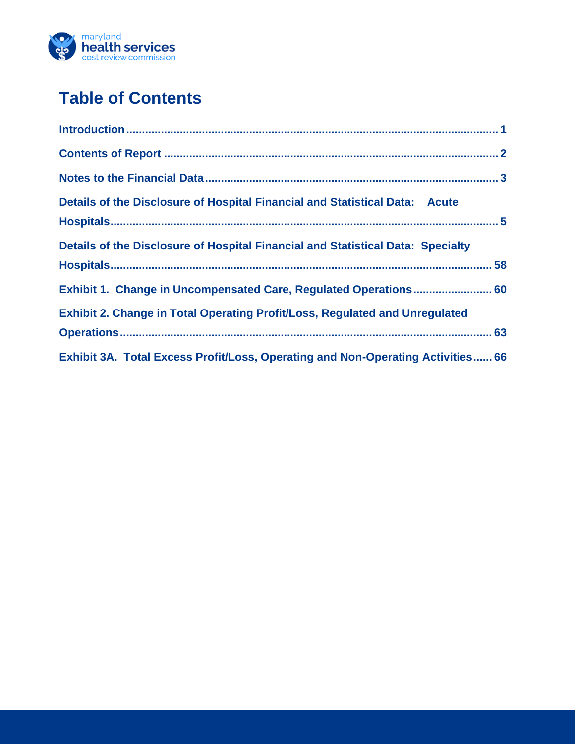# Table of Contents

Introduction .................................................................................................................. 1

Contents of Report ........................................................................................................ 2

Notes to the Financial Data ........................................................................................... 3

Details of the Disclosure of Hospital Financial and Statistical Data: Acute Hospitals ................................................................................................................... 5

Details of the Disclosure of Hospital Financial and Statistical Data: Specialty Hospitals ................................................................................................................... 58

Exhibit 1. Change in Uncompensated Care, Regulated Operations ........................ 60

Exhibit 2. Change in Total Operating Profit/Loss, Regulated and Unregulated Operations ................................................................................................................ 63

Exhibit 3A. Total Excess Profit/Loss, Operating and Non-Operating Activities ...... 66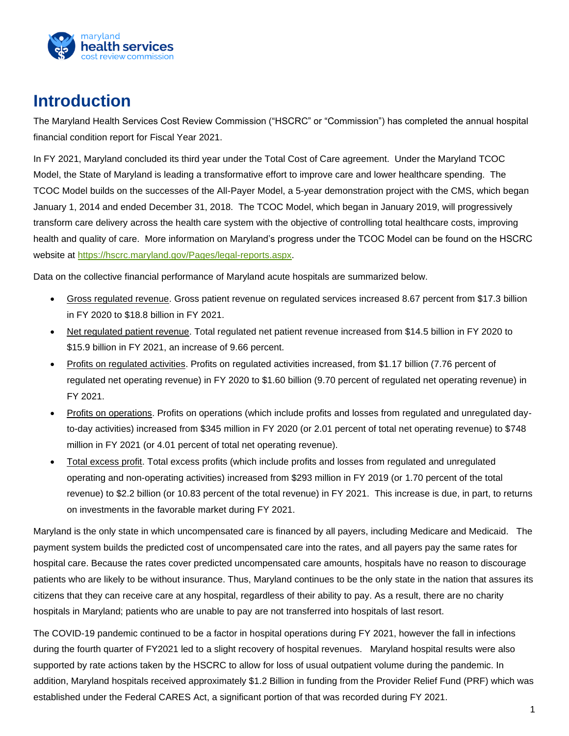# Introduction

The Maryland Health Services Cost Review Commission ("HSCRC" or "Commission") has completed the annual hospital financial condition report for Fiscal Year 2021.

In FY 2021, Maryland concluded its third year under the Total Cost of Care agreement. Under the Maryland TCOC Model, the State of Maryland is leading a transformative effort to improve care and lower healthcare spending. The TCOC Model builds on the successes of the All-Payer Model, a 5-year demonstration project with the CMS, which began January 1, 2014 and ended December 31, 2018. The TCOC Model, which began in January 2019, will progressively transform care delivery across the health care system with the objective of controlling total healthcare costs, improving health and quality of care. More information on Maryland's progress under the TCOC Model can be found on the HSCRC website at https://hscrc.maryland.gov/Pages/legal-reports.aspx.

Data on the collective financial performance of Maryland acute hospitals are summarized below.

- Gross regulated revenue. Gross patient revenue on regulated services increased 8.67 percent from $17.3 billion in FY 2020 to $18.8 billion in FY 2021.
- Net regulated patient revenue. Total regulated net patient revenue increased from $14.5 billion in FY 2020 to $15.9 billion in FY 2021, an increase of 9.66 percent.
- Profits on regulated activities. Profits on regulated activities increased, from $1.17 billion (7.76 percent of regulated net operating revenue) in FY 2020 to $1.60 billion (9.70 percent of regulated net operating revenue) in FY 2021.
- Profits on operations. Profits on operations (which include profits and losses from regulated and unregulated day-to-day activities) increased from $345 million in FY 2020 (or 2.01 percent of total net operating revenue) to $748 million in FY 2021 (or 4.01 percent of total net operating revenue).
- Total excess profit. Total excess profits (which include profits and losses from regulated and unregulated operating and non-operating activities) increased from $293 million in FY 2019 (or 1.70 percent of the total revenue) to $2.2 billion (or 10.83 percent of the total revenue) in FY 2021. This increase is due, in part, to returns on investments in the favorable market during FY 2021.

Maryland is the only state in which uncompensated care is financed by all payers, including Medicare and Medicaid. The payment system builds the predicted cost of uncompensated care into the rates, and all payers pay the same rates for hospital care. Because the rates cover predicted uncompensated care amounts, hospitals have no reason to discourage patients who are likely to be without insurance. Thus, Maryland continues to be the only state in the nation that assures its citizens that they can receive care at any hospital, regardless of their ability to pay. As a result, there are no charity hospitals in Maryland; patients who are unable to pay are not transferred into hospitals of last resort.

The COVID-19 pandemic continued to be a factor in hospital operations during FY 2021, however the fall in infections during the fourth quarter of FY2021 led to a slight recovery of hospital revenues. Maryland hospital results were also supported by rate actions taken by the HSCRC to allow for loss of usual outpatient volume during the pandemic. In addition, Maryland hospitals received approximately $1.2 Billion in funding from the Provider Relief Fund (PRF) which was established under the Federal CARES Act, a significant portion of that was recorded during FY 2021.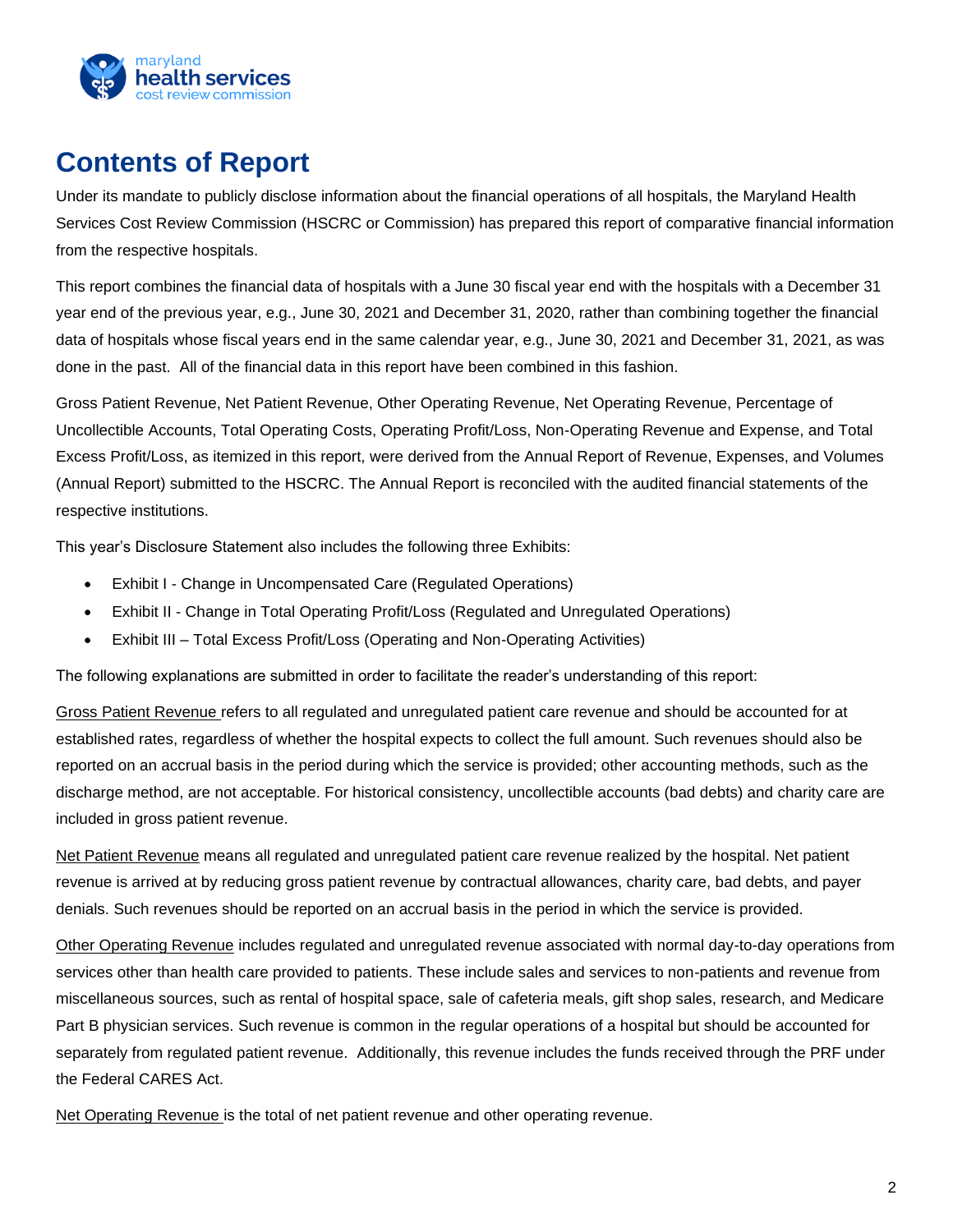# Contents of Report

Under its mandate to publicly disclose information about the financial operations of all hospitals, the Maryland Health Services Cost Review Commission (HSCRC or Commission) has prepared this report of comparative financial information from the respective hospitals.

This report combines the financial data of hospitals with a June 30 fiscal year end with the hospitals with a December 31 year end of the previous year, e.g., June 30, 2021 and December 31, 2020, rather than combining together the financial data of hospitals whose fiscal years end in the same calendar year, e.g., June 30, 2021 and December 31, 2021, as was done in the past. All of the financial data in this report have been combined in this fashion.

Gross Patient Revenue, Net Patient Revenue, Other Operating Revenue, Net Operating Revenue, Percentage of Uncollectible Accounts, Total Operating Costs, Operating Profit/Loss, Non-Operating Revenue and Expense, and Total Excess Profit/Loss, as itemized in this report, were derived from the Annual Report of Revenue, Expenses, and Volumes (Annual Report) submitted to the HSCRC. The Annual Report is reconciled with the audited financial statements of the respective institutions.

This year's Disclosure Statement also includes the following three Exhibits:

- Exhibit I - Change in Uncompensated Care (Regulated Operations)
- Exhibit II - Change in Total Operating Profit/Loss (Regulated and Unregulated Operations)
- Exhibit III – Total Excess Profit/Loss (Operating and Non-Operating Activities)

The following explanations are submitted in order to facilitate the reader's understanding of this report:

Gross Patient Revenue refers to all regulated and unregulated patient care revenue and should be accounted for at established rates, regardless of whether the hospital expects to collect the full amount. Such revenues should also be reported on an accrual basis in the period during which the service is provided; other accounting methods, such as the discharge method, are not acceptable. For historical consistency, uncollectible accounts (bad debts) and charity care are included in gross patient revenue.

Net Patient Revenue means all regulated and unregulated patient care revenue realized by the hospital. Net patient revenue is arrived at by reducing gross patient revenue by contractual allowances, charity care, bad debts, and payer denials. Such revenues should be reported on an accrual basis in the period in which the service is provided.

Other Operating Revenue includes regulated and unregulated revenue associated with normal day-to-day operations from services other than health care provided to patients. These include sales and services to non-patients and revenue from miscellaneous sources, such as rental of hospital space, sale of cafeteria meals, gift shop sales, research, and Medicare Part B physician services. Such revenue is common in the regular operations of a hospital but should be accounted for separately from regulated patient revenue. Additionally, this revenue includes the funds received through the PRF under the Federal CARES Act.

Net Operating Revenue is the total of net patient revenue and other operating revenue.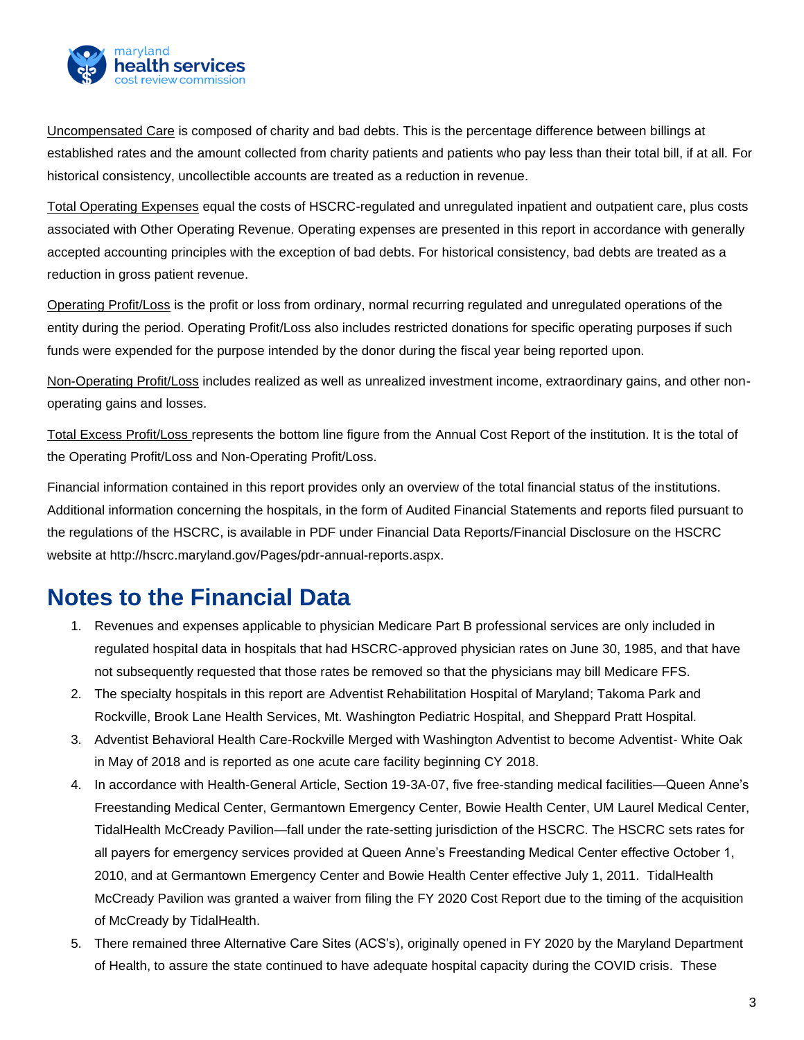Uncompensated Care is composed of charity and bad debts. This is the percentage difference between billings at established rates and the amount collected from charity patients and patients who pay less than their total bill, if at all. For historical consistency, uncollectible accounts are treated as a reduction in revenue.

Total Operating Expenses equal the costs of HSCRC-regulated and unregulated inpatient and outpatient care, plus costs associated with Other Operating Revenue. Operating expenses are presented in this report in accordance with generally accepted accounting principles with the exception of bad debts. For historical consistency, bad debts are treated as a reduction in gross patient revenue.

Operating Profit/Loss is the profit or loss from ordinary, normal recurring regulated and unregulated operations of the entity during the period. Operating Profit/Loss also includes restricted donations for specific operating purposes if such funds were expended for the purpose intended by the donor during the fiscal year being reported upon.

Non-Operating Profit/Loss includes realized as well as unrealized investment income, extraordinary gains, and other non-operating gains and losses.

Total Excess Profit/Loss represents the bottom line figure from the Annual Cost Report of the institution. It is the total of the Operating Profit/Loss and Non-Operating Profit/Loss.

Financial information contained in this report provides only an overview of the total financial status of the institutions. Additional information concerning the hospitals, in the form of Audited Financial Statements and reports filed pursuant to the regulations of the HSCRC, is available in PDF under Financial Data Reports/Financial Disclosure on the HSCRC website at http://hscrc.maryland.gov/Pages/pdr-annual-reports.aspx.

# Notes to the Financial Data

1. Revenues and expenses applicable to physician Medicare Part B professional services are only included in regulated hospital data in hospitals that had HSCRC-approved physician rates on June 30, 1985, and that have not subsequently requested that those rates be removed so that the physicians may bill Medicare FFS.
2. The specialty hospitals in this report are Adventist Rehabilitation Hospital of Maryland; Takoma Park and Rockville, Brook Lane Health Services, Mt. Washington Pediatric Hospital, and Sheppard Pratt Hospital.
3. Adventist Behavioral Health Care-Rockville Merged with Washington Adventist to become Adventist- White Oak in May of 2018 and is reported as one acute care facility beginning CY 2018.
4. In accordance with Health-General Article, Section 19-3A-07, five free-standing medical facilities—Queen Anne's Freestanding Medical Center, Germantown Emergency Center, Bowie Health Center, UM Laurel Medical Center, TidalHealth McCready Pavilion—fall under the rate-setting jurisdiction of the HSCRC. The HSCRC sets rates for all payers for emergency services provided at Queen Anne's Freestanding Medical Center effective October 1, 2010, and at Germantown Emergency Center and Bowie Health Center effective July 1, 2011. TidalHealth McCready Pavilion was granted a waiver from filing the FY 2020 Cost Report due to the timing of the acquisition of McCready by TidalHealth.
5. There remained three Alternative Care Sites (ACS's), originally opened in FY 2020 by the Maryland Department of Health, to assure the state continued to have adequate hospital capacity during the COVID crisis. These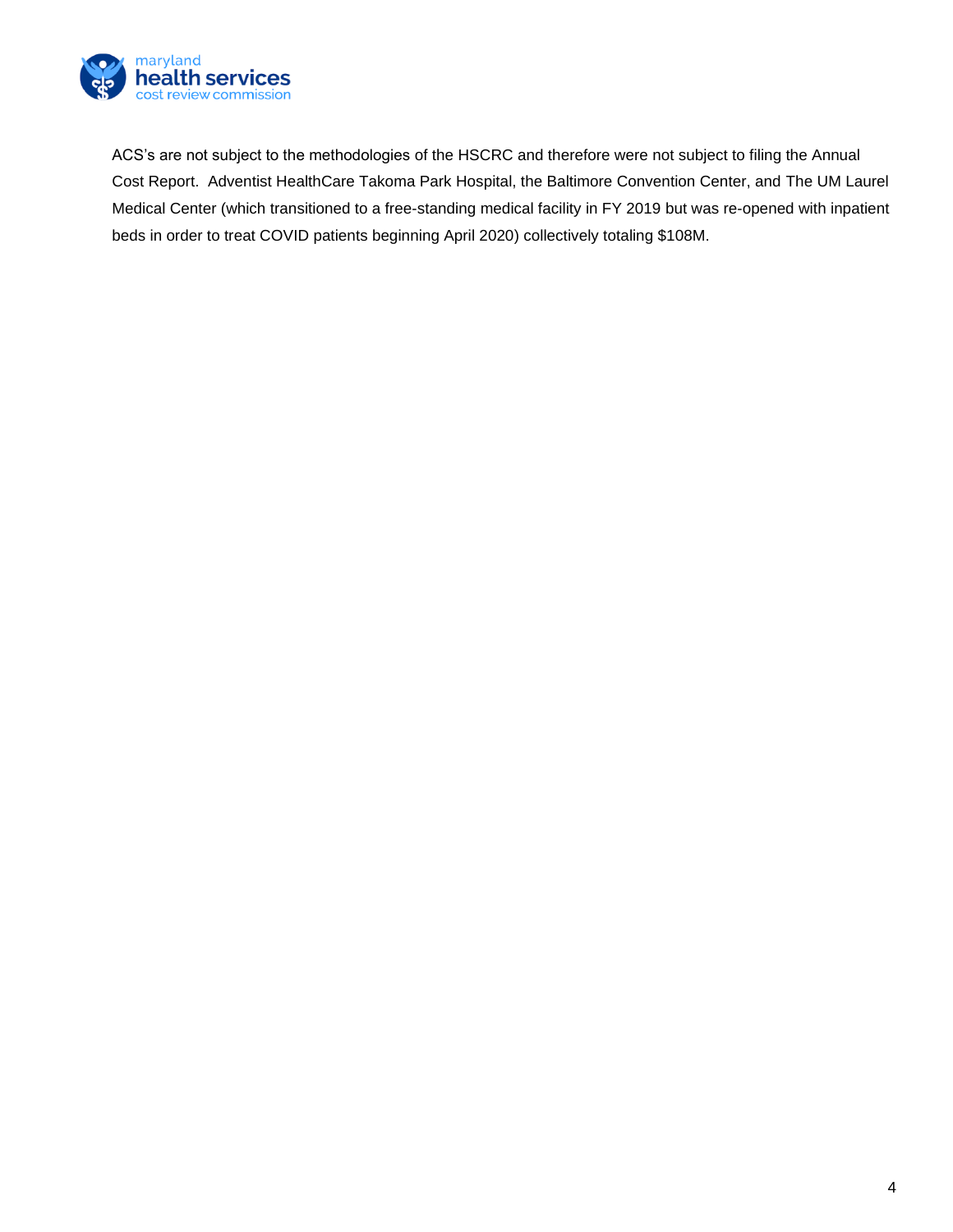ACS's are not subject to the methodologies of the HSCRC and therefore were not subject to filing the Annual Cost Report. Adventist HealthCare Takoma Park Hospital, the Baltimore Convention Center, and The UM Laurel Medical Center (which transitioned to a free-standing medical facility in FY 2019 but was re-opened with inpatient beds in order to treat COVID patients beginning April 2020) collectively totaling $108M.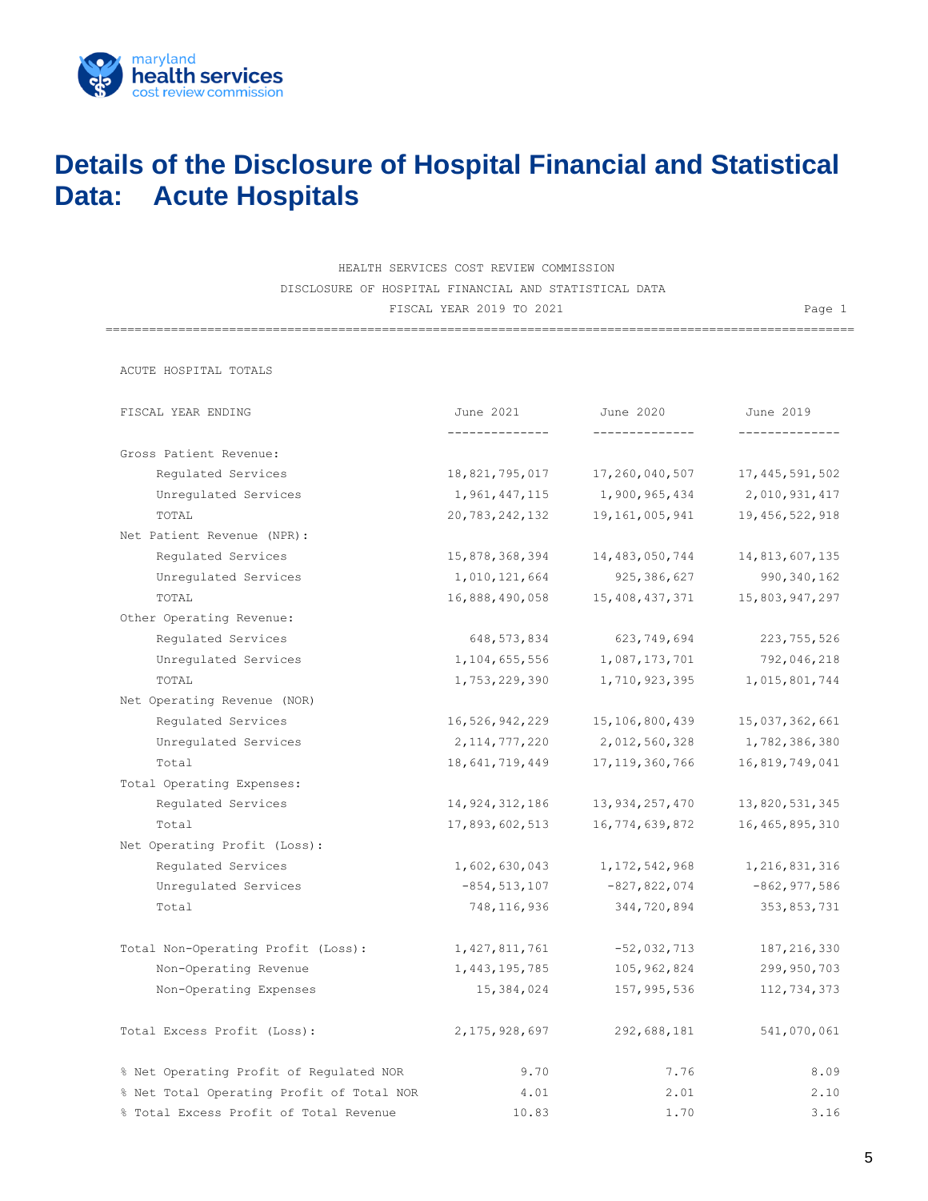# Details of the Disclosure of Hospital Financial and Statistical Data: Acute Hospitals

HEALTH SERVICES COST REVIEW COMMISSION
DISCLOSURE OF HOSPITAL FINANCIAL AND STATISTICAL DATA
FISCAL YEAR 2019 TO 2021

ACUTE HOSPITAL TOTALS

| FISCAL YEAR ENDING | June 2021 | June 2020 | June 2019 |
|---|---|---|---|
| Gross Patient Revenue: | | | |
| Regulated Services | 18,821,795,017 | 17,260,040,507 | 17,445,591,502 |
| Unregulated Services | 1,961,447,115 | 1,900,965,434 | 2,010,931,417 |
| TOTAL | 20,783,242,132 | 19,161,005,941 | 19,456,522,918 |
| Net Patient Revenue (NPR): | | | |
| Regulated Services | 15,878,368,394 | 14,483,050,744 | 14,813,607,135 |
| Unregulated Services | 1,010,121,664 | 925,386,627 | 990,340,162 |
| TOTAL | 16,888,490,058 | 15,408,437,371 | 15,803,947,297 |
| Other Operating Revenue: | | | |
| Regulated Services | 648,573,834 | 623,749,694 | 223,755,526 |
| Unregulated Services | 1,104,655,556 | 1,087,173,701 | 792,046,218 |
| TOTAL | 1,753,229,390 | 1,710,923,395 | 1,015,801,744 |
| Net Operating Revenue (NOR) | | | |
| Regulated Services | 16,526,942,229 | 15,106,800,439 | 15,037,362,661 |
| Unregulated Services | 2,114,777,220 | 2,012,560,328 | 1,782,386,380 |
| Total | 18,641,719,449 | 17,119,360,766 | 16,819,749,041 |
| Total Operating Expenses: | | | |
| Regulated Services | 14,924,312,186 | 13,934,257,470 | 13,820,531,345 |
| Total | 17,893,602,513 | 16,774,639,872 | 16,465,895,310 |
| Net Operating Profit (Loss): | | | |
| Regulated Services | 1,602,630,043 | 1,172,542,968 | 1,216,831,316 |
| Unregulated Services | -854,513,107 | -827,822,074 | -862,977,586 |
| Total | 748,116,936 | 344,720,894 | 353,853,731 |
| Total Non-Operating Profit (Loss): | 1,427,811,761 | -52,032,713 | 187,216,330 |
| Non-Operating Revenue | 1,443,195,785 | 105,962,824 | 299,950,703 |
| Non-Operating Expenses | 15,384,024 | 157,995,536 | 112,734,373 |
| Total Excess Profit (Loss): | 2,175,928,697 | 292,688,181 | 541,070,061 |
| % Net Operating Profit of Regulated NOR | 9.70 | 7.76 | 8.09 |
| % Net Total Operating Profit of Total NOR | 4.01 | 2.01 | 2.10 |
| % Total Excess Profit of Total Revenue | 10.83 | 1.70 | 3.16 |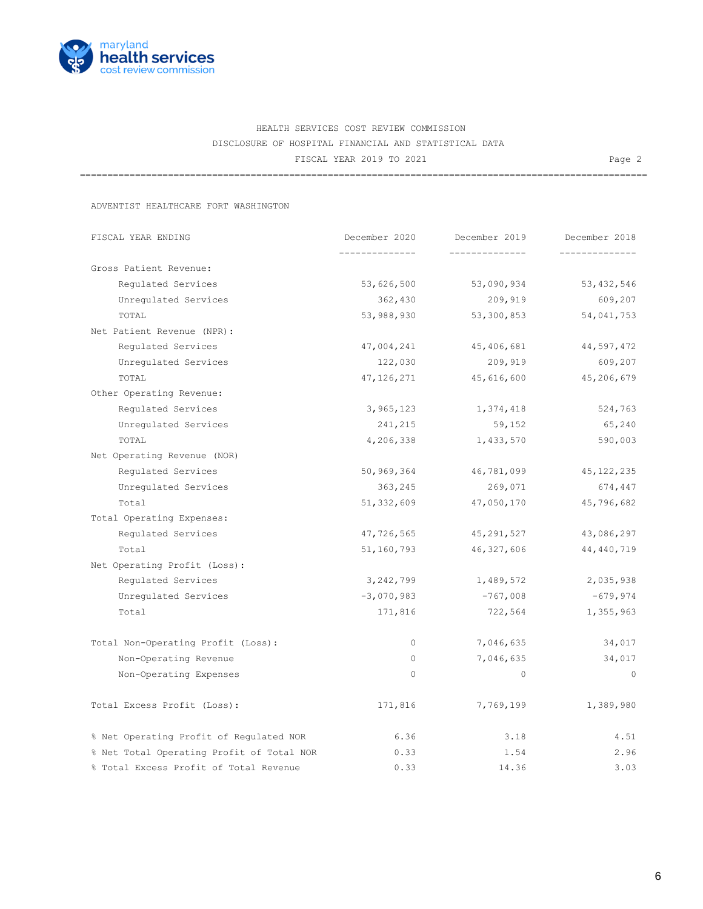HEALTH SERVICES COST REVIEW COMMISSION
DISCLOSURE OF HOSPITAL FINANCIAL AND STATISTICAL DATA
FISCAL YEAR 2019 TO 2021

ADVENTIST HEALTHCARE FORT WASHINGTON

| FISCAL YEAR ENDING | December 2020 | December 2019 | December 2018 |
|---|---|---|---|
| Gross Patient Revenue: | | | |
| Regulated Services | 53,626,500 | 53,090,934 | 53,432,546 |
| Unregulated Services | 362,430 | 209,919 | 609,207 |
| TOTAL | 53,988,930 | 53,300,853 | 54,041,753 |
| Net Patient Revenue (NPR): | | | |
| Regulated Services | 47,004,241 | 45,406,681 | 44,597,472 |
| Unregulated Services | 122,030 | 209,919 | 609,207 |
| TOTAL | 47,126,271 | 45,616,600 | 45,206,679 |
| Other Operating Revenue: | | | |
| Regulated Services | 3,965,123 | 1,374,418 | 524,763 |
| Unregulated Services | 241,215 | 59,152 | 65,240 |
| TOTAL | 4,206,338 | 1,433,570 | 590,003 |
| Net Operating Revenue (NOR) | | | |
| Regulated Services | 50,969,364 | 46,781,099 | 45,122,235 |
| Unregulated Services | 363,245 | 269,071 | 674,447 |
| Total | 51,332,609 | 47,050,170 | 45,796,682 |
| Total Operating Expenses: | | | |
| Regulated Services | 47,726,565 | 45,291,527 | 43,086,297 |
| Total | 51,160,793 | 46,327,606 | 44,440,719 |
| Net Operating Profit (Loss): | | | |
| Regulated Services | 3,242,799 | 1,489,572 | 2,035,938 |
| Unregulated Services | -3,070,983 | -767,008 | -679,974 |
| Total | 171,816 | 722,564 | 1,355,963 |
| Total Non-Operating Profit (Loss): | 0 | 7,046,635 | 34,017 |
| Non-Operating Revenue | 0 | 7,046,635 | 34,017 |
| Non-Operating Expenses | 0 | 0 | 0 |
| Total Excess Profit (Loss): | 171,816 | 7,769,199 | 1,389,980 |
| % Net Operating Profit of Regulated NOR | 6.36 | 3.18 | 4.51 |
| % Net Total Operating Profit of Total NOR | 0.33 | 1.54 | 2.96 |
| % Total Excess Profit of Total Revenue | 0.33 | 14.36 | 3.03 |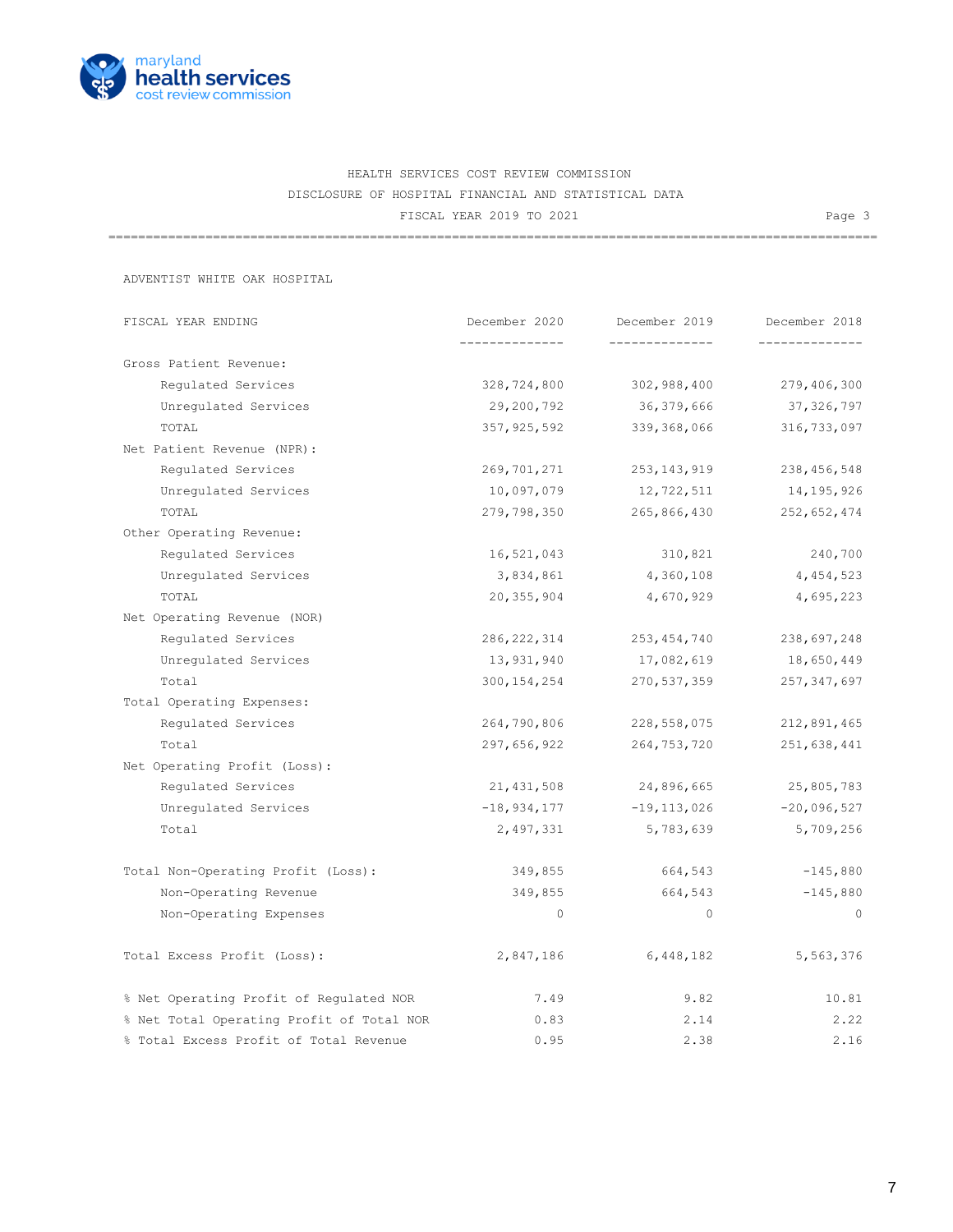HEALTH SERVICES COST REVIEW COMMISSION

DISCLOSURE OF HOSPITAL FINANCIAL AND STATISTICAL DATA

FISCAL YEAR 2019 TO 2021

ADVENTIST WHITE OAK HOSPITAL

| FISCAL YEAR ENDING | December 2020 | December 2019 | December 2018 |
|---|---|---|---|
| Gross Patient Revenue: | | | |
| Regulated Services | 328,724,800 | 302,988,400 | 279,406,300 |
| Unregulated Services | 29,200,792 | 36,379,666 | 37,326,797 |
| TOTAL | 357,925,592 | 339,368,066 | 316,733,097 |
| Net Patient Revenue (NPR): | | | |
| Regulated Services | 269,701,271 | 253,143,919 | 238,456,548 |
| Unregulated Services | 10,097,079 | 12,722,511 | 14,195,926 |
| TOTAL | 279,798,350 | 265,866,430 | 252,652,474 |
| Other Operating Revenue: | | | |
| Regulated Services | 16,521,043 | 310,821 | 240,700 |
| Unregulated Services | 3,834,861 | 4,360,108 | 4,454,523 |
| TOTAL | 20,355,904 | 4,670,929 | 4,695,223 |
| Net Operating Revenue (NOR) | | | |
| Regulated Services | 286,222,314 | 253,454,740 | 238,697,248 |
| Unregulated Services | 13,931,940 | 17,082,619 | 18,650,449 |
| Total | 300,154,254 | 270,537,359 | 257,347,697 |
| Total Operating Expenses: | | | |
| Regulated Services | 264,790,806 | 228,558,075 | 212,891,465 |
| Total | 297,656,922 | 264,753,720 | 251,638,441 |
| Net Operating Profit (Loss): | | | |
| Regulated Services | 21,431,508 | 24,896,665 | 25,805,783 |
| Unregulated Services | -18,934,177 | -19,113,026 | -20,096,527 |
| Total | 2,497,331 | 5,783,639 | 5,709,256 |
| Total Non-Operating Profit (Loss): | 349,855 | 664,543 | -145,880 |
| Non-Operating Revenue | 349,855 | 664,543 | -145,880 |
| Non-Operating Expenses | 0 | 0 | 0 |
| Total Excess Profit (Loss): | 2,847,186 | 6,448,182 | 5,563,376 |
| % Net Operating Profit of Regulated NOR | 7.49 | 9.82 | 10.81 |
| % Net Total Operating Profit of Total NOR | 0.83 | 2.14 | 2.22 |
| % Total Excess Profit of Total Revenue | 0.95 | 2.38 | 2.16 |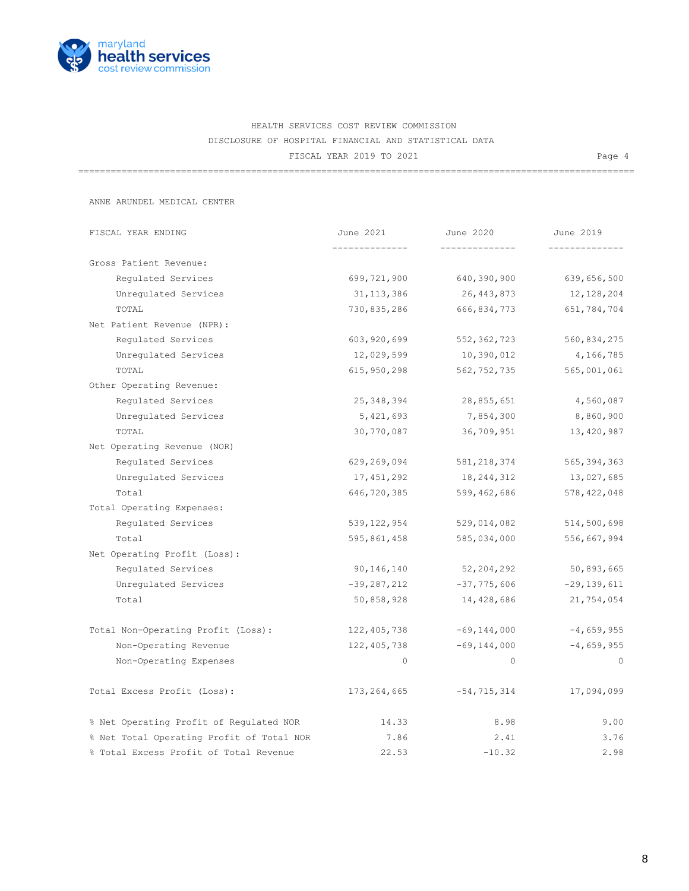HEALTH SERVICES COST REVIEW COMMISSION

DISCLOSURE OF HOSPITAL FINANCIAL AND STATISTICAL DATA

FISCAL YEAR 2019 TO 2021

ANNE ARUNDEL MEDICAL CENTER

| FISCAL YEAR ENDING | June 2021 | June 2020 | June 2019 |
|---|---|---|---|
| Gross Patient Revenue: | | | |
| Regulated Services | 699,721,900 | 640,390,900 | 639,656,500 |
| Unregulated Services | 31,113,386 | 26,443,873 | 12,128,204 |
| TOTAL | 730,835,286 | 666,834,773 | 651,784,704 |
| Net Patient Revenue (NPR): | | | |
| Regulated Services | 603,920,699 | 552,362,723 | 560,834,275 |
| Unregulated Services | 12,029,599 | 10,390,012 | 4,166,785 |
| TOTAL | 615,950,298 | 562,752,735 | 565,001,061 |
| Other Operating Revenue: | | | |
| Regulated Services | 25,348,394 | 28,855,651 | 4,560,087 |
| Unregulated Services | 5,421,693 | 7,854,300 | 8,860,900 |
| TOTAL | 30,770,087 | 36,709,951 | 13,420,987 |
| Net Operating Revenue (NOR) | | | |
| Regulated Services | 629,269,094 | 581,218,374 | 565,394,363 |
| Unregulated Services | 17,451,292 | 18,244,312 | 13,027,685 |
| Total | 646,720,385 | 599,462,686 | 578,422,048 |
| Total Operating Expenses: | | | |
| Regulated Services | 539,122,954 | 529,014,082 | 514,500,698 |
| Total | 595,861,458 | 585,034,000 | 556,667,994 |
| Net Operating Profit (Loss): | | | |
| Regulated Services | 90,146,140 | 52,204,292 | 50,893,665 |
| Unregulated Services | -39,287,212 | -37,775,606 | -29,139,611 |
| Total | 50,858,928 | 14,428,686 | 21,754,054 |
| Total Non-Operating Profit (Loss): | 122,405,738 | -69,144,000 | -4,659,955 |
| Non-Operating Revenue | 122,405,738 | -69,144,000 | -4,659,955 |
| Non-Operating Expenses | 0 | 0 | 0 |
| Total Excess Profit (Loss): | 173,264,665 | -54,715,314 | 17,094,099 |
| % Net Operating Profit of Regulated NOR | 14.33 | 8.98 | 9.00 |
| % Net Total Operating Profit of Total NOR | 7.86 | 2.41 | 3.76 |
| % Total Excess Profit of Total Revenue | 22.53 | -10.32 | 2.98 |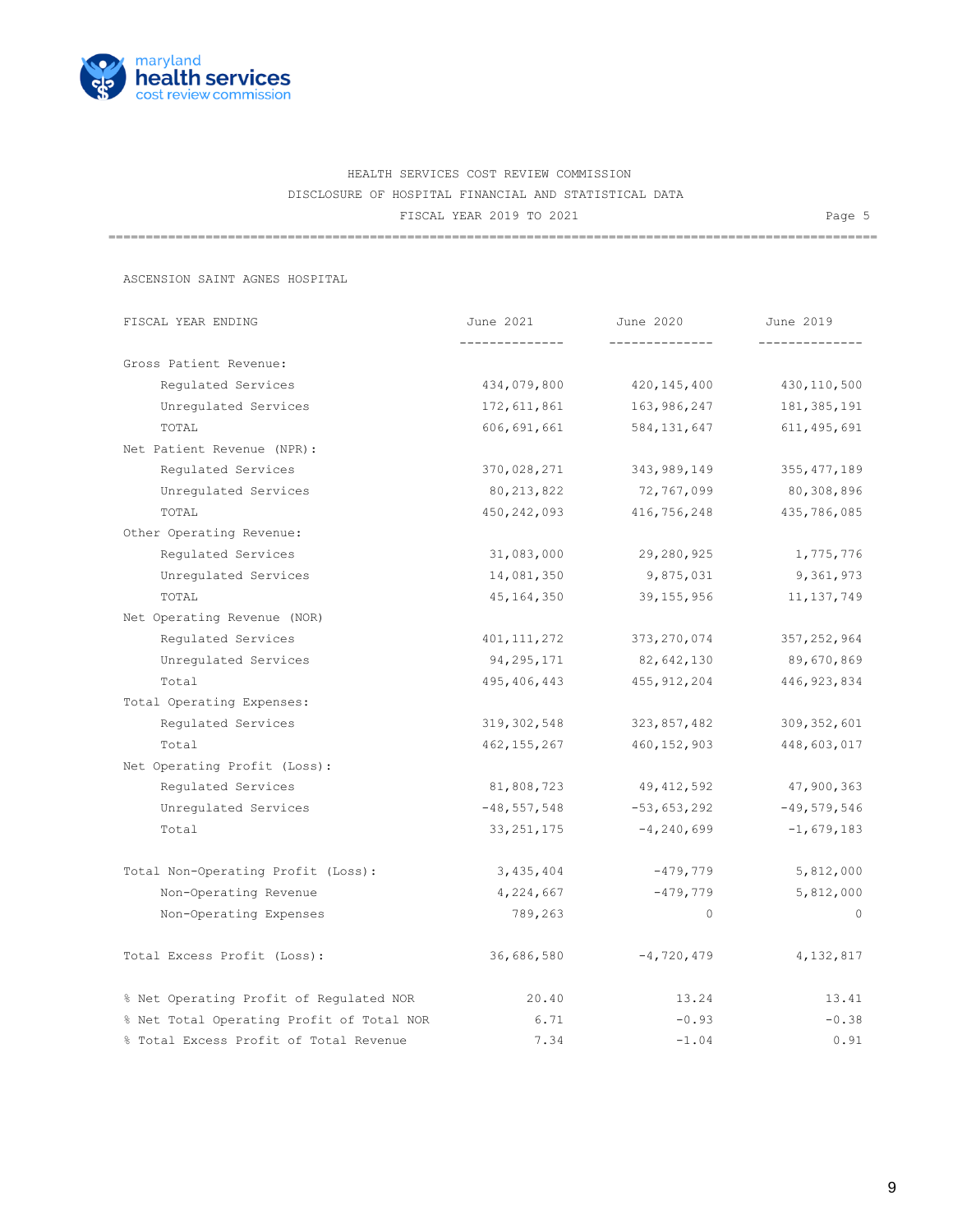HEALTH SERVICES COST REVIEW COMMISSION

DISCLOSURE OF HOSPITAL FINANCIAL AND STATISTICAL DATA

FISCAL YEAR 2019 TO 2021

ASCENSION SAINT AGNES HOSPITAL

| FISCAL YEAR ENDING | June 2021 | June 2020 | June 2019 |
|---|---|---|---|
| **Gross Patient Revenue:** | | | |
| Regulated Services | 434,079,800 | 420,145,400 | 430,110,500 |
| Unregulated Services | 172,611,861 | 163,986,247 | 181,385,191 |
| TOTAL | 606,691,661 | 584,131,647 | 611,495,691 |
| **Net Patient Revenue (NPR):** | | | |
| Regulated Services | 370,028,271 | 343,989,149 | 355,477,189 |
| Unregulated Services | 80,213,822 | 72,767,099 | 80,308,896 |
| TOTAL | 450,242,093 | 416,756,248 | 435,786,085 |
| **Other Operating Revenue:** | | | |
| Regulated Services | 31,083,000 | 29,280,925 | 1,775,776 |
| Unregulated Services | 14,081,350 | 9,875,031 | 9,361,973 |
| TOTAL | 45,164,350 | 39,155,956 | 11,137,749 |
| **Net Operating Revenue (NOR)** | | | |
| Regulated Services | 401,111,272 | 373,270,074 | 357,252,964 |
| Unregulated Services | 94,295,171 | 82,642,130 | 89,670,869 |
| Total | 495,406,443 | 455,912,204 | 446,923,834 |
| **Total Operating Expenses:** | | | |
| Regulated Services | 319,302,548 | 323,857,482 | 309,352,601 |
| Total | 462,155,267 | 460,152,903 | 448,603,017 |
| **Net Operating Profit (Loss):** | | | |
| Regulated Services | 81,808,723 | 49,412,592 | 47,900,363 |
| Unregulated Services | -48,557,548 | -53,653,292 | -49,579,546 |
| Total | 33,251,175 | -4,240,699 | -1,679,183 |
| **Total Non-Operating Profit (Loss):** | 3,435,404 | -479,779 | 5,812,000 |
| Non-Operating Revenue | 4,224,667 | -479,779 | 5,812,000 |
| Non-Operating Expenses | 789,263 | 0 | 0 |
| **Total Excess Profit (Loss):** | 36,686,580 | -4,720,479 | 4,132,817 |
| % Net Operating Profit of Regulated NOR | 20.40 | 13.24 | 13.41 |
| % Net Total Operating Profit of Total NOR | 6.71 | -0.93 | -0.38 |
| % Total Excess Profit of Total Revenue | 7.34 | -1.04 | 0.91 |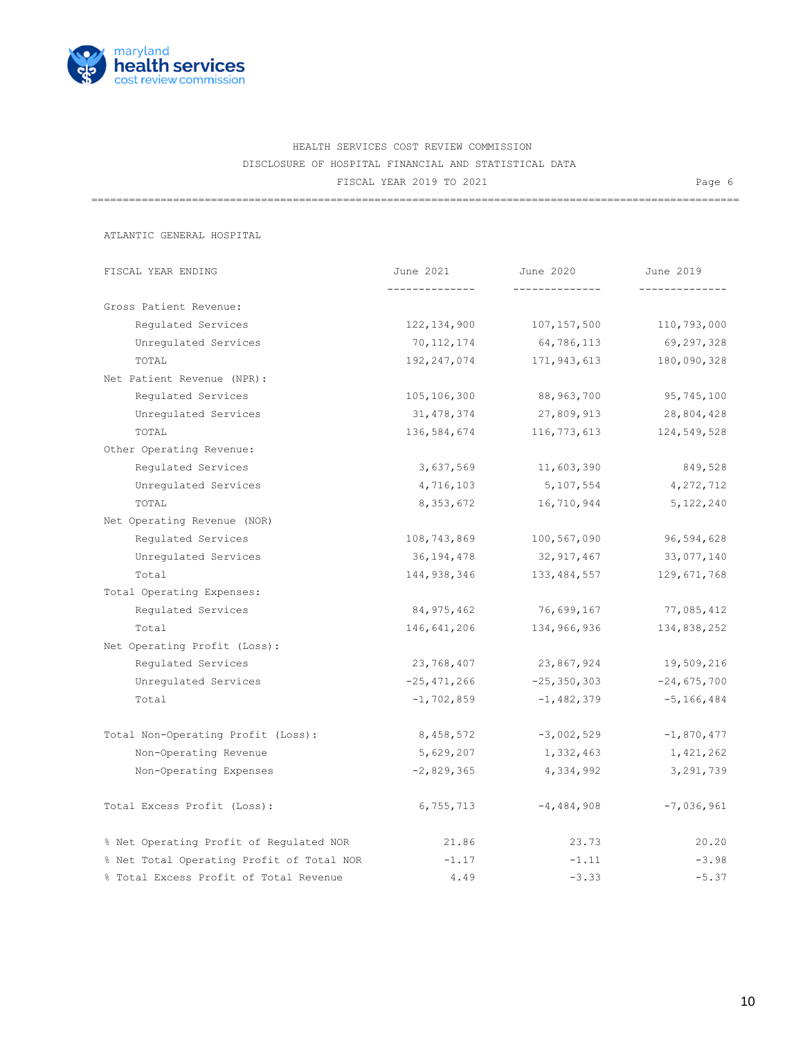HEALTH SERVICES COST REVIEW COMMISSION

DISCLOSURE OF HOSPITAL FINANCIAL AND STATISTICAL DATA

FISCAL YEAR 2019 TO 2021

Page 6

ATLANTIC GENERAL HOSPITAL

| FISCAL YEAR ENDING | June 2021 | June 2020 | June 2019 |
|---|---|---|---|
| Gross Patient Revenue: | | | |
| Regulated Services | 122,134,900 | 107,157,500 | 110,793,000 |
| Unregulated Services | 70,112,174 | 64,786,113 | 69,297,328 |
| TOTAL | 192,247,074 | 171,943,613 | 180,090,328 |
| Net Patient Revenue (NPR): | | | |
| Regulated Services | 105,106,300 | 88,963,700 | 95,745,100 |
| Unregulated Services | 31,478,374 | 27,809,913 | 28,804,428 |
| TOTAL | 136,584,674 | 116,773,613 | 124,549,528 |
| Other Operating Revenue: | | | |
| Regulated Services | 3,637,569 | 11,603,390 | 849,528 |
| Unregulated Services | 4,716,103 | 5,107,554 | 4,272,712 |
| TOTAL | 8,353,672 | 16,710,944 | 5,122,240 |
| Net Operating Revenue (NOR) | | | |
| Regulated Services | 108,743,869 | 100,567,090 | 96,594,628 |
| Unregulated Services | 36,194,478 | 32,917,467 | 33,077,140 |
| Total | 144,938,346 | 133,484,557 | 129,671,768 |
| Total Operating Expenses: | | | |
| Regulated Services | 84,975,462 | 76,699,167 | 77,085,412 |
| Total | 146,641,206 | 134,966,936 | 134,838,252 |
| Net Operating Profit (Loss): | | | |
| Regulated Services | 23,768,407 | 23,867,924 | 19,509,216 |
| Unregulated Services | -25,471,266 | -25,350,303 | -24,675,700 |
| Total | -1,702,859 | -1,482,379 | -5,166,484 |
| Total Non-Operating Profit (Loss): | 8,458,572 | -3,002,529 | -1,870,477 |
| Non-Operating Revenue | 5,629,207 | 1,332,463 | 1,421,262 |
| Non-Operating Expenses | -2,829,365 | 4,334,992 | 3,291,739 |
| Total Excess Profit (Loss): | 6,755,713 | -4,484,908 | -7,036,961 |
| % Net Operating Profit of Regulated NOR | 21.86 | 23.73 | 20.20 |
| % Net Total Operating Profit of Total NOR | -1.17 | -1.11 | -3.98 |
| % Total Excess Profit of Total Revenue | 4.49 | -3.33 | -5.37 |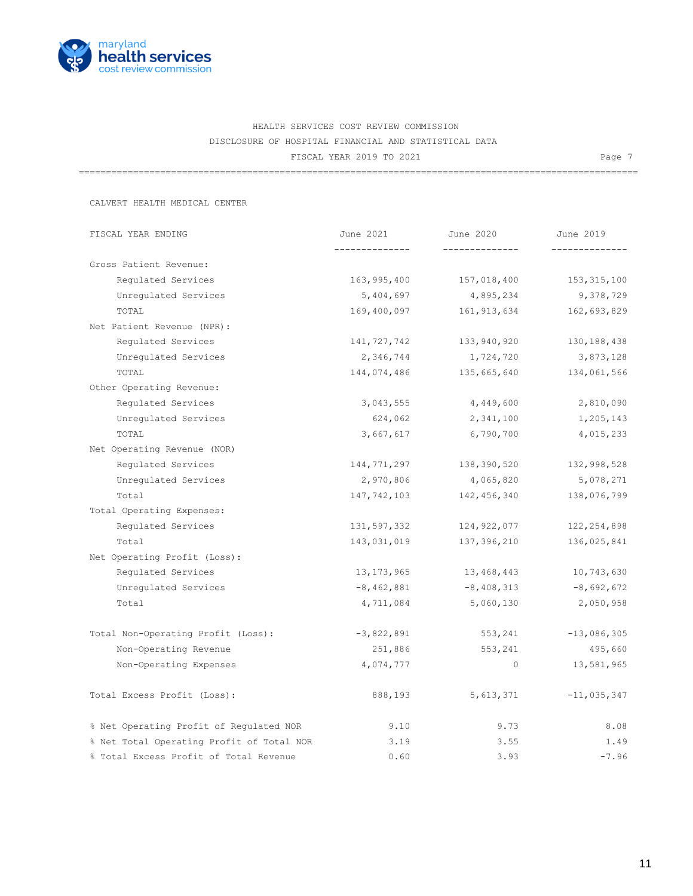HEALTH SERVICES COST REVIEW COMMISSION
DISCLOSURE OF HOSPITAL FINANCIAL AND STATISTICAL DATA
FISCAL YEAR 2019 TO 2021

CALVERT HEALTH MEDICAL CENTER

| FISCAL YEAR ENDING | June 2021 | June 2020 | June 2019 |
|---|---|---|---|
| Gross Patient Revenue: | | | |
| Regulated Services | 163,995,400 | 157,018,400 | 153,315,100 |
| Unregulated Services | 5,404,697 | 4,895,234 | 9,378,729 |
| TOTAL | 169,400,097 | 161,913,634 | 162,693,829 |
| Net Patient Revenue (NPR): | | | |
| Regulated Services | 141,727,742 | 133,940,920 | 130,188,438 |
| Unregulated Services | 2,346,744 | 1,724,720 | 3,873,128 |
| TOTAL | 144,074,486 | 135,665,640 | 134,061,566 |
| Other Operating Revenue: | | | |
| Regulated Services | 3,043,555 | 4,449,600 | 2,810,090 |
| Unregulated Services | 624,062 | 2,341,100 | 1,205,143 |
| TOTAL | 3,667,617 | 6,790,700 | 4,015,233 |
| Net Operating Revenue (NOR) | | | |
| Regulated Services | 144,771,297 | 138,390,520 | 132,998,528 |
| Unregulated Services | 2,970,806 | 4,065,820 | 5,078,271 |
| Total | 147,742,103 | 142,456,340 | 138,076,799 |
| Total Operating Expenses: | | | |
| Regulated Services | 131,597,332 | 124,922,077 | 122,254,898 |
| Total | 143,031,019 | 137,396,210 | 136,025,841 |
| Net Operating Profit (Loss): | | | |
| Regulated Services | 13,173,965 | 13,468,443 | 10,743,630 |
| Unregulated Services | -8,462,881 | -8,408,313 | -8,692,672 |
| Total | 4,711,084 | 5,060,130 | 2,050,958 |
| Total Non-Operating Profit (Loss): | -3,822,891 | 553,241 | -13,086,305 |
| Non-Operating Revenue | 251,886 | 553,241 | 495,660 |
| Non-Operating Expenses | 4,074,777 | 0 | 13,581,965 |
| Total Excess Profit (Loss): | 888,193 | 5,613,371 | -11,035,347 |
| % Net Operating Profit of Regulated NOR | 9.10 | 9.73 | 8.08 |
| % Net Total Operating Profit of Total NOR | 3.19 | 3.55 | 1.49 |
| % Total Excess Profit of Total Revenue | 0.60 | 3.93 | -7.96 |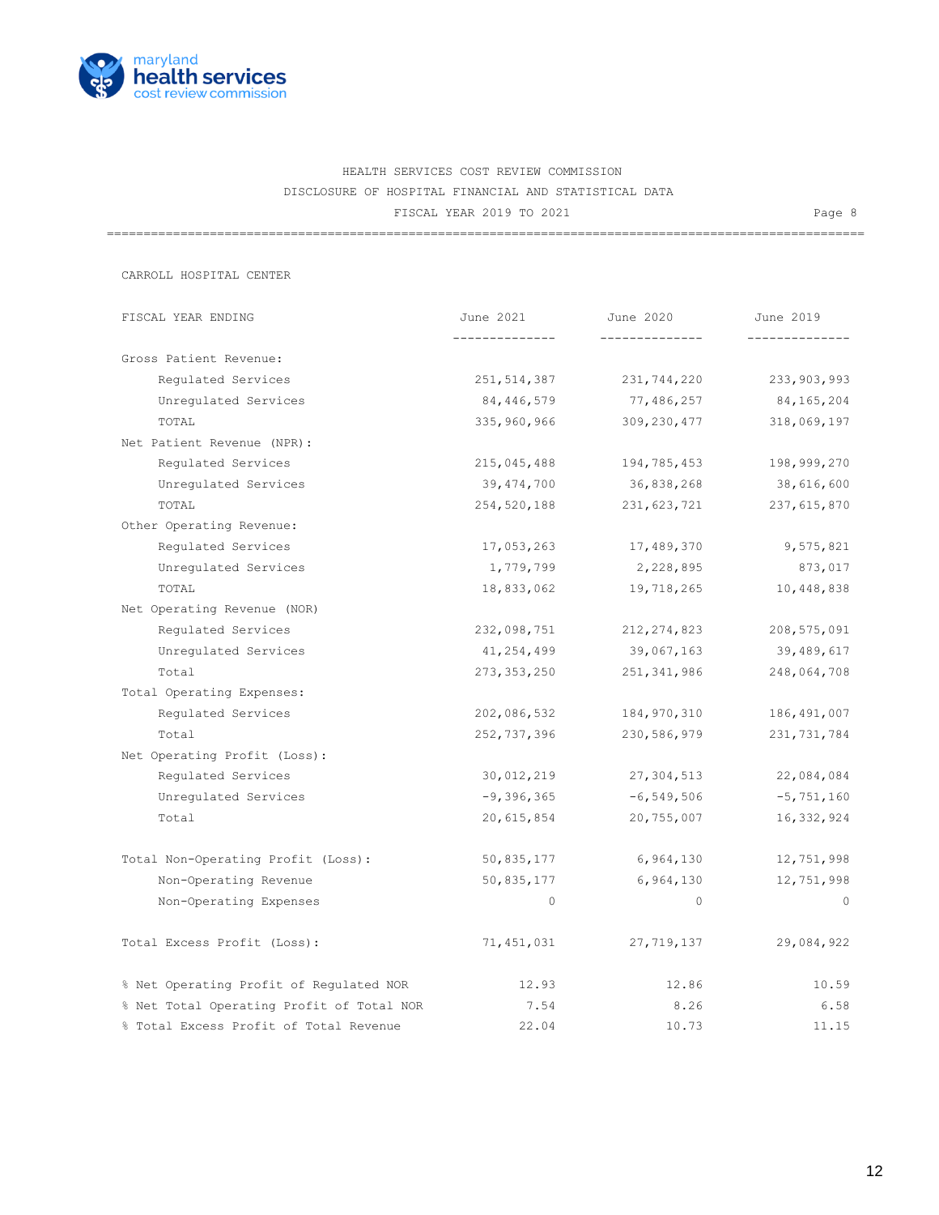HEALTH SERVICES COST REVIEW COMMISSION

DISCLOSURE OF HOSPITAL FINANCIAL AND STATISTICAL DATA

FISCAL YEAR 2019 TO 2021

CARROLL HOSPITAL CENTER

| FISCAL YEAR ENDING | June 2021 | June 2020 | June 2019 |
|---|---|---|---|
| Gross Patient Revenue: | | | |
| Regulated Services | 251,514,387 | 231,744,220 | 233,903,993 |
| Unregulated Services | 84,446,579 | 77,486,257 | 84,165,204 |
| TOTAL | 335,960,966 | 309,230,477 | 318,069,197 |
| Net Patient Revenue (NPR): | | | |
| Regulated Services | 215,045,488 | 194,785,453 | 198,999,270 |
| Unregulated Services | 39,474,700 | 36,838,268 | 38,616,600 |
| TOTAL | 254,520,188 | 231,623,721 | 237,615,870 |
| Other Operating Revenue: | | | |
| Regulated Services | 17,053,263 | 17,489,370 | 9,575,821 |
| Unregulated Services | 1,779,799 | 2,228,895 | 873,017 |
| TOTAL | 18,833,062 | 19,718,265 | 10,448,838 |
| Net Operating Revenue (NOR) | | | |
| Regulated Services | 232,098,751 | 212,274,823 | 208,575,091 |
| Unregulated Services | 41,254,499 | 39,067,163 | 39,489,617 |
| Total | 273,353,250 | 251,341,986 | 248,064,708 |
| Total Operating Expenses: | | | |
| Regulated Services | 202,086,532 | 184,970,310 | 186,491,007 |
| Total | 252,737,396 | 230,586,979 | 231,731,784 |
| Net Operating Profit (Loss): | | | |
| Regulated Services | 30,012,219 | 27,304,513 | 22,084,084 |
| Unregulated Services | -9,396,365 | -6,549,506 | -5,751,160 |
| Total | 20,615,854 | 20,755,007 | 16,332,924 |
| Total Non-Operating Profit (Loss): | 50,835,177 | 6,964,130 | 12,751,998 |
| Non-Operating Revenue | 50,835,177 | 6,964,130 | 12,751,998 |
| Non-Operating Expenses | 0 | 0 | 0 |
| Total Excess Profit (Loss): | 71,451,031 | 27,719,137 | 29,084,922 |
| % Net Operating Profit of Regulated NOR | 12.93 | 12.86 | 10.59 |
| % Net Total Operating Profit of Total NOR | 7.54 | 8.26 | 6.58 |
| % Total Excess Profit of Total Revenue | 22.04 | 10.73 | 11.15 |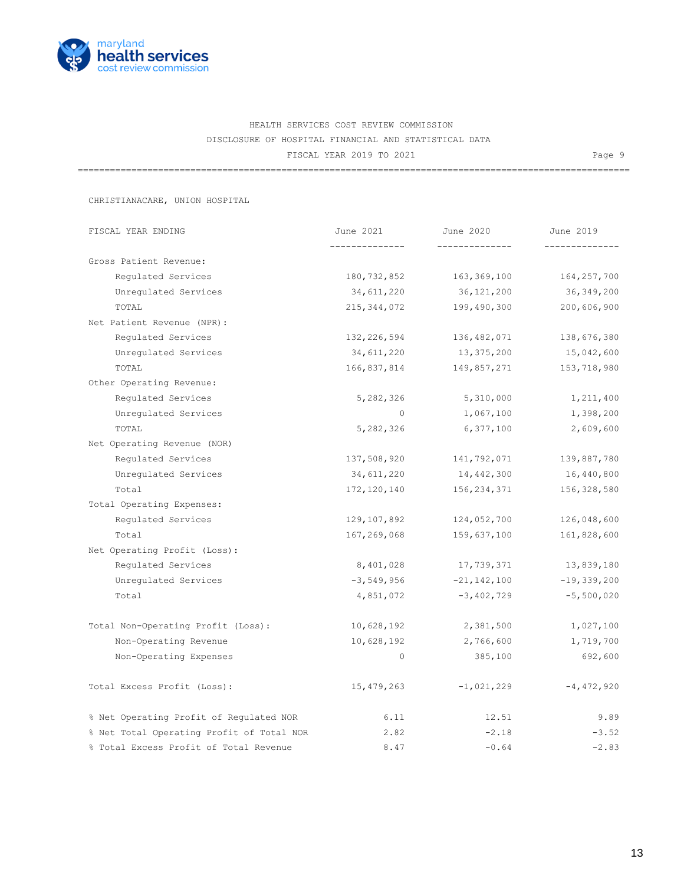HEALTH SERVICES COST REVIEW COMMISSION

DISCLOSURE OF HOSPITAL FINANCIAL AND STATISTICAL DATA

FISCAL YEAR 2019 TO 2021

Page 9

CHRISTIANACARE, UNION HOSPITAL

| FISCAL YEAR ENDING | June 2021 | June 2020 | June 2019 |
|---|---|---|---|
| Gross Patient Revenue: | | | |
| Regulated Services | 180,732,852 | 163,369,100 | 164,257,700 |
| Unregulated Services | 34,611,220 | 36,121,200 | 36,349,200 |
| TOTAL | 215,344,072 | 199,490,300 | 200,606,900 |
| Net Patient Revenue (NPR): | | | |
| Regulated Services | 132,226,594 | 136,482,071 | 138,676,380 |
| Unregulated Services | 34,611,220 | 13,375,200 | 15,042,600 |
| TOTAL | 166,837,814 | 149,857,271 | 153,718,980 |
| Other Operating Revenue: | | | |
| Regulated Services | 5,282,326 | 5,310,000 | 1,211,400 |
| Unregulated Services | 0 | 1,067,100 | 1,398,200 |
| TOTAL | 5,282,326 | 6,377,100 | 2,609,600 |
| Net Operating Revenue (NOR) | | | |
| Regulated Services | 137,508,920 | 141,792,071 | 139,887,780 |
| Unregulated Services | 34,611,220 | 14,442,300 | 16,440,800 |
| Total | 172,120,140 | 156,234,371 | 156,328,580 |
| Total Operating Expenses: | | | |
| Regulated Services | 129,107,892 | 124,052,700 | 126,048,600 |
| Total | 167,269,068 | 159,637,100 | 161,828,600 |
| Net Operating Profit (Loss): | | | |
| Regulated Services | 8,401,028 | 17,739,371 | 13,839,180 |
| Unregulated Services | -3,549,956 | -21,142,100 | -19,339,200 |
| Total | 4,851,072 | -3,402,729 | -5,500,020 |
| Total Non-Operating Profit (Loss): | 10,628,192 | 2,381,500 | 1,027,100 |
| Non-Operating Revenue | 10,628,192 | 2,766,600 | 1,719,700 |
| Non-Operating Expenses | 0 | 385,100 | 692,600 |
| Total Excess Profit (Loss): | 15,479,263 | -1,021,229 | -4,472,920 |
| % Net Operating Profit of Regulated NOR | 6.11 | 12.51 | 9.89 |
| % Net Total Operating Profit of Total NOR | 2.82 | -2.18 | -3.52 |
| % Total Excess Profit of Total Revenue | 8.47 | -0.64 | -2.83 |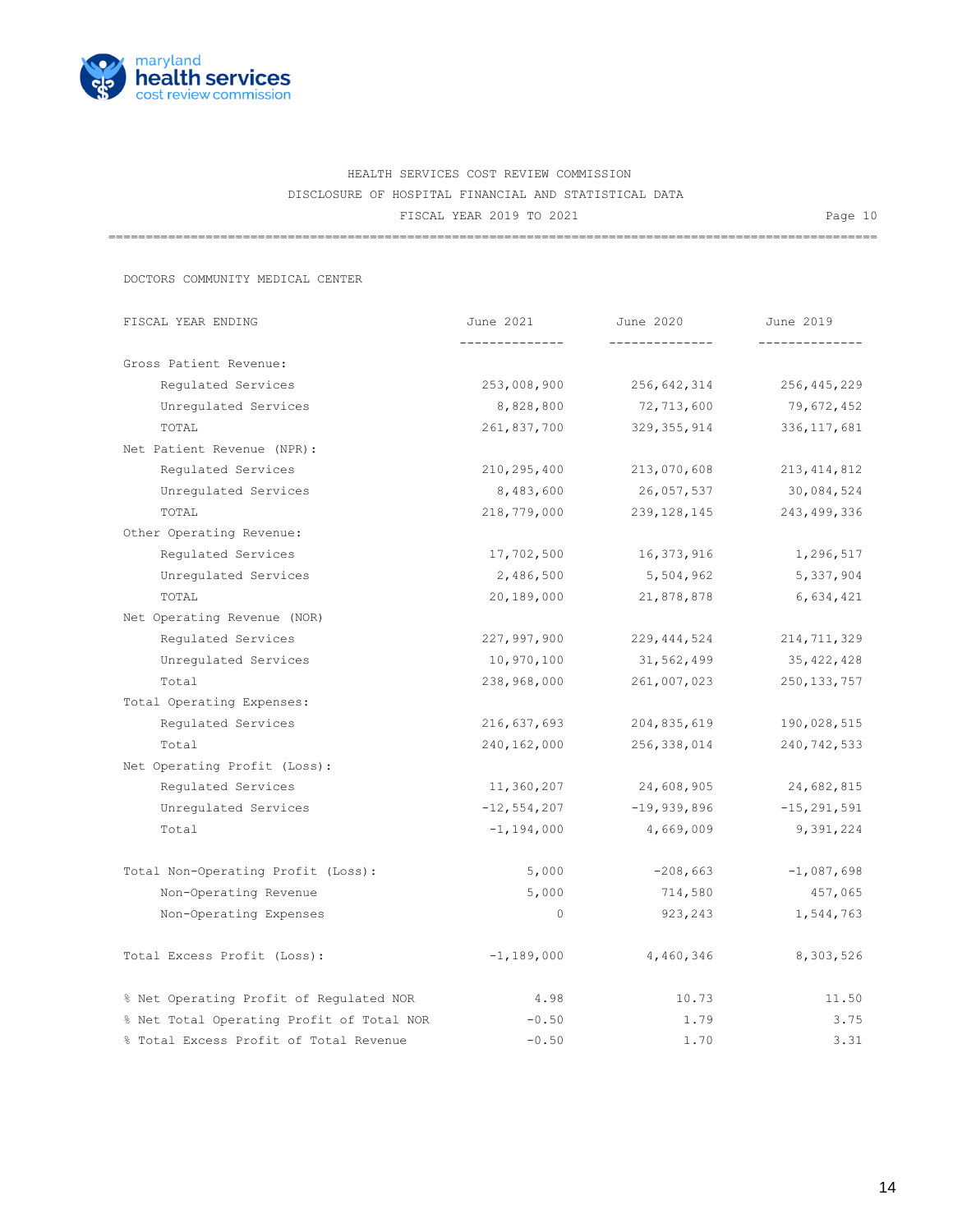HEALTH SERVICES COST REVIEW COMMISSION

DISCLOSURE OF HOSPITAL FINANCIAL AND STATISTICAL DATA

FISCAL YEAR 2019 TO 2021

DOCTORS COMMUNITY MEDICAL CENTER

| FISCAL YEAR ENDING | June 2021 | June 2020 | June 2019 |
|---|---|---|---|
| Gross Patient Revenue: | | | |
| Regulated Services | 253,008,900 | 256,642,314 | 256,445,229 |
| Unregulated Services | 8,828,800 | 72,713,600 | 79,672,452 |
| TOTAL | 261,837,700 | 329,355,914 | 336,117,681 |
| Net Patient Revenue (NPR): | | | |
| Regulated Services | 210,295,400 | 213,070,608 | 213,414,812 |
| Unregulated Services | 8,483,600 | 26,057,537 | 30,084,524 |
| TOTAL | 218,779,000 | 239,128,145 | 243,499,336 |
| Other Operating Revenue: | | | |
| Regulated Services | 17,702,500 | 16,373,916 | 1,296,517 |
| Unregulated Services | 2,486,500 | 5,504,962 | 5,337,904 |
| TOTAL | 20,189,000 | 21,878,878 | 6,634,421 |
| Net Operating Revenue (NOR) | | | |
| Regulated Services | 227,997,900 | 229,444,524 | 214,711,329 |
| Unregulated Services | 10,970,100 | 31,562,499 | 35,422,428 |
| Total | 238,968,000 | 261,007,023 | 250,133,757 |
| Total Operating Expenses: | | | |
| Regulated Services | 216,637,693 | 204,835,619 | 190,028,515 |
| Total | 240,162,000 | 256,338,014 | 240,742,533 |
| Net Operating Profit (Loss): | | | |
| Regulated Services | 11,360,207 | 24,608,905 | 24,682,815 |
| Unregulated Services | -12,554,207 | -19,939,896 | -15,291,591 |
| Total | -1,194,000 | 4,669,009 | 9,391,224 |
| Total Non-Operating Profit (Loss): | 5,000 | -208,663 | -1,087,698 |
| Non-Operating Revenue | 5,000 | 714,580 | 457,065 |
| Non-Operating Expenses | 0 | 923,243 | 1,544,763 |
| Total Excess Profit (Loss): | -1,189,000 | 4,460,346 | 8,303,526 |
| % Net Operating Profit of Regulated NOR | 4.98 | 10.73 | 11.50 |
| % Net Total Operating Profit of Total NOR | -0.50 | 1.79 | 3.75 |
| % Total Excess Profit of Total Revenue | -0.50 | 1.70 | 3.31 |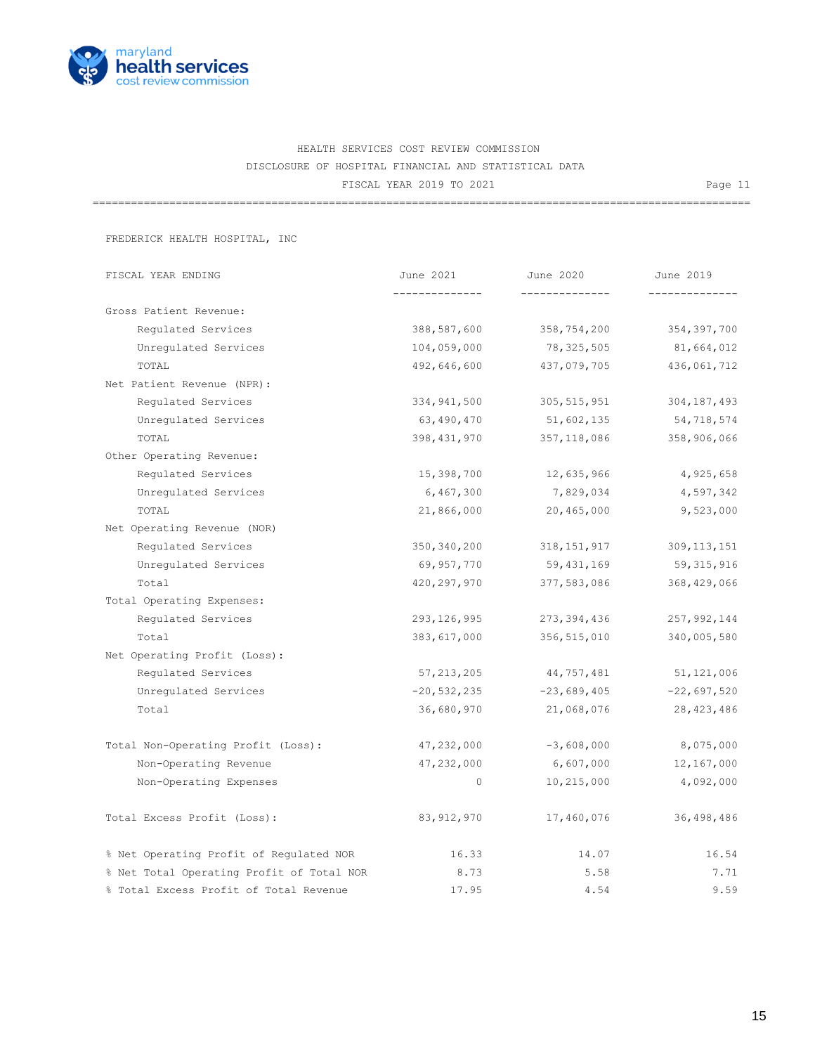HEALTH SERVICES COST REVIEW COMMISSION
DISCLOSURE OF HOSPITAL FINANCIAL AND STATISTICAL DATA
FISCAL YEAR 2019 TO 2021

FREDERICK HEALTH HOSPITAL, INC

| FISCAL YEAR ENDING | June 2021 | June 2020 | June 2019 |
|---|---|---|---|
| Gross Patient Revenue: | | | |
| Regulated Services | 388,587,600 | 358,754,200 | 354,397,700 |
| Unregulated Services | 104,059,000 | 78,325,505 | 81,664,012 |
| TOTAL | 492,646,600 | 437,079,705 | 436,061,712 |
| Net Patient Revenue (NPR): | | | |
| Regulated Services | 334,941,500 | 305,515,951 | 304,187,493 |
| Unregulated Services | 63,490,470 | 51,602,135 | 54,718,574 |
| TOTAL | 398,431,970 | 357,118,086 | 358,906,066 |
| Other Operating Revenue: | | | |
| Regulated Services | 15,398,700 | 12,635,966 | 4,925,658 |
| Unregulated Services | 6,467,300 | 7,829,034 | 4,597,342 |
| TOTAL | 21,866,000 | 20,465,000 | 9,523,000 |
| Net Operating Revenue (NOR) | | | |
| Regulated Services | 350,340,200 | 318,151,917 | 309,113,151 |
| Unregulated Services | 69,957,770 | 59,431,169 | 59,315,916 |
| Total | 420,297,970 | 377,583,086 | 368,429,066 |
| Total Operating Expenses: | | | |
| Regulated Services | 293,126,995 | 273,394,436 | 257,992,144 |
| Total | 383,617,000 | 356,515,010 | 340,005,580 |
| Net Operating Profit (Loss): | | | |
| Regulated Services | 57,213,205 | 44,757,481 | 51,121,006 |
| Unregulated Services | -20,532,235 | -23,689,405 | -22,697,520 |
| Total | 36,680,970 | 21,068,076 | 28,423,486 |
| Total Non-Operating Profit (Loss): | 47,232,000 | -3,608,000 | 8,075,000 |
| Non-Operating Revenue | 47,232,000 | 6,607,000 | 12,167,000 |
| Non-Operating Expenses | 0 | 10,215,000 | 4,092,000 |
| Total Excess Profit (Loss): | 83,912,970 | 17,460,076 | 36,498,486 |
| % Net Operating Profit of Regulated NOR | 16.33 | 14.07 | 16.54 |
| % Net Total Operating Profit of Total NOR | 8.73 | 5.58 | 7.71 |
| % Total Excess Profit of Total Revenue | 17.95 | 4.54 | 9.59 |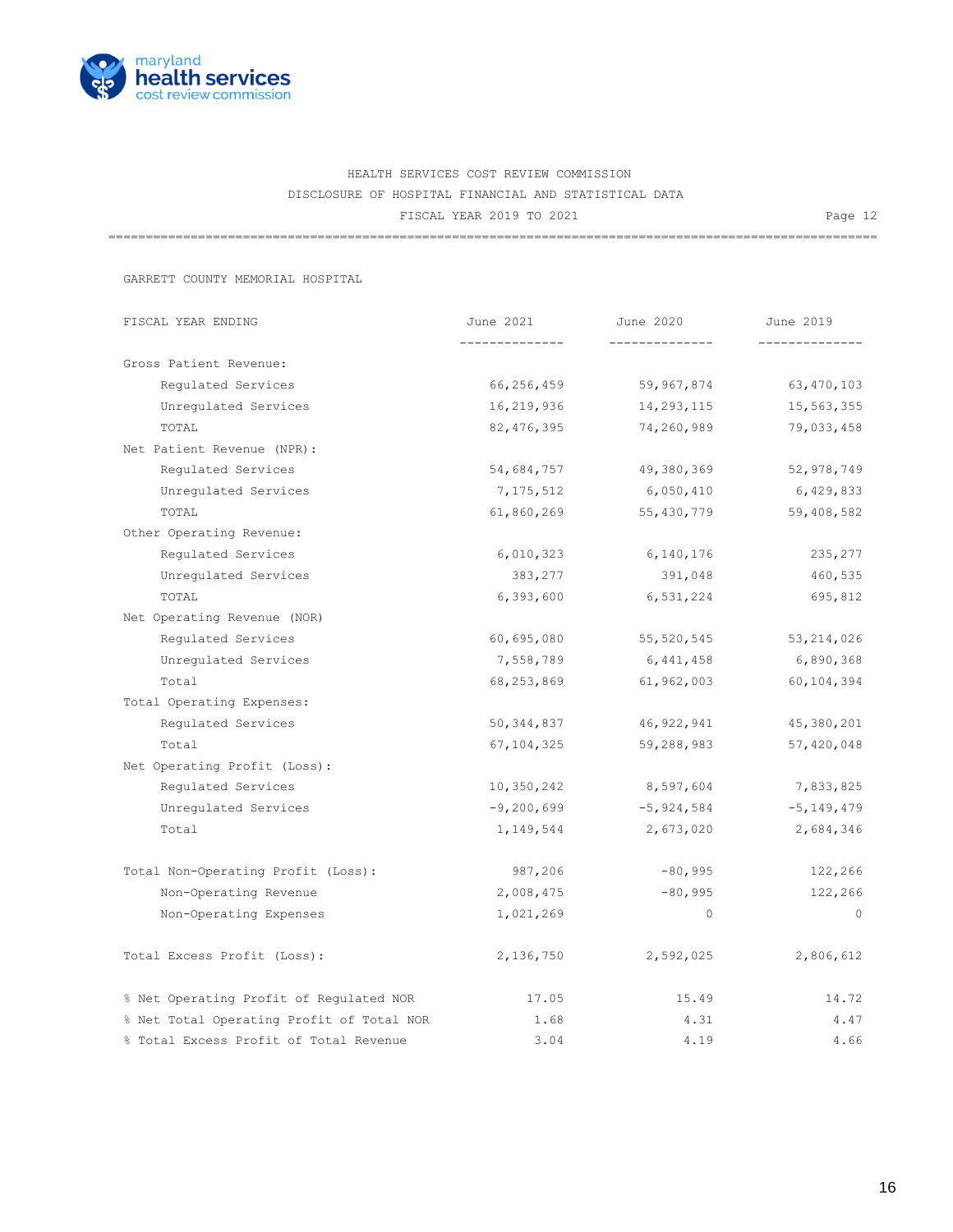HEALTH SERVICES COST REVIEW COMMISSION

DISCLOSURE OF HOSPITAL FINANCIAL AND STATISTICAL DATA

FISCAL YEAR 2019 TO 2021

Page 12

GARRETT COUNTY MEMORIAL HOSPITAL

| FISCAL YEAR ENDING | June 2021 | June 2020 | June 2019 |
|---|---|---|---|
| Gross Patient Revenue: | | | |
| Regulated Services | 66,256,459 | 59,967,874 | 63,470,103 |
| Unregulated Services | 16,219,936 | 14,293,115 | 15,563,355 |
| TOTAL | 82,476,395 | 74,260,989 | 79,033,458 |
| Net Patient Revenue (NPR): | | | |
| Regulated Services | 54,684,757 | 49,380,369 | 52,978,749 |
| Unregulated Services | 7,175,512 | 6,050,410 | 6,429,833 |
| TOTAL | 61,860,269 | 55,430,779 | 59,408,582 |
| Other Operating Revenue: | | | |
| Regulated Services | 6,010,323 | 6,140,176 | 235,277 |
| Unregulated Services | 383,277 | 391,048 | 460,535 |
| TOTAL | 6,393,600 | 6,531,224 | 695,812 |
| Net Operating Revenue (NOR) | | | |
| Regulated Services | 60,695,080 | 55,520,545 | 53,214,026 |
| Unregulated Services | 7,558,789 | 6,441,458 | 6,890,368 |
| Total | 68,253,869 | 61,962,003 | 60,104,394 |
| Total Operating Expenses: | | | |
| Regulated Services | 50,344,837 | 46,922,941 | 45,380,201 |
| Total | 67,104,325 | 59,288,983 | 57,420,048 |
| Net Operating Profit (Loss): | | | |
| Regulated Services | 10,350,242 | 8,597,604 | 7,833,825 |
| Unregulated Services | -9,200,699 | -5,924,584 | -5,149,479 |
| Total | 1,149,544 | 2,673,020 | 2,684,346 |
| Total Non-Operating Profit (Loss): | 987,206 | -80,995 | 122,266 |
| Non-Operating Revenue | 2,008,475 | -80,995 | 122,266 |
| Non-Operating Expenses | 1,021,269 | 0 | 0 |
| Total Excess Profit (Loss): | 2,136,750 | 2,592,025 | 2,806,612 |
| % Net Operating Profit of Regulated NOR | 17.05 | 15.49 | 14.72 |
| % Net Total Operating Profit of Total NOR | 1.68 | 4.31 | 4.47 |
| % Total Excess Profit of Total Revenue | 3.04 | 4.19 | 4.66 |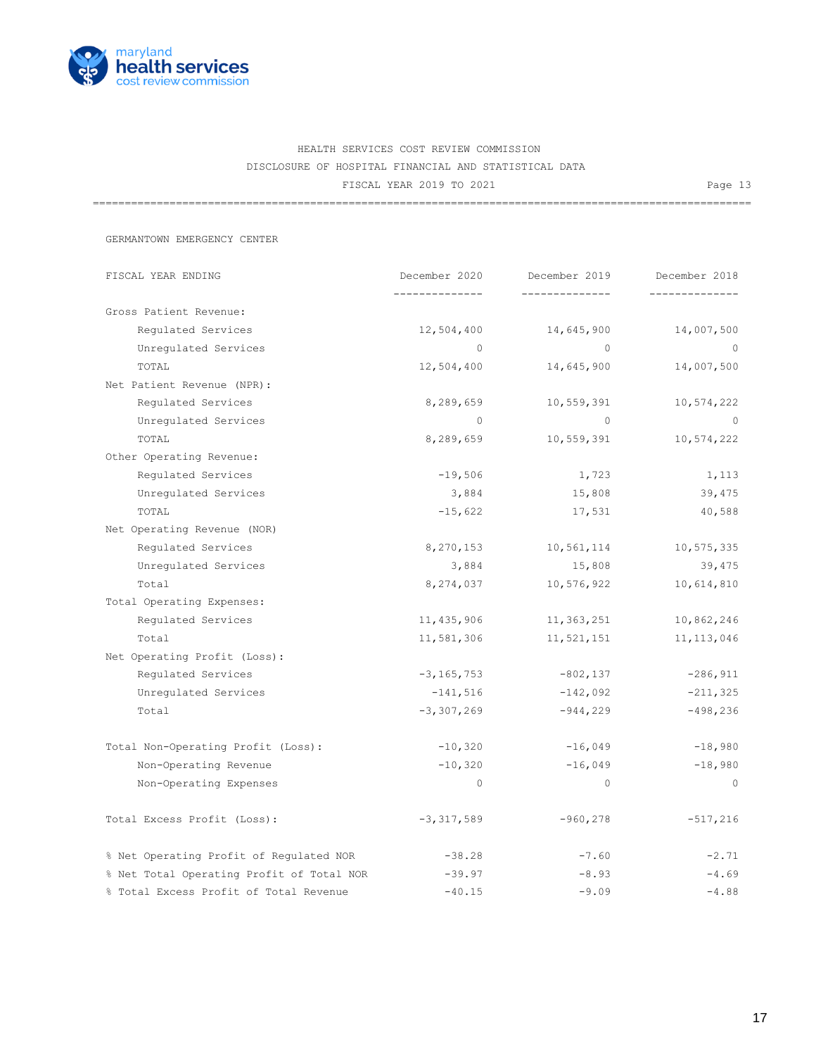HEALTH SERVICES COST REVIEW COMMISSION

DISCLOSURE OF HOSPITAL FINANCIAL AND STATISTICAL DATA

FISCAL YEAR 2019 TO 2021

Page 13

GERMANTOWN EMERGENCY CENTER

| FISCAL YEAR ENDING | December 2020 | December 2019 | December 2018 |
|---|---|---|---|
| Gross Patient Revenue: | | | |
| Regulated Services | 12,504,400 | 14,645,900 | 14,007,500 |
| Unregulated Services | 0 | 0 | 0 |
| TOTAL | 12,504,400 | 14,645,900 | 14,007,500 |
| Net Patient Revenue (NPR): | | | |
| Regulated Services | 8,289,659 | 10,559,391 | 10,574,222 |
| Unregulated Services | 0 | 0 | 0 |
| TOTAL | 8,289,659 | 10,559,391 | 10,574,222 |
| Other Operating Revenue: | | | |
| Regulated Services | -19,506 | 1,723 | 1,113 |
| Unregulated Services | 3,884 | 15,808 | 39,475 |
| TOTAL | -15,622 | 17,531 | 40,588 |
| Net Operating Revenue (NOR) | | | |
| Regulated Services | 8,270,153 | 10,561,114 | 10,575,335 |
| Unregulated Services | 3,884 | 15,808 | 39,475 |
| Total | 8,274,037 | 10,576,922 | 10,614,810 |
| Total Operating Expenses: | | | |
| Regulated Services | 11,435,906 | 11,363,251 | 10,862,246 |
| Total | 11,581,306 | 11,521,151 | 11,113,046 |
| Net Operating Profit (Loss): | | | |
| Regulated Services | -3,165,753 | -802,137 | -286,911 |
| Unregulated Services | -141,516 | -142,092 | -211,325 |
| Total | -3,307,269 | -944,229 | -498,236 |
| Total Non-Operating Profit (Loss): | -10,320 | -16,049 | -18,980 |
| Non-Operating Revenue | -10,320 | -16,049 | -18,980 |
| Non-Operating Expenses | 0 | 0 | 0 |
| Total Excess Profit (Loss): | -3,317,589 | -960,278 | -517,216 |
| % Net Operating Profit of Regulated NOR | -38.28 | -7.60 | -2.71 |
| % Net Total Operating Profit of Total NOR | -39.97 | -8.93 | -4.69 |
| % Total Excess Profit of Total Revenue | -40.15 | -9.09 | -4.88 |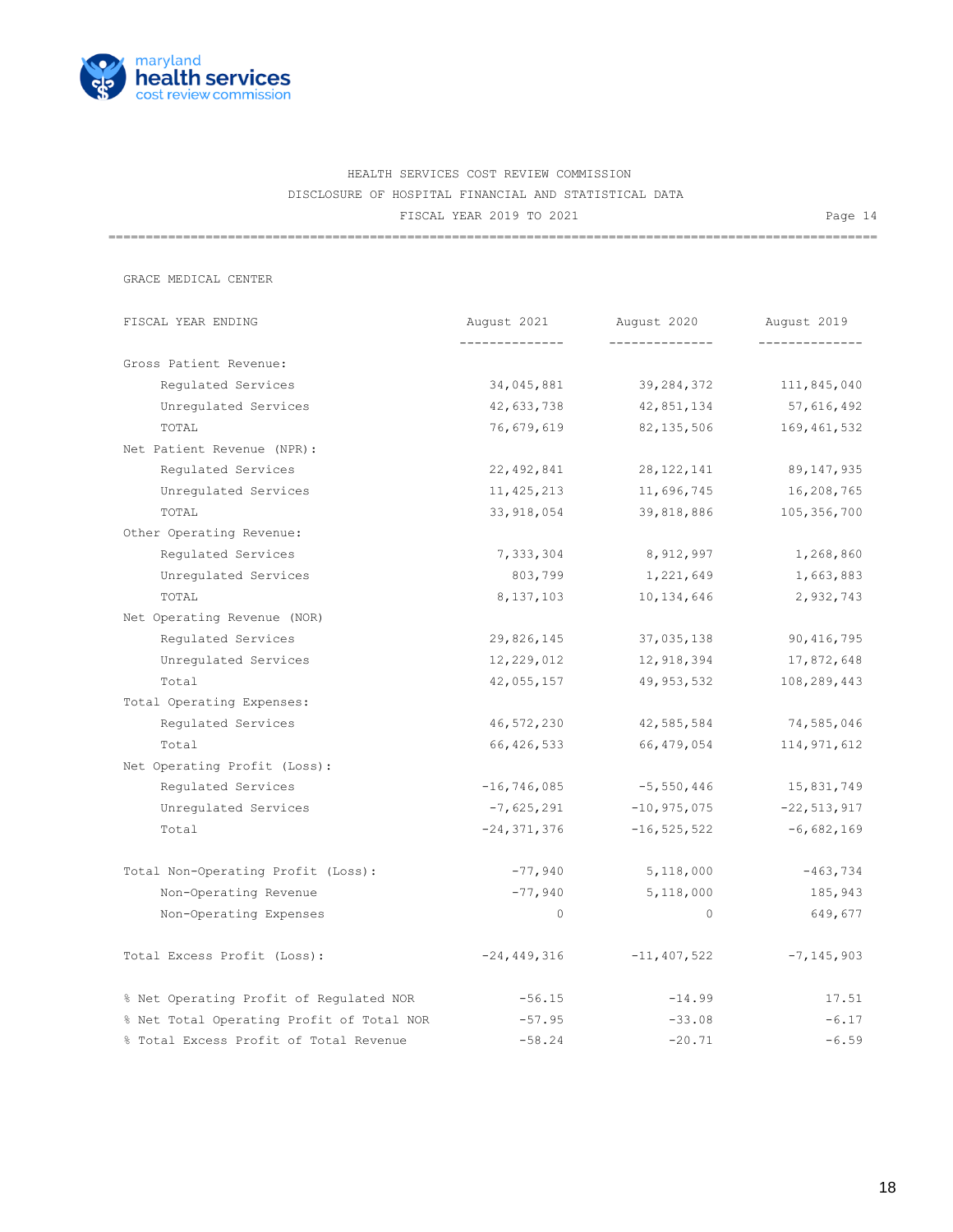HEALTH SERVICES COST REVIEW COMMISSION
DISCLOSURE OF HOSPITAL FINANCIAL AND STATISTICAL DATA
FISCAL YEAR 2019 TO 2021

GRACE MEDICAL CENTER

| FISCAL YEAR ENDING | August 2021 | August 2020 | August 2019 |
|---|---|---|---|
| Gross Patient Revenue: | | | |
| Regulated Services | 34,045,881 | 39,284,372 | 111,845,040 |
| Unregulated Services | 42,633,738 | 42,851,134 | 57,616,492 |
| TOTAL | 76,679,619 | 82,135,506 | 169,461,532 |
| Net Patient Revenue (NPR): | | | |
| Regulated Services | 22,492,841 | 28,122,141 | 89,147,935 |
| Unregulated Services | 11,425,213 | 11,696,745 | 16,208,765 |
| TOTAL | 33,918,054 | 39,818,886 | 105,356,700 |
| Other Operating Revenue: | | | |
| Regulated Services | 7,333,304 | 8,912,997 | 1,268,860 |
| Unregulated Services | 803,799 | 1,221,649 | 1,663,883 |
| TOTAL | 8,137,103 | 10,134,646 | 2,932,743 |
| Net Operating Revenue (NOR) | | | |
| Regulated Services | 29,826,145 | 37,035,138 | 90,416,795 |
| Unregulated Services | 12,229,012 | 12,918,394 | 17,872,648 |
| Total | 42,055,157 | 49,953,532 | 108,289,443 |
| Total Operating Expenses: | | | |
| Regulated Services | 46,572,230 | 42,585,584 | 74,585,046 |
| Total | 66,426,533 | 66,479,054 | 114,971,612 |
| Net Operating Profit (Loss): | | | |
| Regulated Services | -16,746,085 | -5,550,446 | 15,831,749 |
| Unregulated Services | -7,625,291 | -10,975,075 | -22,513,917 |
| Total | -24,371,376 | -16,525,522 | -6,682,169 |
| Total Non-Operating Profit (Loss): | -77,940 | 5,118,000 | -463,734 |
| Non-Operating Revenue | -77,940 | 5,118,000 | 185,943 |
| Non-Operating Expenses | 0 | 0 | 649,677 |
| Total Excess Profit (Loss): | -24,449,316 | -11,407,522 | -7,145,903 |
| % Net Operating Profit of Regulated NOR | -56.15 | -14.99 | 17.51 |
| % Net Total Operating Profit of Total NOR | -57.95 | -33.08 | -6.17 |
| % Total Excess Profit of Total Revenue | -58.24 | -20.71 | -6.59 |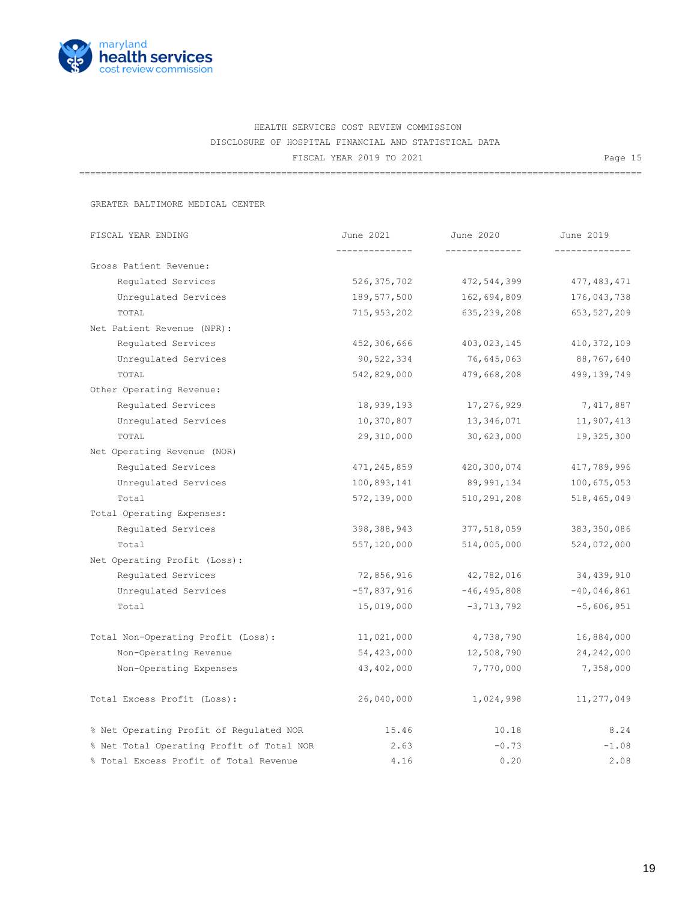HEALTH SERVICES COST REVIEW COMMISSION

DISCLOSURE OF HOSPITAL FINANCIAL AND STATISTICAL DATA

FISCAL YEAR 2019 TO 2021

GREATER BALTIMORE MEDICAL CENTER

| FISCAL YEAR ENDING | June 2021 | June 2020 | June 2019 |
|---|---|---|---|
| Gross Patient Revenue: | | | |
| Regulated Services | 526,375,702 | 472,544,399 | 477,483,471 |
| Unregulated Services | 189,577,500 | 162,694,809 | 176,043,738 |
| TOTAL | 715,953,202 | 635,239,208 | 653,527,209 |
| Net Patient Revenue (NPR): | | | |
| Regulated Services | 452,306,666 | 403,023,145 | 410,372,109 |
| Unregulated Services | 90,522,334 | 76,645,063 | 88,767,640 |
| TOTAL | 542,829,000 | 479,668,208 | 499,139,749 |
| Other Operating Revenue: | | | |
| Regulated Services | 18,939,193 | 17,276,929 | 7,417,887 |
| Unregulated Services | 10,370,807 | 13,346,071 | 11,907,413 |
| TOTAL | 29,310,000 | 30,623,000 | 19,325,300 |
| Net Operating Revenue (NOR) | | | |
| Regulated Services | 471,245,859 | 420,300,074 | 417,789,996 |
| Unregulated Services | 100,893,141 | 89,991,134 | 100,675,053 |
| Total | 572,139,000 | 510,291,208 | 518,465,049 |
| Total Operating Expenses: | | | |
| Regulated Services | 398,388,943 | 377,518,059 | 383,350,086 |
| Total | 557,120,000 | 514,005,000 | 524,072,000 |
| Net Operating Profit (Loss): | | | |
| Regulated Services | 72,856,916 | 42,782,016 | 34,439,910 |
| Unregulated Services | -57,837,916 | -46,495,808 | -40,046,861 |
| Total | 15,019,000 | -3,713,792 | -5,606,951 |
| Total Non-Operating Profit (Loss): | 11,021,000 | 4,738,790 | 16,884,000 |
| Non-Operating Revenue | 54,423,000 | 12,508,790 | 24,242,000 |
| Non-Operating Expenses | 43,402,000 | 7,770,000 | 7,358,000 |
| Total Excess Profit (Loss): | 26,040,000 | 1,024,998 | 11,277,049 |
| % Net Operating Profit of Regulated NOR | 15.46 | 10.18 | 8.24 |
| % Net Total Operating Profit of Total NOR | 2.63 | -0.73 | -1.08 |
| % Total Excess Profit of Total Revenue | 4.16 | 0.20 | 2.08 |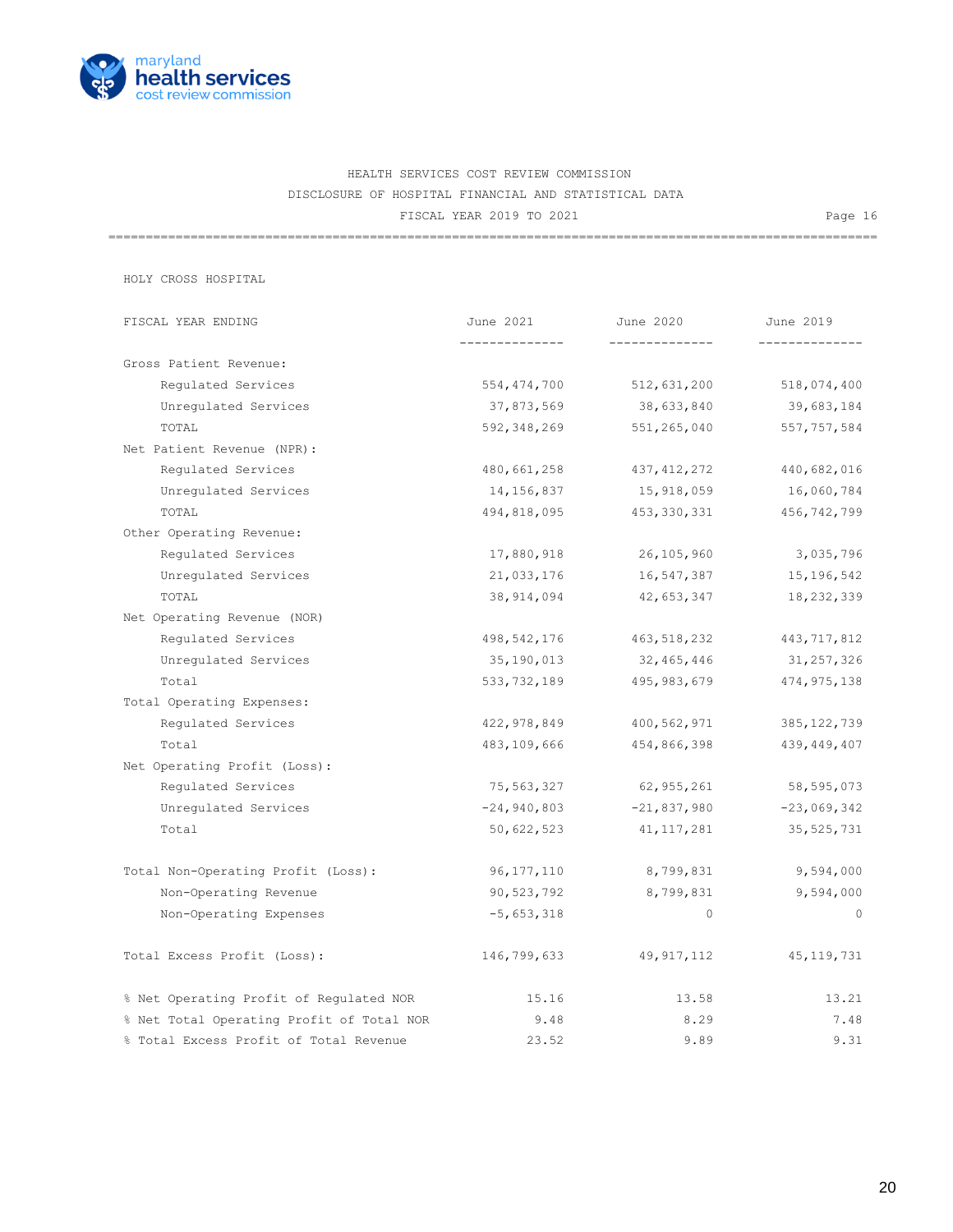HEALTH SERVICES COST REVIEW COMMISSION
DISCLOSURE OF HOSPITAL FINANCIAL AND STATISTICAL DATA
FISCAL YEAR 2019 TO 2021

## HOLY CROSS HOSPITAL

| FISCAL YEAR ENDING | June 2021 | June 2020 | June 2019 |
|---|---|---|---|
| **Gross Patient Revenue:** | | | |
| Regulated Services | 554,474,700 | 512,631,200 | 518,074,400 |
| Unregulated Services | 37,873,569 | 38,633,840 | 39,683,184 |
| TOTAL | 592,348,269 | 551,265,040 | 557,757,584 |
| **Net Patient Revenue (NPR):** | | | |
| Regulated Services | 480,661,258 | 437,412,272 | 440,682,016 |
| Unregulated Services | 14,156,837 | 15,918,059 | 16,060,784 |
| TOTAL | 494,818,095 | 453,330,331 | 456,742,799 |
| **Other Operating Revenue:** | | | |
| Regulated Services | 17,880,918 | 26,105,960 | 3,035,796 |
| Unregulated Services | 21,033,176 | 16,547,387 | 15,196,542 |
| TOTAL | 38,914,094 | 42,653,347 | 18,232,339 |
| **Net Operating Revenue (NOR)** | | | |
| Regulated Services | 498,542,176 | 463,518,232 | 443,717,812 |
| Unregulated Services | 35,190,013 | 32,465,446 | 31,257,326 |
| Total | 533,732,189 | 495,983,679 | 474,975,138 |
| **Total Operating Expenses:** | | | |
| Regulated Services | 422,978,849 | 400,562,971 | 385,122,739 |
| Total | 483,109,666 | 454,866,398 | 439,449,407 |
| **Net Operating Profit (Loss):** | | | |
| Regulated Services | 75,563,327 | 62,955,261 | 58,595,073 |
| Unregulated Services | -24,940,803 | -21,837,980 | -23,069,342 |
| Total | 50,622,523 | 41,117,281 | 35,525,731 |
| **Total Non-Operating Profit (Loss):** | 96,177,110 | 8,799,831 | 9,594,000 |
| Non-Operating Revenue | 90,523,792 | 8,799,831 | 9,594,000 |
| Non-Operating Expenses | -5,653,318 | 0 | 0 |
| **Total Excess Profit (Loss):** | 146,799,633 | 49,917,112 | 45,119,731 |
| % Net Operating Profit of Regulated NOR | 15.16 | 13.58 | 13.21 |
| % Net Total Operating Profit of Total NOR | 9.48 | 8.29 | 7.48 |
| % Total Excess Profit of Total Revenue | 23.52 | 9.89 | 9.31 |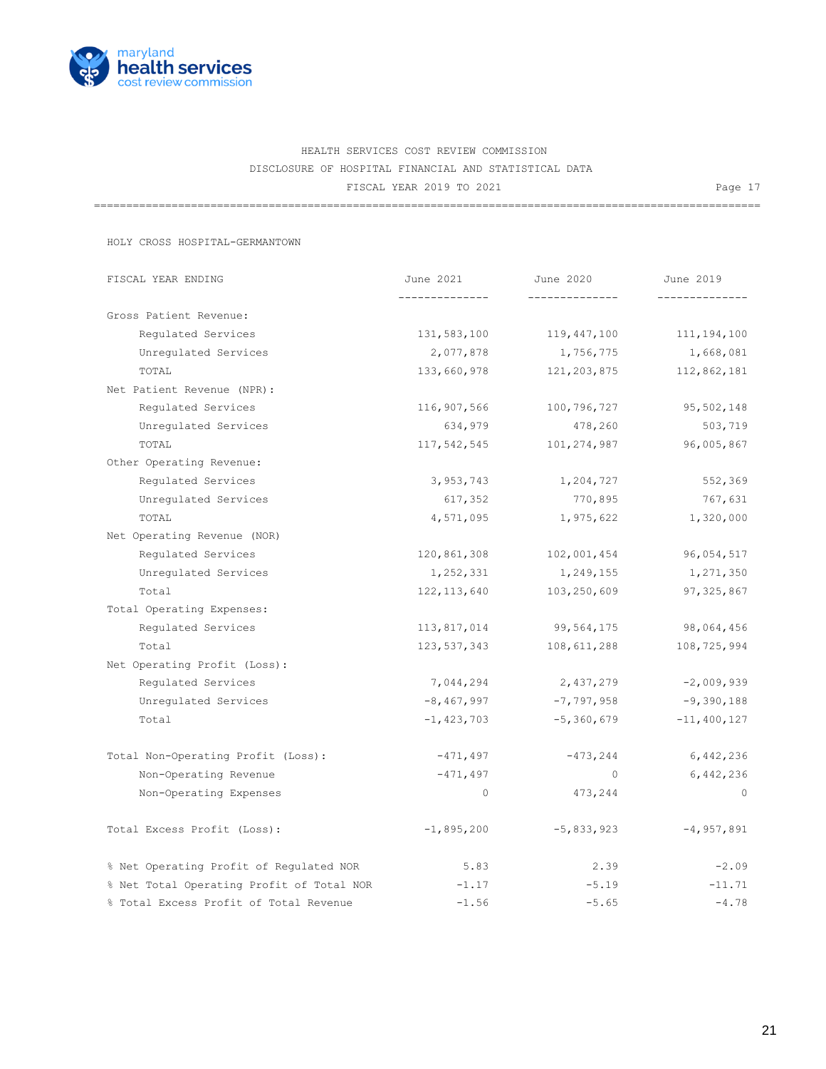HEALTH SERVICES COST REVIEW COMMISSION
DISCLOSURE OF HOSPITAL FINANCIAL AND STATISTICAL DATA
FISCAL YEAR 2019 TO 2021

HOLY CROSS HOSPITAL-GERMANTOWN

| FISCAL YEAR ENDING | June 2021 | June 2020 | June 2019 |
|---|---|---|---|
| Gross Patient Revenue: | | | |
| Regulated Services | 131,583,100 | 119,447,100 | 111,194,100 |
| Unregulated Services | 2,077,878 | 1,756,775 | 1,668,081 |
| TOTAL | 133,660,978 | 121,203,875 | 112,862,181 |
| Net Patient Revenue (NPR): | | | |
| Regulated Services | 116,907,566 | 100,796,727 | 95,502,148 |
| Unregulated Services | 634,979 | 478,260 | 503,719 |
| TOTAL | 117,542,545 | 101,274,987 | 96,005,867 |
| Other Operating Revenue: | | | |
| Regulated Services | 3,953,743 | 1,204,727 | 552,369 |
| Unregulated Services | 617,352 | 770,895 | 767,631 |
| TOTAL | 4,571,095 | 1,975,622 | 1,320,000 |
| Net Operating Revenue (NOR) | | | |
| Regulated Services | 120,861,308 | 102,001,454 | 96,054,517 |
| Unregulated Services | 1,252,331 | 1,249,155 | 1,271,350 |
| Total | 122,113,640 | 103,250,609 | 97,325,867 |
| Total Operating Expenses: | | | |
| Regulated Services | 113,817,014 | 99,564,175 | 98,064,456 |
| Total | 123,537,343 | 108,611,288 | 108,725,994 |
| Net Operating Profit (Loss): | | | |
| Regulated Services | 7,044,294 | 2,437,279 | -2,009,939 |
| Unregulated Services | -8,467,997 | -7,797,958 | -9,390,188 |
| Total | -1,423,703 | -5,360,679 | -11,400,127 |
| Total Non-Operating Profit (Loss): | -471,497 | -473,244 | 6,442,236 |
| Non-Operating Revenue | -471,497 | 0 | 6,442,236 |
| Non-Operating Expenses | 0 | 473,244 | 0 |
| Total Excess Profit (Loss): | -1,895,200 | -5,833,923 | -4,957,891 |
| % Net Operating Profit of Regulated NOR | 5.83 | 2.39 | -2.09 |
| % Net Total Operating Profit of Total NOR | -1.17 | -5.19 | -11.71 |
| % Total Excess Profit of Total Revenue | -1.56 | -5.65 | -4.78 |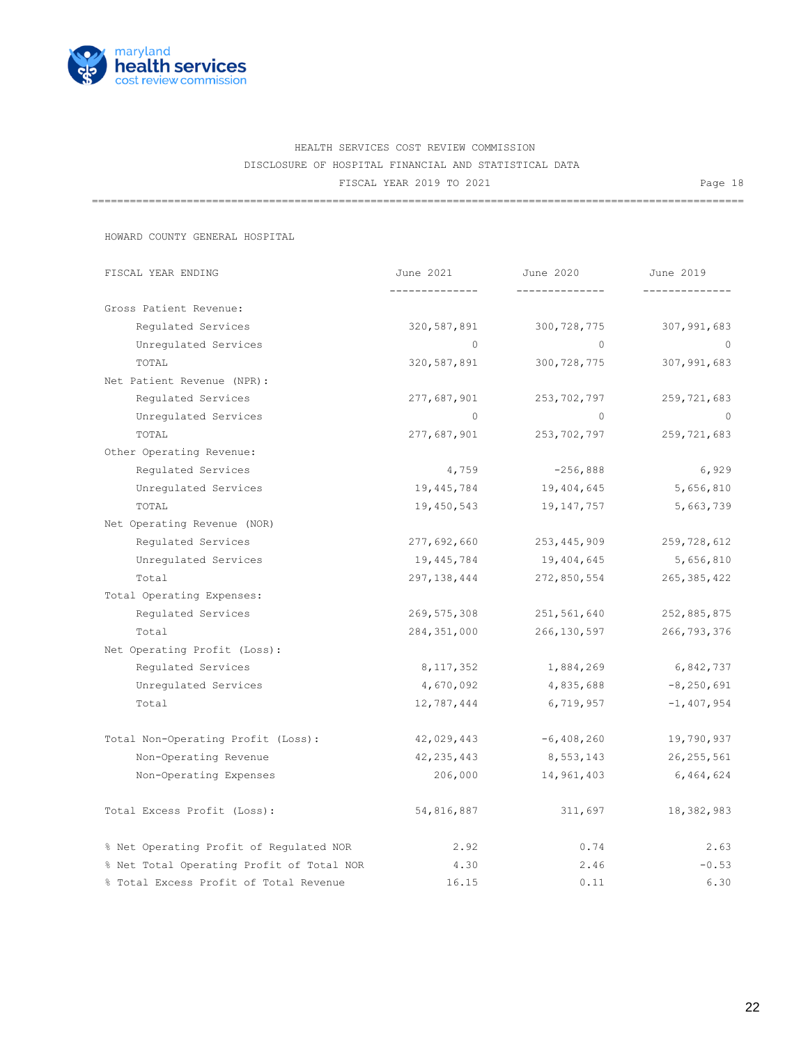HEALTH SERVICES COST REVIEW COMMISSION

DISCLOSURE OF HOSPITAL FINANCIAL AND STATISTICAL DATA

FISCAL YEAR 2019 TO 2021

Page 18

HOWARD COUNTY GENERAL HOSPITAL

| FISCAL YEAR ENDING | June 2021 | June 2020 | June 2019 |
|---|---|---|---|
| Gross Patient Revenue: | | | |
| Regulated Services | 320,587,891 | 300,728,775 | 307,991,683 |
| Unregulated Services | 0 | 0 | 0 |
| TOTAL | 320,587,891 | 300,728,775 | 307,991,683 |
| Net Patient Revenue (NPR): | | | |
| Regulated Services | 277,687,901 | 253,702,797 | 259,721,683 |
| Unregulated Services | 0 | 0 | 0 |
| TOTAL | 277,687,901 | 253,702,797 | 259,721,683 |
| Other Operating Revenue: | | | |
| Regulated Services | 4,759 | -256,888 | 6,929 |
| Unregulated Services | 19,445,784 | 19,404,645 | 5,656,810 |
| TOTAL | 19,450,543 | 19,147,757 | 5,663,739 |
| Net Operating Revenue (NOR) | | | |
| Regulated Services | 277,692,660 | 253,445,909 | 259,728,612 |
| Unregulated Services | 19,445,784 | 19,404,645 | 5,656,810 |
| Total | 297,138,444 | 272,850,554 | 265,385,422 |
| Total Operating Expenses: | | | |
| Regulated Services | 269,575,308 | 251,561,640 | 252,885,875 |
| Total | 284,351,000 | 266,130,597 | 266,793,376 |
| Net Operating Profit (Loss): | | | |
| Regulated Services | 8,117,352 | 1,884,269 | 6,842,737 |
| Unregulated Services | 4,670,092 | 4,835,688 | -8,250,691 |
| Total | 12,787,444 | 6,719,957 | -1,407,954 |
| Total Non-Operating Profit (Loss): | 42,029,443 | -6,408,260 | 19,790,937 |
| Non-Operating Revenue | 42,235,443 | 8,553,143 | 26,255,561 |
| Non-Operating Expenses | 206,000 | 14,961,403 | 6,464,624 |
| Total Excess Profit (Loss): | 54,816,887 | 311,697 | 18,382,983 |
| % Net Operating Profit of Regulated NOR | 2.92 | 0.74 | 2.63 |
| % Net Total Operating Profit of Total NOR | 4.30 | 2.46 | -0.53 |
| % Total Excess Profit of Total Revenue | 16.15 | 0.11 | 6.30 |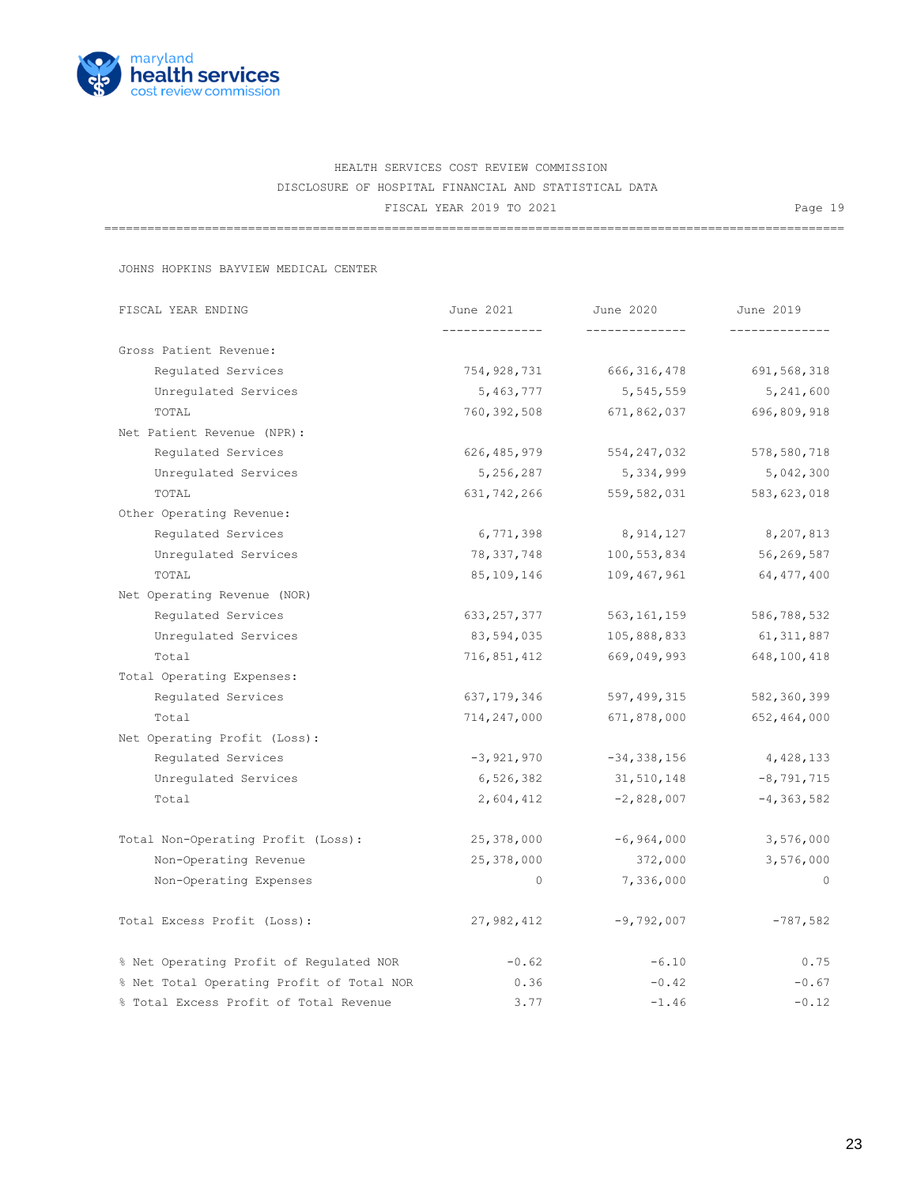HEALTH SERVICES COST REVIEW COMMISSION
DISCLOSURE OF HOSPITAL FINANCIAL AND STATISTICAL DATA
FISCAL YEAR 2019 TO 2021

JOHNS HOPKINS BAYVIEW MEDICAL CENTER

| FISCAL YEAR ENDING | June 2021 | June 2020 | June 2019 |
|---|---|---|---|
| Gross Patient Revenue: | | | |
| Regulated Services | 754,928,731 | 666,316,478 | 691,568,318 |
| Unregulated Services | 5,463,777 | 5,545,559 | 5,241,600 |
| TOTAL | 760,392,508 | 671,862,037 | 696,809,918 |
| Net Patient Revenue (NPR): | | | |
| Regulated Services | 626,485,979 | 554,247,032 | 578,580,718 |
| Unregulated Services | 5,256,287 | 5,334,999 | 5,042,300 |
| TOTAL | 631,742,266 | 559,582,031 | 583,623,018 |
| Other Operating Revenue: | | | |
| Regulated Services | 6,771,398 | 8,914,127 | 8,207,813 |
| Unregulated Services | 78,337,748 | 100,553,834 | 56,269,587 |
| TOTAL | 85,109,146 | 109,467,961 | 64,477,400 |
| Net Operating Revenue (NOR) | | | |
| Regulated Services | 633,257,377 | 563,161,159 | 586,788,532 |
| Unregulated Services | 83,594,035 | 105,888,833 | 61,311,887 |
| Total | 716,851,412 | 669,049,993 | 648,100,418 |
| Total Operating Expenses: | | | |
| Regulated Services | 637,179,346 | 597,499,315 | 582,360,399 |
| Total | 714,247,000 | 671,878,000 | 652,464,000 |
| Net Operating Profit (Loss): | | | |
| Regulated Services | -3,921,970 | -34,338,156 | 4,428,133 |
| Unregulated Services | 6,526,382 | 31,510,148 | -8,791,715 |
| Total | 2,604,412 | -2,828,007 | -4,363,582 |
| Total Non-Operating Profit (Loss): | 25,378,000 | -6,964,000 | 3,576,000 |
| Non-Operating Revenue | 25,378,000 | 372,000 | 3,576,000 |
| Non-Operating Expenses | 0 | 7,336,000 | 0 |
| Total Excess Profit (Loss): | 27,982,412 | -9,792,007 | -787,582 |
| % Net Operating Profit of Regulated NOR | -0.62 | -6.10 | 0.75 |
| % Net Total Operating Profit of Total NOR | 0.36 | -0.42 | -0.67 |
| % Total Excess Profit of Total Revenue | 3.77 | -1.46 | -0.12 |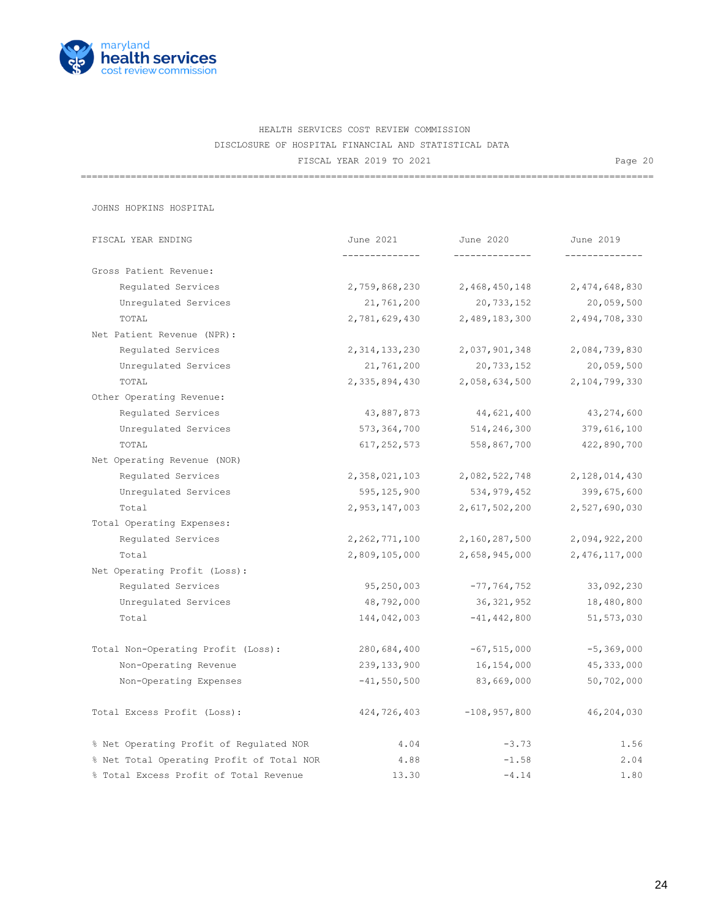HEALTH SERVICES COST REVIEW COMMISSION
DISCLOSURE OF HOSPITAL FINANCIAL AND STATISTICAL DATA
FISCAL YEAR 2019 TO 2021

## JOHNS HOPKINS HOSPITAL

| FISCAL YEAR ENDING | June 2021 | June 2020 | June 2019 |
|---|---|---|---|
| **Gross Patient Revenue:** | | | |
| Regulated Services | 2,759,868,230 | 2,468,450,148 | 2,474,648,830 |
| Unregulated Services | 21,761,200 | 20,733,152 | 20,059,500 |
| TOTAL | 2,781,629,430 | 2,489,183,300 | 2,494,708,330 |
| **Net Patient Revenue (NPR):** | | | |
| Regulated Services | 2,314,133,230 | 2,037,901,348 | 2,084,739,830 |
| Unregulated Services | 21,761,200 | 20,733,152 | 20,059,500 |
| TOTAL | 2,335,894,430 | 2,058,634,500 | 2,104,799,330 |
| **Other Operating Revenue:** | | | |
| Regulated Services | 43,887,873 | 44,621,400 | 43,274,600 |
| Unregulated Services | 573,364,700 | 514,246,300 | 379,616,100 |
| TOTAL | 617,252,573 | 558,867,700 | 422,890,700 |
| **Net Operating Revenue (NOR)** | | | |
| Regulated Services | 2,358,021,103 | 2,082,522,748 | 2,128,014,430 |
| Unregulated Services | 595,125,900 | 534,979,452 | 399,675,600 |
| Total | 2,953,147,003 | 2,617,502,200 | 2,527,690,030 |
| **Total Operating Expenses:** | | | |
| Regulated Services | 2,262,771,100 | 2,160,287,500 | 2,094,922,200 |
| Total | 2,809,105,000 | 2,658,945,000 | 2,476,117,000 |
| **Net Operating Profit (Loss):** | | | |
| Regulated Services | 95,250,003 | -77,764,752 | 33,092,230 |
| Unregulated Services | 48,792,000 | 36,321,952 | 18,480,800 |
| Total | 144,042,003 | -41,442,800 | 51,573,030 |
| **Total Non-Operating Profit (Loss):** | 280,684,400 | -67,515,000 | -5,369,000 |
| Non-Operating Revenue | 239,133,900 | 16,154,000 | 45,333,000 |
| Non-Operating Expenses | -41,550,500 | 83,669,000 | 50,702,000 |
| **Total Excess Profit (Loss):** | 424,726,403 | -108,957,800 | 46,204,030 |
| % Net Operating Profit of Regulated NOR | 4.04 | -3.73 | 1.56 |
| % Net Total Operating Profit of Total NOR | 4.88 | -1.58 | 2.04 |
| % Total Excess Profit of Total Revenue | 13.30 | -4.14 | 1.80 |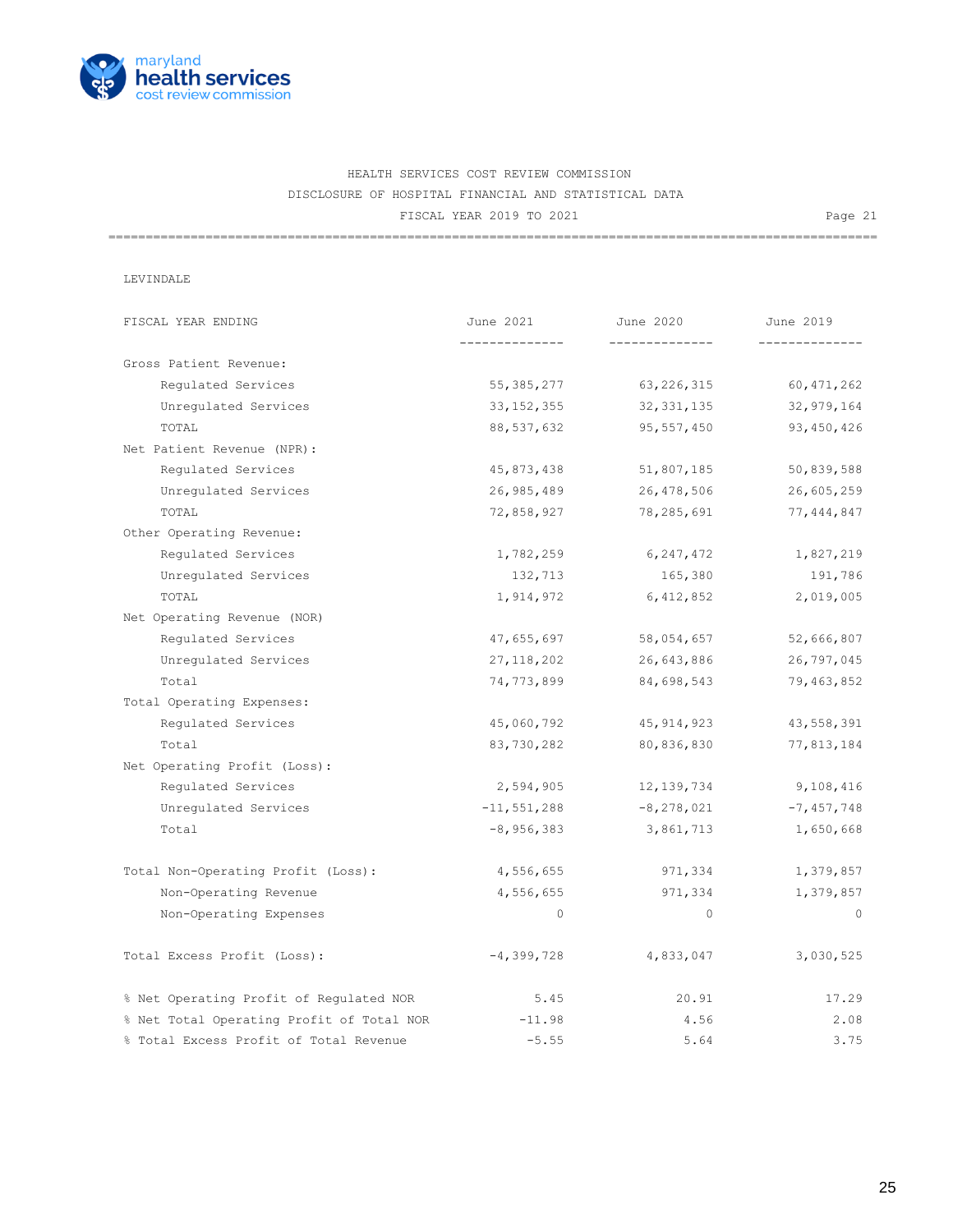HEALTH SERVICES COST REVIEW COMMISSION

DISCLOSURE OF HOSPITAL FINANCIAL AND STATISTICAL DATA

FISCAL YEAR 2019 TO 2021

Page 21

LEVINDALE

| FISCAL YEAR ENDING | June 2021 | June 2020 | June 2019 |
|---|---|---|---|
| Gross Patient Revenue: | | | |
| Regulated Services | 55,385,277 | 63,226,315 | 60,471,262 |
| Unregulated Services | 33,152,355 | 32,331,135 | 32,979,164 |
| TOTAL | 88,537,632 | 95,557,450 | 93,450,426 |
| Net Patient Revenue (NPR): | | | |
| Regulated Services | 45,873,438 | 51,807,185 | 50,839,588 |
| Unregulated Services | 26,985,489 | 26,478,506 | 26,605,259 |
| TOTAL | 72,858,927 | 78,285,691 | 77,444,847 |
| Other Operating Revenue: | | | |
| Regulated Services | 1,782,259 | 6,247,472 | 1,827,219 |
| Unregulated Services | 132,713 | 165,380 | 191,786 |
| TOTAL | 1,914,972 | 6,412,852 | 2,019,005 |
| Net Operating Revenue (NOR) | | | |
| Regulated Services | 47,655,697 | 58,054,657 | 52,666,807 |
| Unregulated Services | 27,118,202 | 26,643,886 | 26,797,045 |
| Total | 74,773,899 | 84,698,543 | 79,463,852 |
| Total Operating Expenses: | | | |
| Regulated Services | 45,060,792 | 45,914,923 | 43,558,391 |
| Total | 83,730,282 | 80,836,830 | 77,813,184 |
| Net Operating Profit (Loss): | | | |
| Regulated Services | 2,594,905 | 12,139,734 | 9,108,416 |
| Unregulated Services | -11,551,288 | -8,278,021 | -7,457,748 |
| Total | -8,956,383 | 3,861,713 | 1,650,668 |
| Total Non-Operating Profit (Loss): | 4,556,655 | 971,334 | 1,379,857 |
| Non-Operating Revenue | 4,556,655 | 971,334 | 1,379,857 |
| Non-Operating Expenses | 0 | 0 | 0 |
| Total Excess Profit (Loss): | -4,399,728 | 4,833,047 | 3,030,525 |
| % Net Operating Profit of Regulated NOR | 5.45 | 20.91 | 17.29 |
| % Net Total Operating Profit of Total NOR | -11.98 | 4.56 | 2.08 |
| % Total Excess Profit of Total Revenue | -5.55 | 5.64 | 3.75 |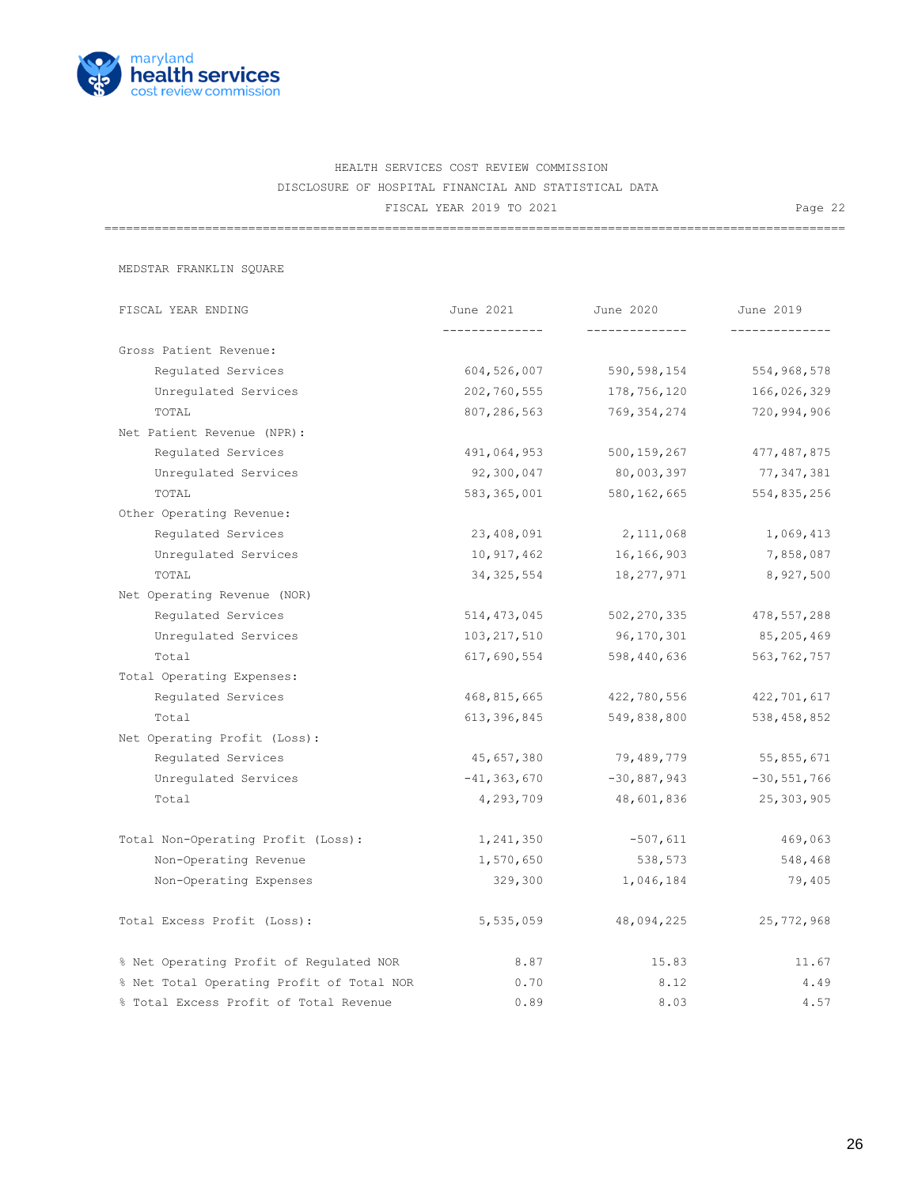HEALTH SERVICES COST REVIEW COMMISSION

DISCLOSURE OF HOSPITAL FINANCIAL AND STATISTICAL DATA

FISCAL YEAR 2019 TO 2021

Page 22

MEDSTAR FRANKLIN SQUARE

| FISCAL YEAR ENDING | June 2021 | June 2020 | June 2019 |
|---|---|---|---|
| Gross Patient Revenue: | | | |
| Regulated Services | 604,526,007 | 590,598,154 | 554,968,578 |
| Unregulated Services | 202,760,555 | 178,756,120 | 166,026,329 |
| TOTAL | 807,286,563 | 769,354,274 | 720,994,906 |
| Net Patient Revenue (NPR): | | | |
| Regulated Services | 491,064,953 | 500,159,267 | 477,487,875 |
| Unregulated Services | 92,300,047 | 80,003,397 | 77,347,381 |
| TOTAL | 583,365,001 | 580,162,665 | 554,835,256 |
| Other Operating Revenue: | | | |
| Regulated Services | 23,408,091 | 2,111,068 | 1,069,413 |
| Unregulated Services | 10,917,462 | 16,166,903 | 7,858,087 |
| TOTAL | 34,325,554 | 18,277,971 | 8,927,500 |
| Net Operating Revenue (NOR) | | | |
| Regulated Services | 514,473,045 | 502,270,335 | 478,557,288 |
| Unregulated Services | 103,217,510 | 96,170,301 | 85,205,469 |
| Total | 617,690,554 | 598,440,636 | 563,762,757 |
| Total Operating Expenses: | | | |
| Regulated Services | 468,815,665 | 422,780,556 | 422,701,617 |
| Total | 613,396,845 | 549,838,800 | 538,458,852 |
| Net Operating Profit (Loss): | | | |
| Regulated Services | 45,657,380 | 79,489,779 | 55,855,671 |
| Unregulated Services | -41,363,670 | -30,887,943 | -30,551,766 |
| Total | 4,293,709 | 48,601,836 | 25,303,905 |
| Total Non-Operating Profit (Loss): | 1,241,350 | -507,611 | 469,063 |
| Non-Operating Revenue | 1,570,650 | 538,573 | 548,468 |
| Non-Operating Expenses | 329,300 | 1,046,184 | 79,405 |
| Total Excess Profit (Loss): | 5,535,059 | 48,094,225 | 25,772,968 |
| % Net Operating Profit of Regulated NOR | 8.87 | 15.83 | 11.67 |
| % Net Total Operating Profit of Total NOR | 0.70 | 8.12 | 4.49 |
| % Total Excess Profit of Total Revenue | 0.89 | 8.03 | 4.57 |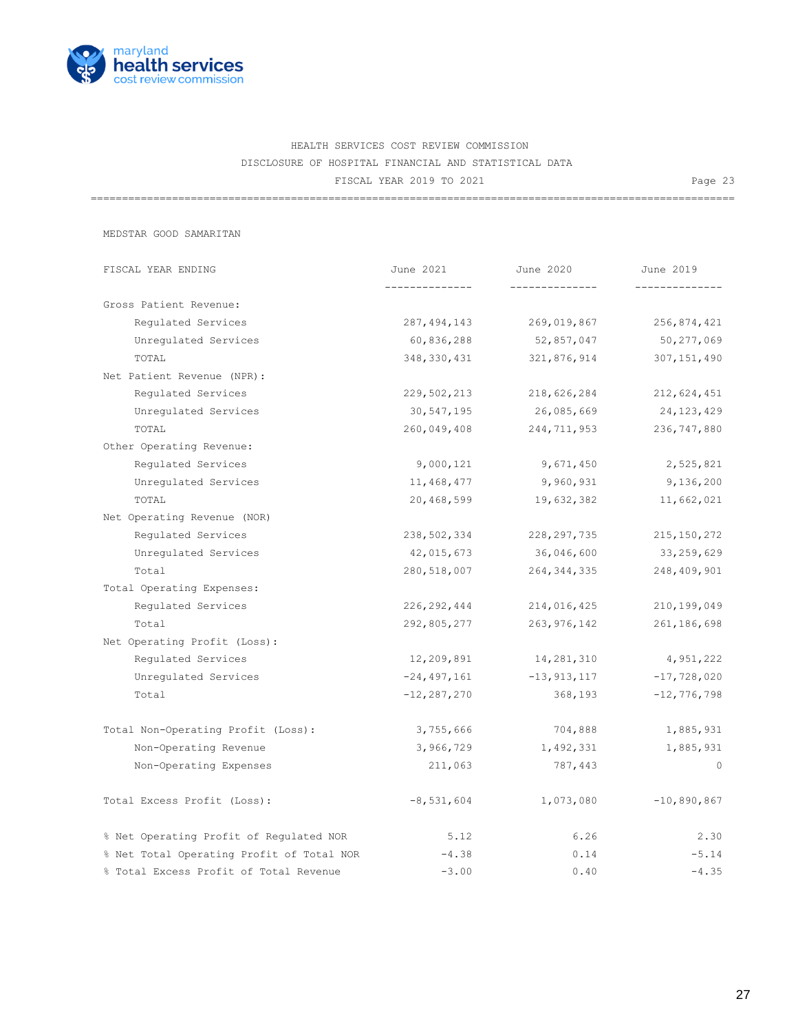HEALTH SERVICES COST REVIEW COMMISSION
DISCLOSURE OF HOSPITAL FINANCIAL AND STATISTICAL DATA
FISCAL YEAR 2019 TO 2021

MEDSTAR GOOD SAMARITAN

| FISCAL YEAR ENDING | June 2021 | June 2020 | June 2019 |
|---|---|---|---|
| Gross Patient Revenue: | | | |
| Regulated Services | 287,494,143 | 269,019,867 | 256,874,421 |
| Unregulated Services | 60,836,288 | 52,857,047 | 50,277,069 |
| TOTAL | 348,330,431 | 321,876,914 | 307,151,490 |
| Net Patient Revenue (NPR): | | | |
| Regulated Services | 229,502,213 | 218,626,284 | 212,624,451 |
| Unregulated Services | 30,547,195 | 26,085,669 | 24,123,429 |
| TOTAL | 260,049,408 | 244,711,953 | 236,747,880 |
| Other Operating Revenue: | | | |
| Regulated Services | 9,000,121 | 9,671,450 | 2,525,821 |
| Unregulated Services | 11,468,477 | 9,960,931 | 9,136,200 |
| TOTAL | 20,468,599 | 19,632,382 | 11,662,021 |
| Net Operating Revenue (NOR) | | | |
| Regulated Services | 238,502,334 | 228,297,735 | 215,150,272 |
| Unregulated Services | 42,015,673 | 36,046,600 | 33,259,629 |
| Total | 280,518,007 | 264,344,335 | 248,409,901 |
| Total Operating Expenses: | | | |
| Regulated Services | 226,292,444 | 214,016,425 | 210,199,049 |
| Total | 292,805,277 | 263,976,142 | 261,186,698 |
| Net Operating Profit (Loss): | | | |
| Regulated Services | 12,209,891 | 14,281,310 | 4,951,222 |
| Unregulated Services | -24,497,161 | -13,913,117 | -17,728,020 |
| Total | -12,287,270 | 368,193 | -12,776,798 |
| Total Non-Operating Profit (Loss): | 3,755,666 | 704,888 | 1,885,931 |
| Non-Operating Revenue | 3,966,729 | 1,492,331 | 1,885,931 |
| Non-Operating Expenses | 211,063 | 787,443 | 0 |
| Total Excess Profit (Loss): | -8,531,604 | 1,073,080 | -10,890,867 |
| % Net Operating Profit of Regulated NOR | 5.12 | 6.26 | 2.30 |
| % Net Total Operating Profit of Total NOR | -4.38 | 0.14 | -5.14 |
| % Total Excess Profit of Total Revenue | -3.00 | 0.40 | -4.35 |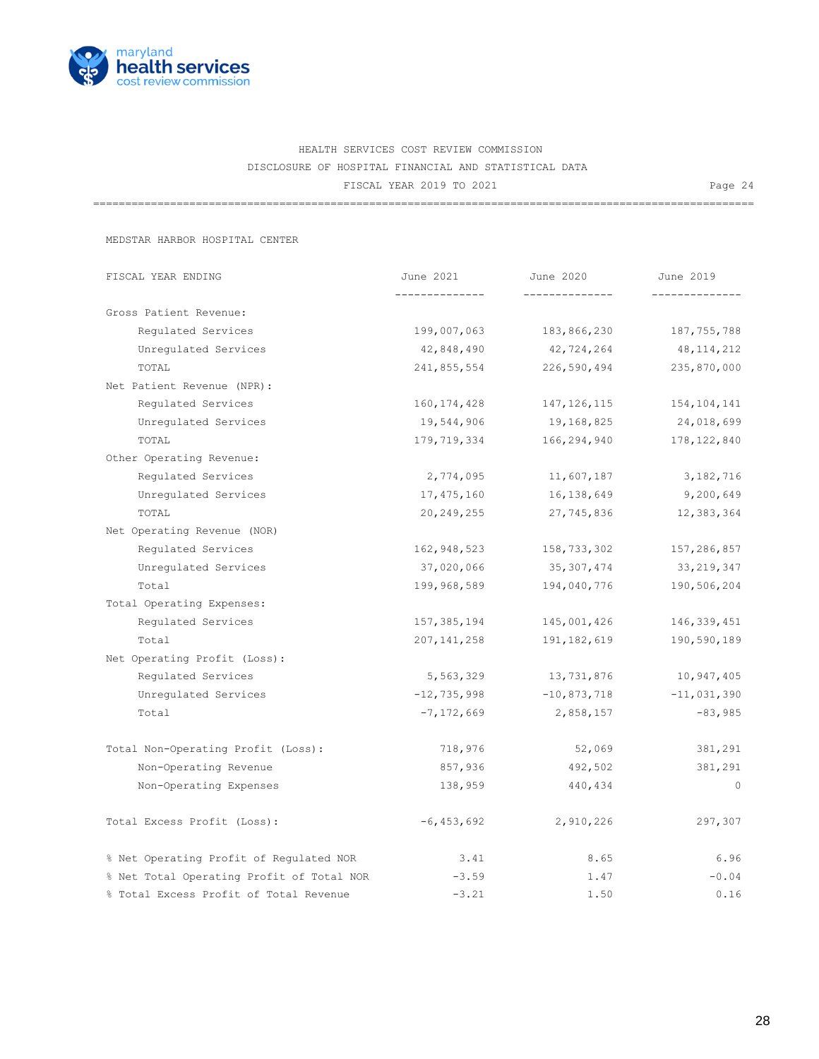HEALTH SERVICES COST REVIEW COMMISSION

DISCLOSURE OF HOSPITAL FINANCIAL AND STATISTICAL DATA

FISCAL YEAR 2019 TO 2021

MEDSTAR HARBOR HOSPITAL CENTER

| FISCAL YEAR ENDING | June 2021 | June 2020 | June 2019 |
|---|---|---|---|
| Gross Patient Revenue: | | | |
| Regulated Services | 199,007,063 | 183,866,230 | 187,755,788 |
| Unregulated Services | 42,848,490 | 42,724,264 | 48,114,212 |
| TOTAL | 241,855,554 | 226,590,494 | 235,870,000 |
| Net Patient Revenue (NPR): | | | |
| Regulated Services | 160,174,428 | 147,126,115 | 154,104,141 |
| Unregulated Services | 19,544,906 | 19,168,825 | 24,018,699 |
| TOTAL | 179,719,334 | 166,294,940 | 178,122,840 |
| Other Operating Revenue: | | | |
| Regulated Services | 2,774,095 | 11,607,187 | 3,182,716 |
| Unregulated Services | 17,475,160 | 16,138,649 | 9,200,649 |
| TOTAL | 20,249,255 | 27,745,836 | 12,383,364 |
| Net Operating Revenue (NOR) | | | |
| Regulated Services | 162,948,523 | 158,733,302 | 157,286,857 |
| Unregulated Services | 37,020,066 | 35,307,474 | 33,219,347 |
| Total | 199,968,589 | 194,040,776 | 190,506,204 |
| Total Operating Expenses: | | | |
| Regulated Services | 157,385,194 | 145,001,426 | 146,339,451 |
| Total | 207,141,258 | 191,182,619 | 190,590,189 |
| Net Operating Profit (Loss): | | | |
| Regulated Services | 5,563,329 | 13,731,876 | 10,947,405 |
| Unregulated Services | -12,735,998 | -10,873,718 | -11,031,390 |
| Total | -7,172,669 | 2,858,157 | -83,985 |
| Total Non-Operating Profit (Loss): | 718,976 | 52,069 | 381,291 |
| Non-Operating Revenue | 857,936 | 492,502 | 381,291 |
| Non-Operating Expenses | 138,959 | 440,434 | 0 |
| Total Excess Profit (Loss): | -6,453,692 | 2,910,226 | 297,307 |
| % Net Operating Profit of Regulated NOR | 3.41 | 8.65 | 6.96 |
| % Net Total Operating Profit of Total NOR | -3.59 | 1.47 | -0.04 |
| % Total Excess Profit of Total Revenue | -3.21 | 1.50 | 0.16 |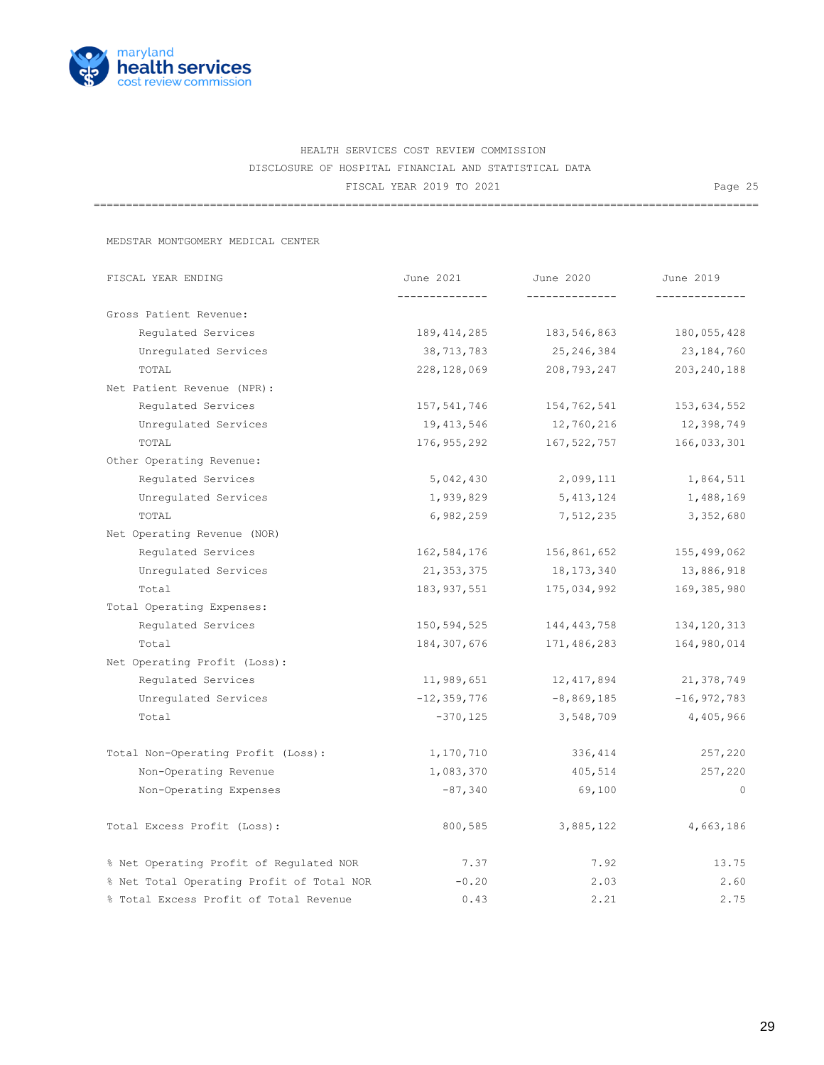HEALTH SERVICES COST REVIEW COMMISSION
DISCLOSURE OF HOSPITAL FINANCIAL AND STATISTICAL DATA
FISCAL YEAR 2019 TO 2021

MEDSTAR MONTGOMERY MEDICAL CENTER

| FISCAL YEAR ENDING | June 2021 | June 2020 | June 2019 |
|---|---|---|---|
| Gross Patient Revenue: | | | |
| Regulated Services | 189,414,285 | 183,546,863 | 180,055,428 |
| Unregulated Services | 38,713,783 | 25,246,384 | 23,184,760 |
| TOTAL | 228,128,069 | 208,793,247 | 203,240,188 |
| Net Patient Revenue (NPR): | | | |
| Regulated Services | 157,541,746 | 154,762,541 | 153,634,552 |
| Unregulated Services | 19,413,546 | 12,760,216 | 12,398,749 |
| TOTAL | 176,955,292 | 167,522,757 | 166,033,301 |
| Other Operating Revenue: | | | |
| Regulated Services | 5,042,430 | 2,099,111 | 1,864,511 |
| Unregulated Services | 1,939,829 | 5,413,124 | 1,488,169 |
| TOTAL | 6,982,259 | 7,512,235 | 3,352,680 |
| Net Operating Revenue (NOR) | | | |
| Regulated Services | 162,584,176 | 156,861,652 | 155,499,062 |
| Unregulated Services | 21,353,375 | 18,173,340 | 13,886,918 |
| Total | 183,937,551 | 175,034,992 | 169,385,980 |
| Total Operating Expenses: | | | |
| Regulated Services | 150,594,525 | 144,443,758 | 134,120,313 |
| Total | 184,307,676 | 171,486,283 | 164,980,014 |
| Net Operating Profit (Loss): | | | |
| Regulated Services | 11,989,651 | 12,417,894 | 21,378,749 |
| Unregulated Services | -12,359,776 | -8,869,185 | -16,972,783 |
| Total | -370,125 | 3,548,709 | 4,405,966 |
| Total Non-Operating Profit (Loss): | 1,170,710 | 336,414 | 257,220 |
| Non-Operating Revenue | 1,083,370 | 405,514 | 257,220 |
| Non-Operating Expenses | -87,340 | 69,100 | 0 |
| Total Excess Profit (Loss): | 800,585 | 3,885,122 | 4,663,186 |
| % Net Operating Profit of Regulated NOR | 7.37 | 7.92 | 13.75 |
| % Net Total Operating Profit of Total NOR | -0.20 | 2.03 | 2.60 |
| % Total Excess Profit of Total Revenue | 0.43 | 2.21 | 2.75 |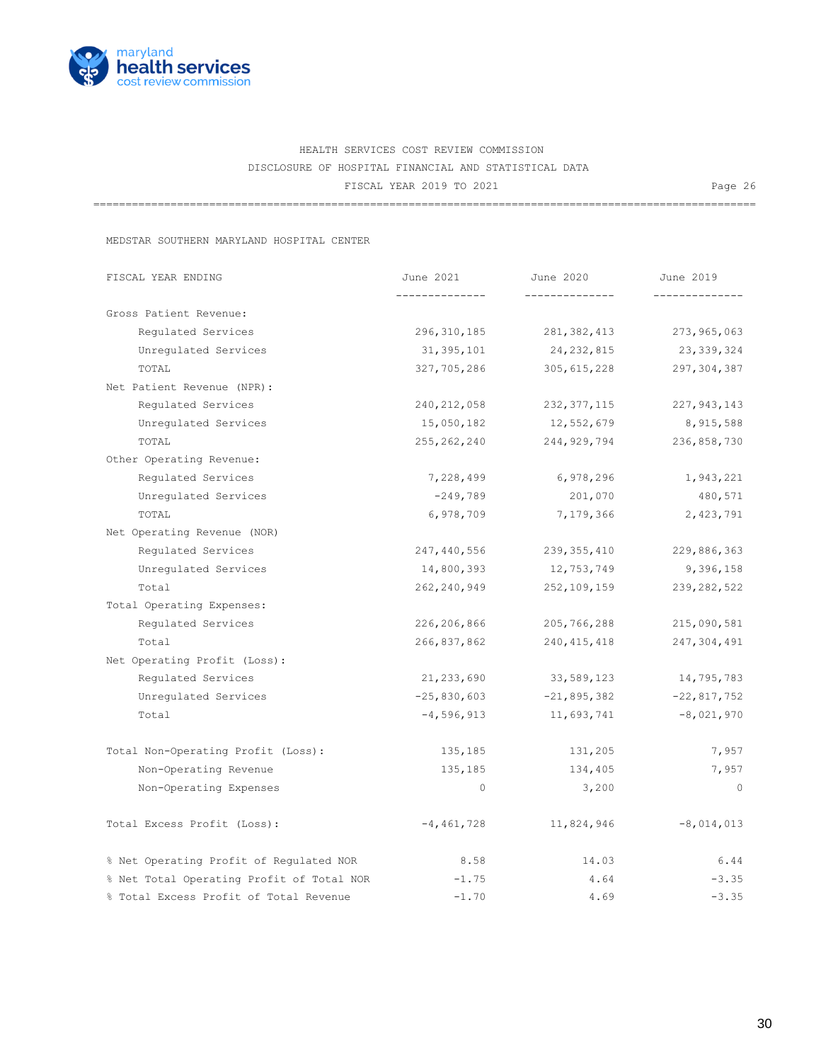HEALTH SERVICES COST REVIEW COMMISSION

DISCLOSURE OF HOSPITAL FINANCIAL AND STATISTICAL DATA

FISCAL YEAR 2019 TO 2021

Page 26

MEDSTAR SOUTHERN MARYLAND HOSPITAL CENTER

| FISCAL YEAR ENDING | June 2021 | June 2020 | June 2019 |
|---|---|---|---|
| Gross Patient Revenue: | | | |
| Regulated Services | 296,310,185 | 281,382,413 | 273,965,063 |
| Unregulated Services | 31,395,101 | 24,232,815 | 23,339,324 |
| TOTAL | 327,705,286 | 305,615,228 | 297,304,387 |
| Net Patient Revenue (NPR): | | | |
| Regulated Services | 240,212,058 | 232,377,115 | 227,943,143 |
| Unregulated Services | 15,050,182 | 12,552,679 | 8,915,588 |
| TOTAL | 255,262,240 | 244,929,794 | 236,858,730 |
| Other Operating Revenue: | | | |
| Regulated Services | 7,228,499 | 6,978,296 | 1,943,221 |
| Unregulated Services | -249,789 | 201,070 | 480,571 |
| TOTAL | 6,978,709 | 7,179,366 | 2,423,791 |
| Net Operating Revenue (NOR) | | | |
| Regulated Services | 247,440,556 | 239,355,410 | 229,886,363 |
| Unregulated Services | 14,800,393 | 12,753,749 | 9,396,158 |
| Total | 262,240,949 | 252,109,159 | 239,282,522 |
| Total Operating Expenses: | | | |
| Regulated Services | 226,206,866 | 205,766,288 | 215,090,581 |
| Total | 266,837,862 | 240,415,418 | 247,304,491 |
| Net Operating Profit (Loss): | | | |
| Regulated Services | 21,233,690 | 33,589,123 | 14,795,783 |
| Unregulated Services | -25,830,603 | -21,895,382 | -22,817,752 |
| Total | -4,596,913 | 11,693,741 | -8,021,970 |
| Total Non-Operating Profit (Loss): | 135,185 | 131,205 | 7,957 |
| Non-Operating Revenue | 135,185 | 134,405 | 7,957 |
| Non-Operating Expenses | 0 | 3,200 | 0 |
| Total Excess Profit (Loss): | -4,461,728 | 11,824,946 | -8,014,013 |
| % Net Operating Profit of Regulated NOR | 8.58 | 14.03 | 6.44 |
| % Net Total Operating Profit of Total NOR | -1.75 | 4.64 | -3.35 |
| % Total Excess Profit of Total Revenue | -1.70 | 4.69 | -3.35 |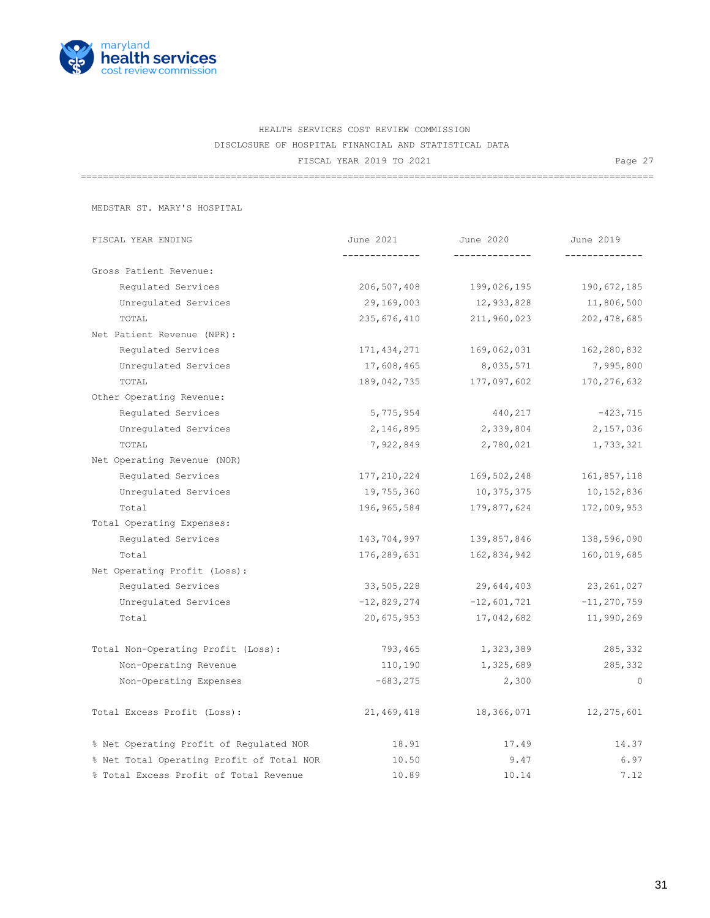HEALTH SERVICES COST REVIEW COMMISSION
DISCLOSURE OF HOSPITAL FINANCIAL AND STATISTICAL DATA
FISCAL YEAR 2019 TO 2021

MEDSTAR ST. MARY'S HOSPITAL

| FISCAL YEAR ENDING | June 2021 | June 2020 | June 2019 |
|---|---|---|---|
| Gross Patient Revenue: | | | |
| Regulated Services | 206,507,408 | 199,026,195 | 190,672,185 |
| Unregulated Services | 29,169,003 | 12,933,828 | 11,806,500 |
| TOTAL | 235,676,410 | 211,960,023 | 202,478,685 |
| Net Patient Revenue (NPR): | | | |
| Regulated Services | 171,434,271 | 169,062,031 | 162,280,832 |
| Unregulated Services | 17,608,465 | 8,035,571 | 7,995,800 |
| TOTAL | 189,042,735 | 177,097,602 | 170,276,632 |
| Other Operating Revenue: | | | |
| Regulated Services | 5,775,954 | 440,217 | -423,715 |
| Unregulated Services | 2,146,895 | 2,339,804 | 2,157,036 |
| TOTAL | 7,922,849 | 2,780,021 | 1,733,321 |
| Net Operating Revenue (NOR) | | | |
| Regulated Services | 177,210,224 | 169,502,248 | 161,857,118 |
| Unregulated Services | 19,755,360 | 10,375,375 | 10,152,836 |
| Total | 196,965,584 | 179,877,624 | 172,009,953 |
| Total Operating Expenses: | | | |
| Regulated Services | 143,704,997 | 139,857,846 | 138,596,090 |
| Total | 176,289,631 | 162,834,942 | 160,019,685 |
| Net Operating Profit (Loss): | | | |
| Regulated Services | 33,505,228 | 29,644,403 | 23,261,027 |
| Unregulated Services | -12,829,274 | -12,601,721 | -11,270,759 |
| Total | 20,675,953 | 17,042,682 | 11,990,269 |
| Total Non-Operating Profit (Loss): | 793,465 | 1,323,389 | 285,332 |
| Non-Operating Revenue | 110,190 | 1,325,689 | 285,332 |
| Non-Operating Expenses | -683,275 | 2,300 | 0 |
| Total Excess Profit (Loss): | 21,469,418 | 18,366,071 | 12,275,601 |
| % Net Operating Profit of Regulated NOR | 18.91 | 17.49 | 14.37 |
| % Net Total Operating Profit of Total NOR | 10.50 | 9.47 | 6.97 |
| % Total Excess Profit of Total Revenue | 10.89 | 10.14 | 7.12 |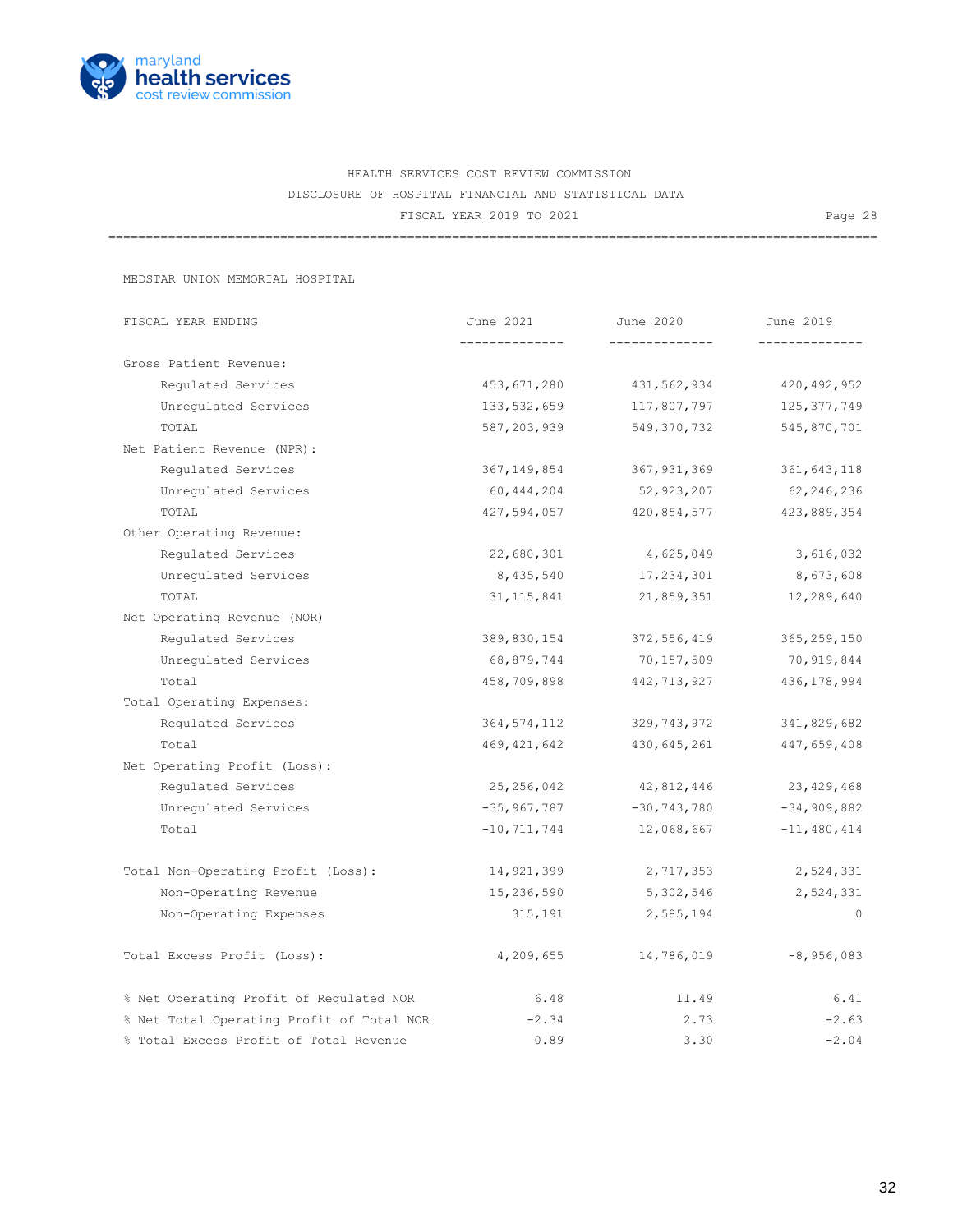HEALTH SERVICES COST REVIEW COMMISSION

DISCLOSURE OF HOSPITAL FINANCIAL AND STATISTICAL DATA

FISCAL YEAR 2019 TO 2021

## MEDSTAR UNION MEMORIAL HOSPITAL

| FISCAL YEAR ENDING | June 2021 | June 2020 | June 2019 |
|---|---|---|---|
| Gross Patient Revenue: | | | |
| Regulated Services | 453,671,280 | 431,562,934 | 420,492,952 |
| Unregulated Services | 133,532,659 | 117,807,797 | 125,377,749 |
| TOTAL | 587,203,939 | 549,370,732 | 545,870,701 |
| Net Patient Revenue (NPR): | | | |
| Regulated Services | 367,149,854 | 367,931,369 | 361,643,118 |
| Unregulated Services | 60,444,204 | 52,923,207 | 62,246,236 |
| TOTAL | 427,594,057 | 420,854,577 | 423,889,354 |
| Other Operating Revenue: | | | |
| Regulated Services | 22,680,301 | 4,625,049 | 3,616,032 |
| Unregulated Services | 8,435,540 | 17,234,301 | 8,673,608 |
| TOTAL | 31,115,841 | 21,859,351 | 12,289,640 |
| Net Operating Revenue (NOR) | | | |
| Regulated Services | 389,830,154 | 372,556,419 | 365,259,150 |
| Unregulated Services | 68,879,744 | 70,157,509 | 70,919,844 |
| Total | 458,709,898 | 442,713,927 | 436,178,994 |
| Total Operating Expenses: | | | |
| Regulated Services | 364,574,112 | 329,743,972 | 341,829,682 |
| Total | 469,421,642 | 430,645,261 | 447,659,408 |
| Net Operating Profit (Loss): | | | |
| Regulated Services | 25,256,042 | 42,812,446 | 23,429,468 |
| Unregulated Services | -35,967,787 | -30,743,780 | -34,909,882 |
| Total | -10,711,744 | 12,068,667 | -11,480,414 |
| Total Non-Operating Profit (Loss): | 14,921,399 | 2,717,353 | 2,524,331 |
| Non-Operating Revenue | 15,236,590 | 5,302,546 | 2,524,331 |
| Non-Operating Expenses | 315,191 | 2,585,194 | 0 |
| Total Excess Profit (Loss): | 4,209,655 | 14,786,019 | -8,956,083 |
| % Net Operating Profit of Regulated NOR | 6.48 | 11.49 | 6.41 |
| % Net Total Operating Profit of Total NOR | -2.34 | 2.73 | -2.63 |
| % Total Excess Profit of Total Revenue | 0.89 | 3.30 | -2.04 |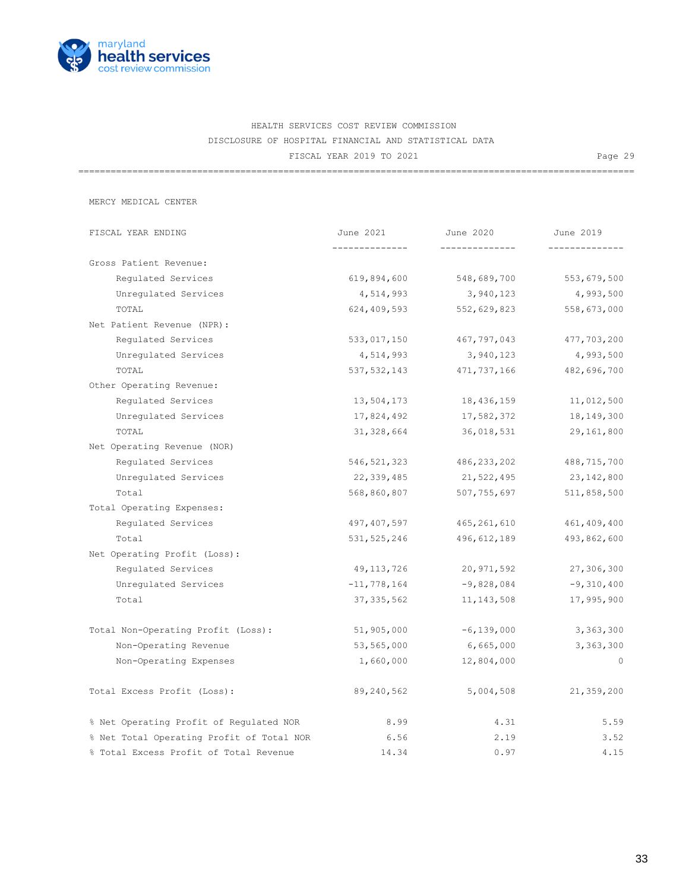HEALTH SERVICES COST REVIEW COMMISSION
DISCLOSURE OF HOSPITAL FINANCIAL AND STATISTICAL DATA
FISCAL YEAR 2019 TO 2021

Page 29

MERCY MEDICAL CENTER

| FISCAL YEAR ENDING | June 2021 | June 2020 | June 2019 |
|---|---|---|---|
| Gross Patient Revenue: | | | |
| Regulated Services | 619,894,600 | 548,689,700 | 553,679,500 |
| Unregulated Services | 4,514,993 | 3,940,123 | 4,993,500 |
| TOTAL | 624,409,593 | 552,629,823 | 558,673,000 |
| Net Patient Revenue (NPR): | | | |
| Regulated Services | 533,017,150 | 467,797,043 | 477,703,200 |
| Unregulated Services | 4,514,993 | 3,940,123 | 4,993,500 |
| TOTAL | 537,532,143 | 471,737,166 | 482,696,700 |
| Other Operating Revenue: | | | |
| Regulated Services | 13,504,173 | 18,436,159 | 11,012,500 |
| Unregulated Services | 17,824,492 | 17,582,372 | 18,149,300 |
| TOTAL | 31,328,664 | 36,018,531 | 29,161,800 |
| Net Operating Revenue (NOR) | | | |
| Regulated Services | 546,521,323 | 486,233,202 | 488,715,700 |
| Unregulated Services | 22,339,485 | 21,522,495 | 23,142,800 |
| Total | 568,860,807 | 507,755,697 | 511,858,500 |
| Total Operating Expenses: | | | |
| Regulated Services | 497,407,597 | 465,261,610 | 461,409,400 |
| Total | 531,525,246 | 496,612,189 | 493,862,600 |
| Net Operating Profit (Loss): | | | |
| Regulated Services | 49,113,726 | 20,971,592 | 27,306,300 |
| Unregulated Services | -11,778,164 | -9,828,084 | -9,310,400 |
| Total | 37,335,562 | 11,143,508 | 17,995,900 |
| Total Non-Operating Profit (Loss): | 51,905,000 | -6,139,000 | 3,363,300 |
| Non-Operating Revenue | 53,565,000 | 6,665,000 | 3,363,300 |
| Non-Operating Expenses | 1,660,000 | 12,804,000 | 0 |
| Total Excess Profit (Loss): | 89,240,562 | 5,004,508 | 21,359,200 |
| % Net Operating Profit of Regulated NOR | 8.99 | 4.31 | 5.59 |
| % Net Total Operating Profit of Total NOR | 6.56 | 2.19 | 3.52 |
| % Total Excess Profit of Total Revenue | 14.34 | 0.97 | 4.15 |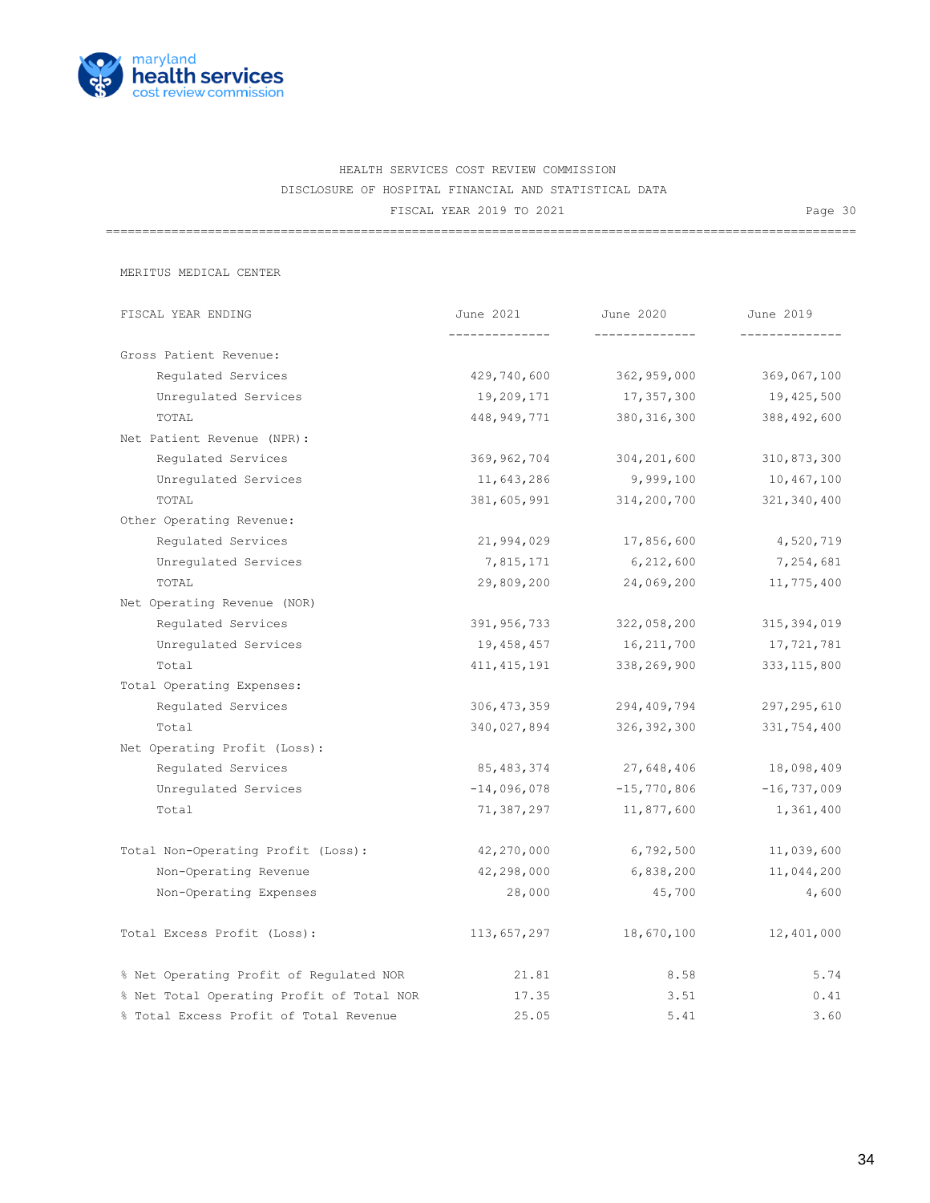HEALTH SERVICES COST REVIEW COMMISSION
DISCLOSURE OF HOSPITAL FINANCIAL AND STATISTICAL DATA
FISCAL YEAR 2019 TO 2021

MERITUS MEDICAL CENTER

| FISCAL YEAR ENDING | June 2021 | June 2020 | June 2019 |
|---|---|---|---|
| Gross Patient Revenue: | | | |
| Regulated Services | 429,740,600 | 362,959,000 | 369,067,100 |
| Unregulated Services | 19,209,171 | 17,357,300 | 19,425,500 |
| TOTAL | 448,949,771 | 380,316,300 | 388,492,600 |
| Net Patient Revenue (NPR): | | | |
| Regulated Services | 369,962,704 | 304,201,600 | 310,873,300 |
| Unregulated Services | 11,643,286 | 9,999,100 | 10,467,100 |
| TOTAL | 381,605,991 | 314,200,700 | 321,340,400 |
| Other Operating Revenue: | | | |
| Regulated Services | 21,994,029 | 17,856,600 | 4,520,719 |
| Unregulated Services | 7,815,171 | 6,212,600 | 7,254,681 |
| TOTAL | 29,809,200 | 24,069,200 | 11,775,400 |
| Net Operating Revenue (NOR) | | | |
| Regulated Services | 391,956,733 | 322,058,200 | 315,394,019 |
| Unregulated Services | 19,458,457 | 16,211,700 | 17,721,781 |
| Total | 411,415,191 | 338,269,900 | 333,115,800 |
| Total Operating Expenses: | | | |
| Regulated Services | 306,473,359 | 294,409,794 | 297,295,610 |
| Total | 340,027,894 | 326,392,300 | 331,754,400 |
| Net Operating Profit (Loss): | | | |
| Regulated Services | 85,483,374 | 27,648,406 | 18,098,409 |
| Unregulated Services | -14,096,078 | -15,770,806 | -16,737,009 |
| Total | 71,387,297 | 11,877,600 | 1,361,400 |
| Total Non-Operating Profit (Loss): | 42,270,000 | 6,792,500 | 11,039,600 |
| Non-Operating Revenue | 42,298,000 | 6,838,200 | 11,044,200 |
| Non-Operating Expenses | 28,000 | 45,700 | 4,600 |
| Total Excess Profit (Loss): | 113,657,297 | 18,670,100 | 12,401,000 |
| % Net Operating Profit of Regulated NOR | 21.81 | 8.58 | 5.74 |
| % Net Total Operating Profit of Total NOR | 17.35 | 3.51 | 0.41 |
| % Total Excess Profit of Total Revenue | 25.05 | 5.41 | 3.60 |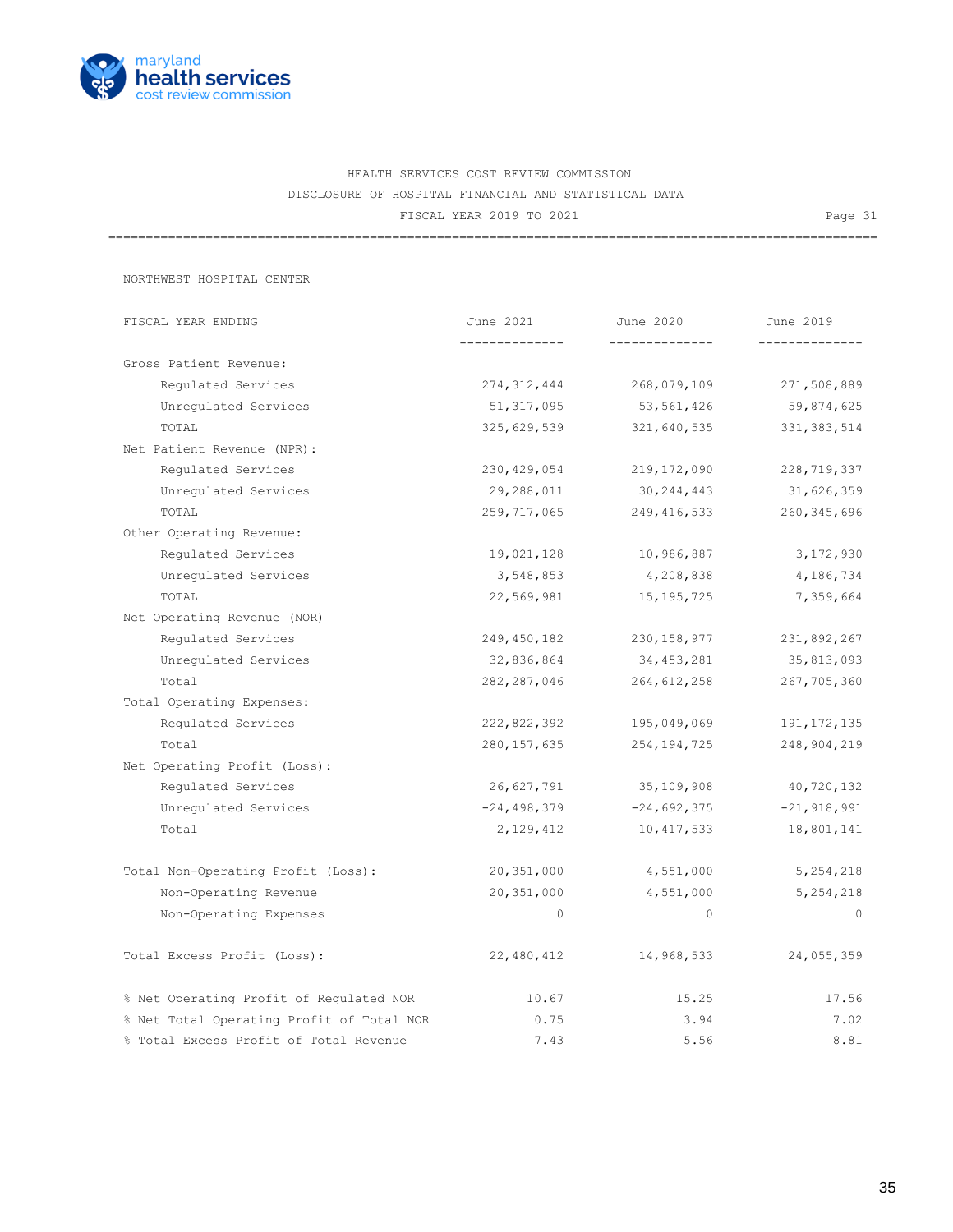HEALTH SERVICES COST REVIEW COMMISSION
DISCLOSURE OF HOSPITAL FINANCIAL AND STATISTICAL DATA
FISCAL YEAR 2019 TO 2021

NORTHWEST HOSPITAL CENTER

| FISCAL YEAR ENDING | June 2021 | June 2020 | June 2019 |
|---|---|---|---|
| Gross Patient Revenue: | | | |
| Regulated Services | 274,312,444 | 268,079,109 | 271,508,889 |
| Unregulated Services | 51,317,095 | 53,561,426 | 59,874,625 |
| TOTAL | 325,629,539 | 321,640,535 | 331,383,514 |
| Net Patient Revenue (NPR): | | | |
| Regulated Services | 230,429,054 | 219,172,090 | 228,719,337 |
| Unregulated Services | 29,288,011 | 30,244,443 | 31,626,359 |
| TOTAL | 259,717,065 | 249,416,533 | 260,345,696 |
| Other Operating Revenue: | | | |
| Regulated Services | 19,021,128 | 10,986,887 | 3,172,930 |
| Unregulated Services | 3,548,853 | 4,208,838 | 4,186,734 |
| TOTAL | 22,569,981 | 15,195,725 | 7,359,664 |
| Net Operating Revenue (NOR) | | | |
| Regulated Services | 249,450,182 | 230,158,977 | 231,892,267 |
| Unregulated Services | 32,836,864 | 34,453,281 | 35,813,093 |
| Total | 282,287,046 | 264,612,258 | 267,705,360 |
| Total Operating Expenses: | | | |
| Regulated Services | 222,822,392 | 195,049,069 | 191,172,135 |
| Total | 280,157,635 | 254,194,725 | 248,904,219 |
| Net Operating Profit (Loss): | | | |
| Regulated Services | 26,627,791 | 35,109,908 | 40,720,132 |
| Unregulated Services | -24,498,379 | -24,692,375 | -21,918,991 |
| Total | 2,129,412 | 10,417,533 | 18,801,141 |
| Total Non-Operating Profit (Loss): | 20,351,000 | 4,551,000 | 5,254,218 |
| Non-Operating Revenue | 20,351,000 | 4,551,000 | 5,254,218 |
| Non-Operating Expenses | 0 | 0 | 0 |
| Total Excess Profit (Loss): | 22,480,412 | 14,968,533 | 24,055,359 |
| % Net Operating Profit of Regulated NOR | 10.67 | 15.25 | 17.56 |
| % Net Total Operating Profit of Total NOR | 0.75 | 3.94 | 7.02 |
| % Total Excess Profit of Total Revenue | 7.43 | 5.56 | 8.81 |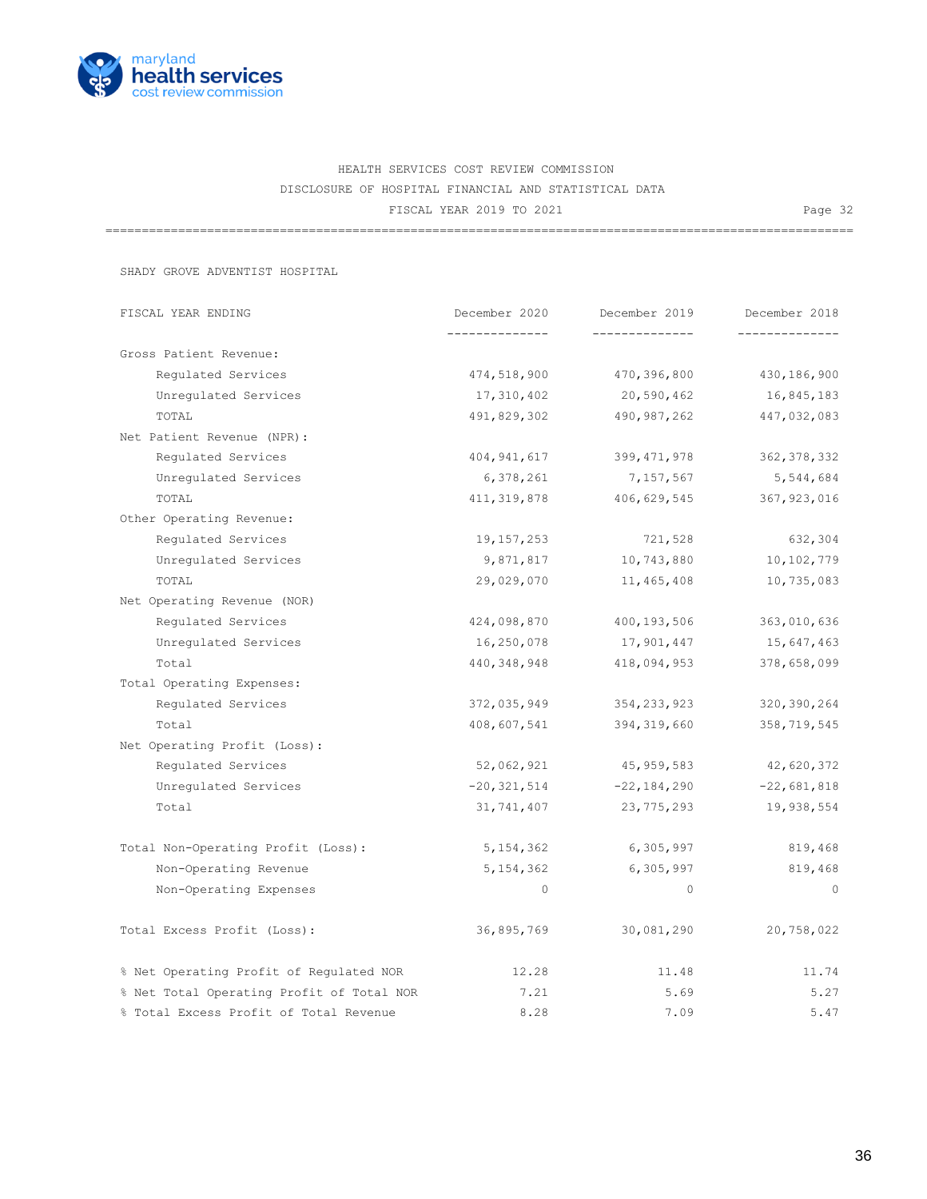HEALTH SERVICES COST REVIEW COMMISSION

DISCLOSURE OF HOSPITAL FINANCIAL AND STATISTICAL DATA

FISCAL YEAR 2019 TO 2021

SHADY GROVE ADVENTIST HOSPITAL

| FISCAL YEAR ENDING | December 2020 | December 2019 | December 2018 |
|---|---|---|---|
| Gross Patient Revenue: | | | |
| Regulated Services | 474,518,900 | 470,396,800 | 430,186,900 |
| Unregulated Services | 17,310,402 | 20,590,462 | 16,845,183 |
| TOTAL | 491,829,302 | 490,987,262 | 447,032,083 |
| Net Patient Revenue (NPR): | | | |
| Regulated Services | 404,941,617 | 399,471,978 | 362,378,332 |
| Unregulated Services | 6,378,261 | 7,157,567 | 5,544,684 |
| TOTAL | 411,319,878 | 406,629,545 | 367,923,016 |
| Other Operating Revenue: | | | |
| Regulated Services | 19,157,253 | 721,528 | 632,304 |
| Unregulated Services | 9,871,817 | 10,743,880 | 10,102,779 |
| TOTAL | 29,029,070 | 11,465,408 | 10,735,083 |
| Net Operating Revenue (NOR) | | | |
| Regulated Services | 424,098,870 | 400,193,506 | 363,010,636 |
| Unregulated Services | 16,250,078 | 17,901,447 | 15,647,463 |
| Total | 440,348,948 | 418,094,953 | 378,658,099 |
| Total Operating Expenses: | | | |
| Regulated Services | 372,035,949 | 354,233,923 | 320,390,264 |
| Total | 408,607,541 | 394,319,660 | 358,719,545 |
| Net Operating Profit (Loss): | | | |
| Regulated Services | 52,062,921 | 45,959,583 | 42,620,372 |
| Unregulated Services | -20,321,514 | -22,184,290 | -22,681,818 |
| Total | 31,741,407 | 23,775,293 | 19,938,554 |
| Total Non-Operating Profit (Loss): | 5,154,362 | 6,305,997 | 819,468 |
| Non-Operating Revenue | 5,154,362 | 6,305,997 | 819,468 |
| Non-Operating Expenses | 0 | 0 | 0 |
| Total Excess Profit (Loss): | 36,895,769 | 30,081,290 | 20,758,022 |
| % Net Operating Profit of Regulated NOR | 12.28 | 11.48 | 11.74 |
| % Net Total Operating Profit of Total NOR | 7.21 | 5.69 | 5.27 |
| % Total Excess Profit of Total Revenue | 8.28 | 7.09 | 5.47 |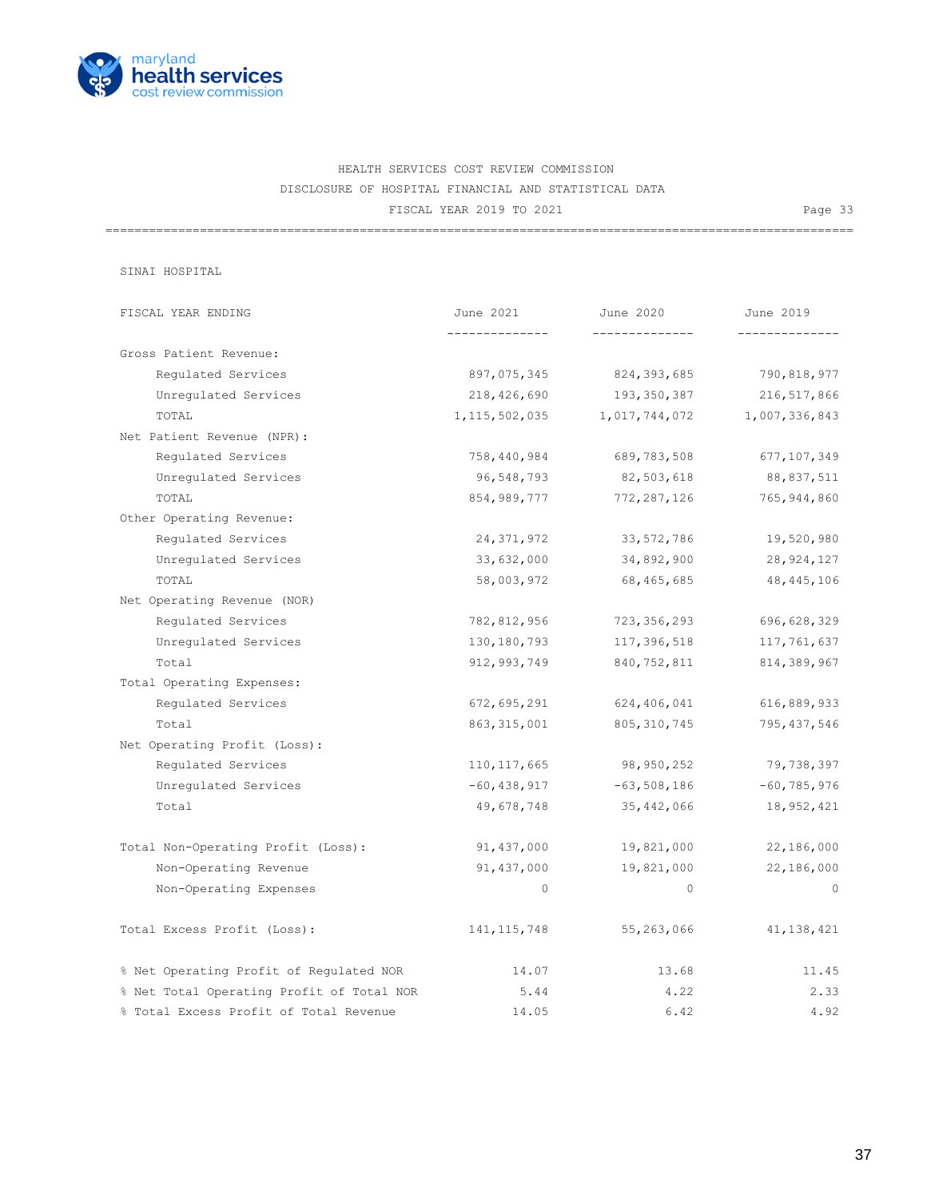HEALTH SERVICES COST REVIEW COMMISSION
DISCLOSURE OF HOSPITAL FINANCIAL AND STATISTICAL DATA
FISCAL YEAR 2019 TO 2021

SINAI HOSPITAL

| FISCAL YEAR ENDING | June 2021 | June 2020 | June 2019 |
|---|---|---|---|
| Gross Patient Revenue: | | | |
| Regulated Services | 897,075,345 | 824,393,685 | 790,818,977 |
| Unregulated Services | 218,426,690 | 193,350,387 | 216,517,866 |
| TOTAL | 1,115,502,035 | 1,017,744,072 | 1,007,336,843 |
| Net Patient Revenue (NPR): | | | |
| Regulated Services | 758,440,984 | 689,783,508 | 677,107,349 |
| Unregulated Services | 96,548,793 | 82,503,618 | 88,837,511 |
| TOTAL | 854,989,777 | 772,287,126 | 765,944,860 |
| Other Operating Revenue: | | | |
| Regulated Services | 24,371,972 | 33,572,786 | 19,520,980 |
| Unregulated Services | 33,632,000 | 34,892,900 | 28,924,127 |
| TOTAL | 58,003,972 | 68,465,685 | 48,445,106 |
| Net Operating Revenue (NOR) | | | |
| Regulated Services | 782,812,956 | 723,356,293 | 696,628,329 |
| Unregulated Services | 130,180,793 | 117,396,518 | 117,761,637 |
| Total | 912,993,749 | 840,752,811 | 814,389,967 |
| Total Operating Expenses: | | | |
| Regulated Services | 672,695,291 | 624,406,041 | 616,889,933 |
| Total | 863,315,001 | 805,310,745 | 795,437,546 |
| Net Operating Profit (Loss): | | | |
| Regulated Services | 110,117,665 | 98,950,252 | 79,738,397 |
| Unregulated Services | -60,438,917 | -63,508,186 | -60,785,976 |
| Total | 49,678,748 | 35,442,066 | 18,952,421 |
| Total Non-Operating Profit (Loss): | 91,437,000 | 19,821,000 | 22,186,000 |
| Non-Operating Revenue | 91,437,000 | 19,821,000 | 22,186,000 |
| Non-Operating Expenses | 0 | 0 | 0 |
| Total Excess Profit (Loss): | 141,115,748 | 55,263,066 | 41,138,421 |
| % Net Operating Profit of Regulated NOR | 14.07 | 13.68 | 11.45 |
| % Net Total Operating Profit of Total NOR | 5.44 | 4.22 | 2.33 |
| % Total Excess Profit of Total Revenue | 14.05 | 6.42 | 4.92 |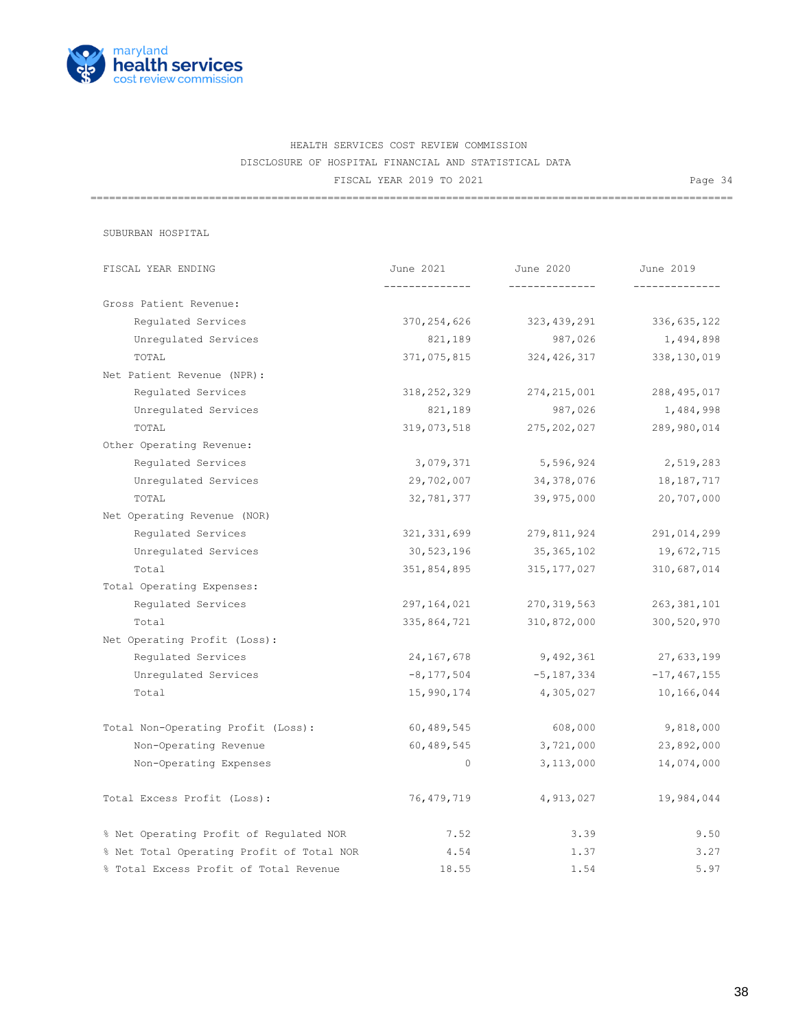HEALTH SERVICES COST REVIEW COMMISSION
DISCLOSURE OF HOSPITAL FINANCIAL AND STATISTICAL DATA
FISCAL YEAR 2019 TO 2021

SUBURBAN HOSPITAL

| FISCAL YEAR ENDING | June 2021 | June 2020 | June 2019 |
|---|---|---|---|
| **Gross Patient Revenue:** | | | |
| Regulated Services | 370,254,626 | 323,439,291 | 336,635,122 |
| Unregulated Services | 821,189 | 987,026 | 1,494,898 |
| TOTAL | 371,075,815 | 324,426,317 | 338,130,019 |
| **Net Patient Revenue (NPR):** | | | |
| Regulated Services | 318,252,329 | 274,215,001 | 288,495,017 |
| Unregulated Services | 821,189 | 987,026 | 1,484,998 |
| TOTAL | 319,073,518 | 275,202,027 | 289,980,014 |
| **Other Operating Revenue:** | | | |
| Regulated Services | 3,079,371 | 5,596,924 | 2,519,283 |
| Unregulated Services | 29,702,007 | 34,378,076 | 18,187,717 |
| TOTAL | 32,781,377 | 39,975,000 | 20,707,000 |
| **Net Operating Revenue (NOR)** | | | |
| Regulated Services | 321,331,699 | 279,811,924 | 291,014,299 |
| Unregulated Services | 30,523,196 | 35,365,102 | 19,672,715 |
| Total | 351,854,895 | 315,177,027 | 310,687,014 |
| **Total Operating Expenses:** | | | |
| Regulated Services | 297,164,021 | 270,319,563 | 263,381,101 |
| Total | 335,864,721 | 310,872,000 | 300,520,970 |
| **Net Operating Profit (Loss):** | | | |
| Regulated Services | 24,167,678 | 9,492,361 | 27,633,199 |
| Unregulated Services | -8,177,504 | -5,187,334 | -17,467,155 |
| Total | 15,990,174 | 4,305,027 | 10,166,044 |
| **Total Non-Operating Profit (Loss):** | 60,489,545 | 608,000 | 9,818,000 |
| Non-Operating Revenue | 60,489,545 | 3,721,000 | 23,892,000 |
| Non-Operating Expenses | 0 | 3,113,000 | 14,074,000 |
| **Total Excess Profit (Loss):** | 76,479,719 | 4,913,027 | 19,984,044 |
| % Net Operating Profit of Regulated NOR | 7.52 | 3.39 | 9.50 |
| % Net Total Operating Profit of Total NOR | 4.54 | 1.37 | 3.27 |
| % Total Excess Profit of Total Revenue | 18.55 | 1.54 | 5.97 |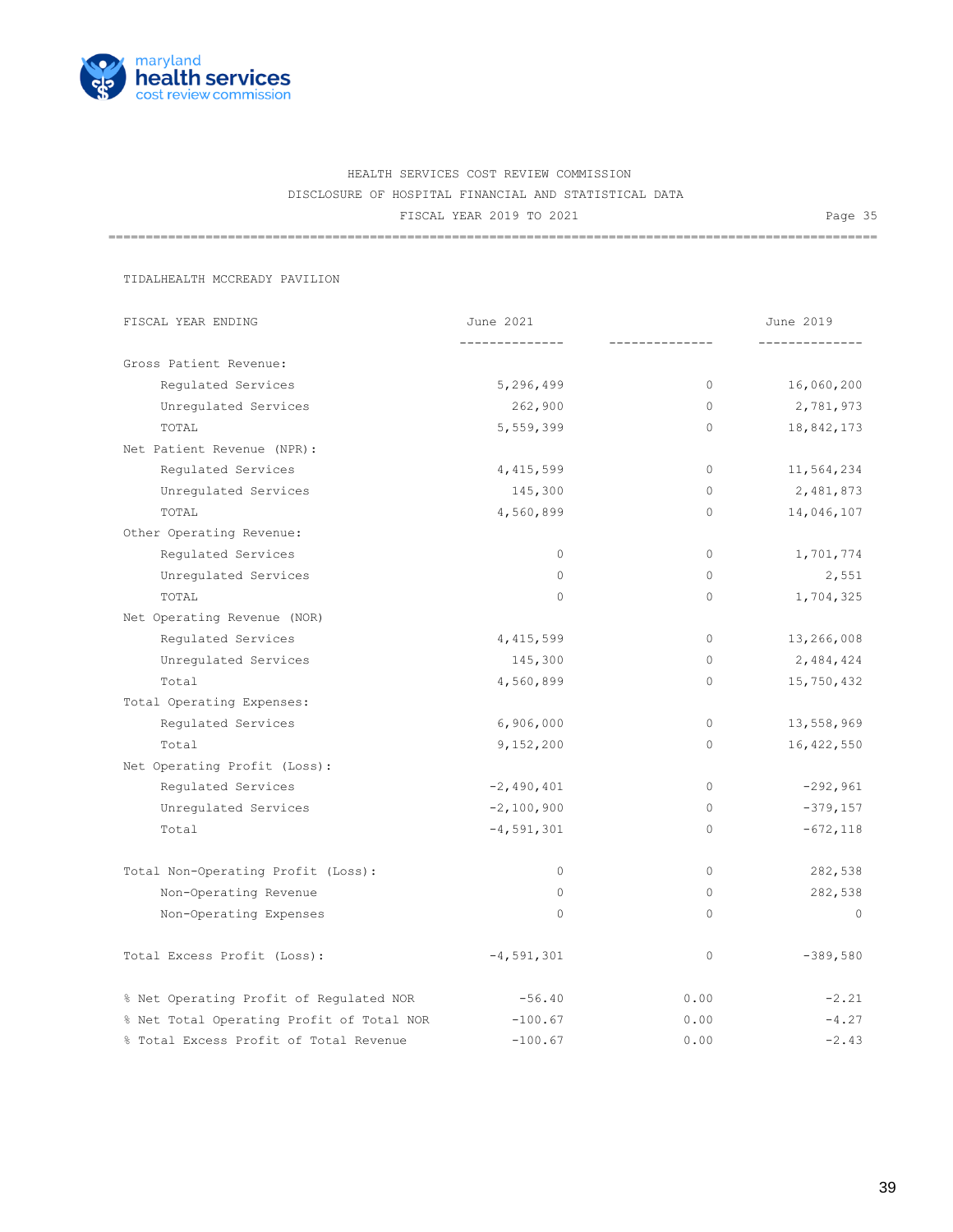HEALTH SERVICES COST REVIEW COMMISSION

DISCLOSURE OF HOSPITAL FINANCIAL AND STATISTICAL DATA

FISCAL YEAR 2019 TO 2021

TIDALHEALTH MCCREADY PAVILION

| FISCAL YEAR ENDING | June 2021 | | June 2019 |
|---|---|---|---|
| Gross Patient Revenue: | | | |
| Regulated Services | 5,296,499 | 0 | 16,060,200 |
| Unregulated Services | 262,900 | 0 | 2,781,973 |
| TOTAL | 5,559,399 | 0 | 18,842,173 |
| Net Patient Revenue (NPR): | | | |
| Regulated Services | 4,415,599 | 0 | 11,564,234 |
| Unregulated Services | 145,300 | 0 | 2,481,873 |
| TOTAL | 4,560,899 | 0 | 14,046,107 |
| Other Operating Revenue: | | | |
| Regulated Services | 0 | 0 | 1,701,774 |
| Unregulated Services | 0 | 0 | 2,551 |
| TOTAL | 0 | 0 | 1,704,325 |
| Net Operating Revenue (NOR) | | | |
| Regulated Services | 4,415,599 | 0 | 13,266,008 |
| Unregulated Services | 145,300 | 0 | 2,484,424 |
| Total | 4,560,899 | 0 | 15,750,432 |
| Total Operating Expenses: | | | |
| Regulated Services | 6,906,000 | 0 | 13,558,969 |
| Total | 9,152,200 | 0 | 16,422,550 |
| Net Operating Profit (Loss): | | | |
| Regulated Services | -2,490,401 | 0 | -292,961 |
| Unregulated Services | -2,100,900 | 0 | -379,157 |
| Total | -4,591,301 | 0 | -672,118 |
| Total Non-Operating Profit (Loss): | 0 | 0 | 282,538 |
| Non-Operating Revenue | 0 | 0 | 282,538 |
| Non-Operating Expenses | 0 | 0 | 0 |
| Total Excess Profit (Loss): | -4,591,301 | 0 | -389,580 |
| % Net Operating Profit of Regulated NOR | -56.40 | 0.00 | -2.21 |
| % Net Total Operating Profit of Total NOR | -100.67 | 0.00 | -4.27 |
| % Total Excess Profit of Total Revenue | -100.67 | 0.00 | -2.43 |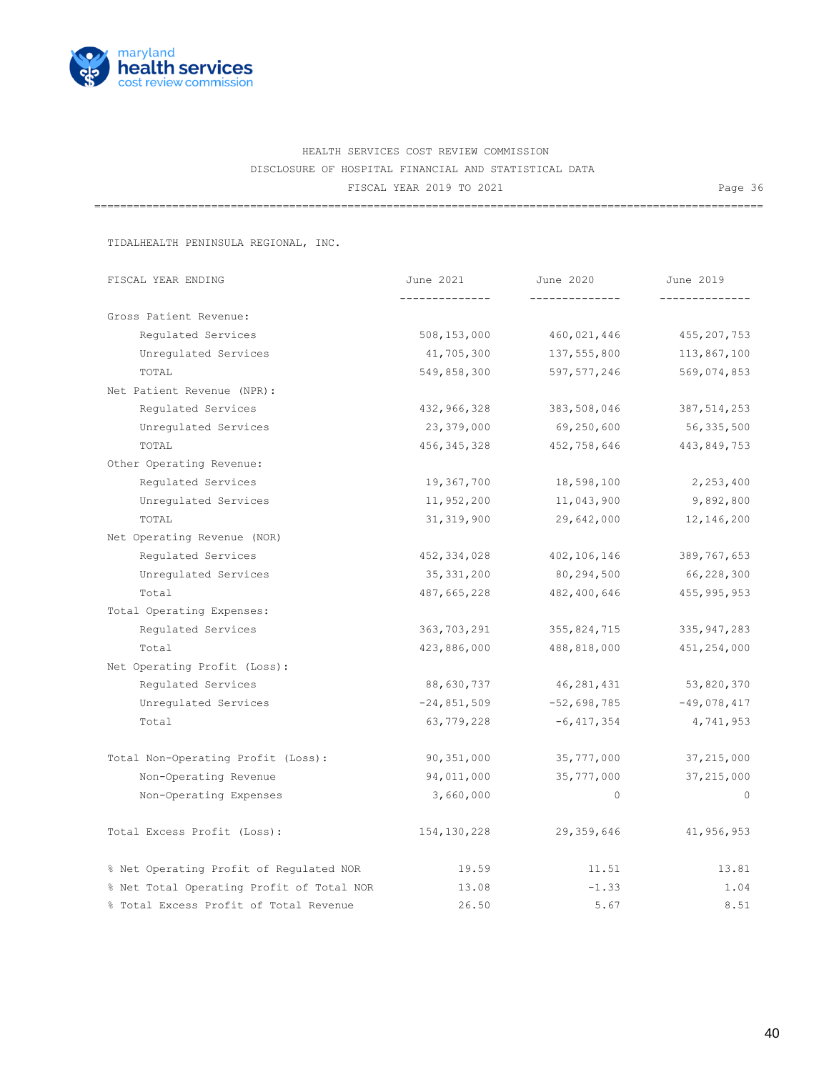HEALTH SERVICES COST REVIEW COMMISSION

DISCLOSURE OF HOSPITAL FINANCIAL AND STATISTICAL DATA

FISCAL YEAR 2019 TO 2021

TIDALHEALTH PENINSULA REGIONAL, INC.

| FISCAL YEAR ENDING | June 2021 | June 2020 | June 2019 |
|---|---|---|---|
| Gross Patient Revenue: | | | |
| Regulated Services | 508,153,000 | 460,021,446 | 455,207,753 |
| Unregulated Services | 41,705,300 | 137,555,800 | 113,867,100 |
| TOTAL | 549,858,300 | 597,577,246 | 569,074,853 |
| Net Patient Revenue (NPR): | | | |
| Regulated Services | 432,966,328 | 383,508,046 | 387,514,253 |
| Unregulated Services | 23,379,000 | 69,250,600 | 56,335,500 |
| TOTAL | 456,345,328 | 452,758,646 | 443,849,753 |
| Other Operating Revenue: | | | |
| Regulated Services | 19,367,700 | 18,598,100 | 2,253,400 |
| Unregulated Services | 11,952,200 | 11,043,900 | 9,892,800 |
| TOTAL | 31,319,900 | 29,642,000 | 12,146,200 |
| Net Operating Revenue (NOR) | | | |
| Regulated Services | 452,334,028 | 402,106,146 | 389,767,653 |
| Unregulated Services | 35,331,200 | 80,294,500 | 66,228,300 |
| Total | 487,665,228 | 482,400,646 | 455,995,953 |
| Total Operating Expenses: | | | |
| Regulated Services | 363,703,291 | 355,824,715 | 335,947,283 |
| Total | 423,886,000 | 488,818,000 | 451,254,000 |
| Net Operating Profit (Loss): | | | |
| Regulated Services | 88,630,737 | 46,281,431 | 53,820,370 |
| Unregulated Services | -24,851,509 | -52,698,785 | -49,078,417 |
| Total | 63,779,228 | -6,417,354 | 4,741,953 |
| Total Non-Operating Profit (Loss): | 90,351,000 | 35,777,000 | 37,215,000 |
| Non-Operating Revenue | 94,011,000 | 35,777,000 | 37,215,000 |
| Non-Operating Expenses | 3,660,000 | 0 | 0 |
| Total Excess Profit (Loss): | 154,130,228 | 29,359,646 | 41,956,953 |
| % Net Operating Profit of Regulated NOR | 19.59 | 11.51 | 13.81 |
| % Net Total Operating Profit of Total NOR | 13.08 | -1.33 | 1.04 |
| % Total Excess Profit of Total Revenue | 26.50 | 5.67 | 8.51 |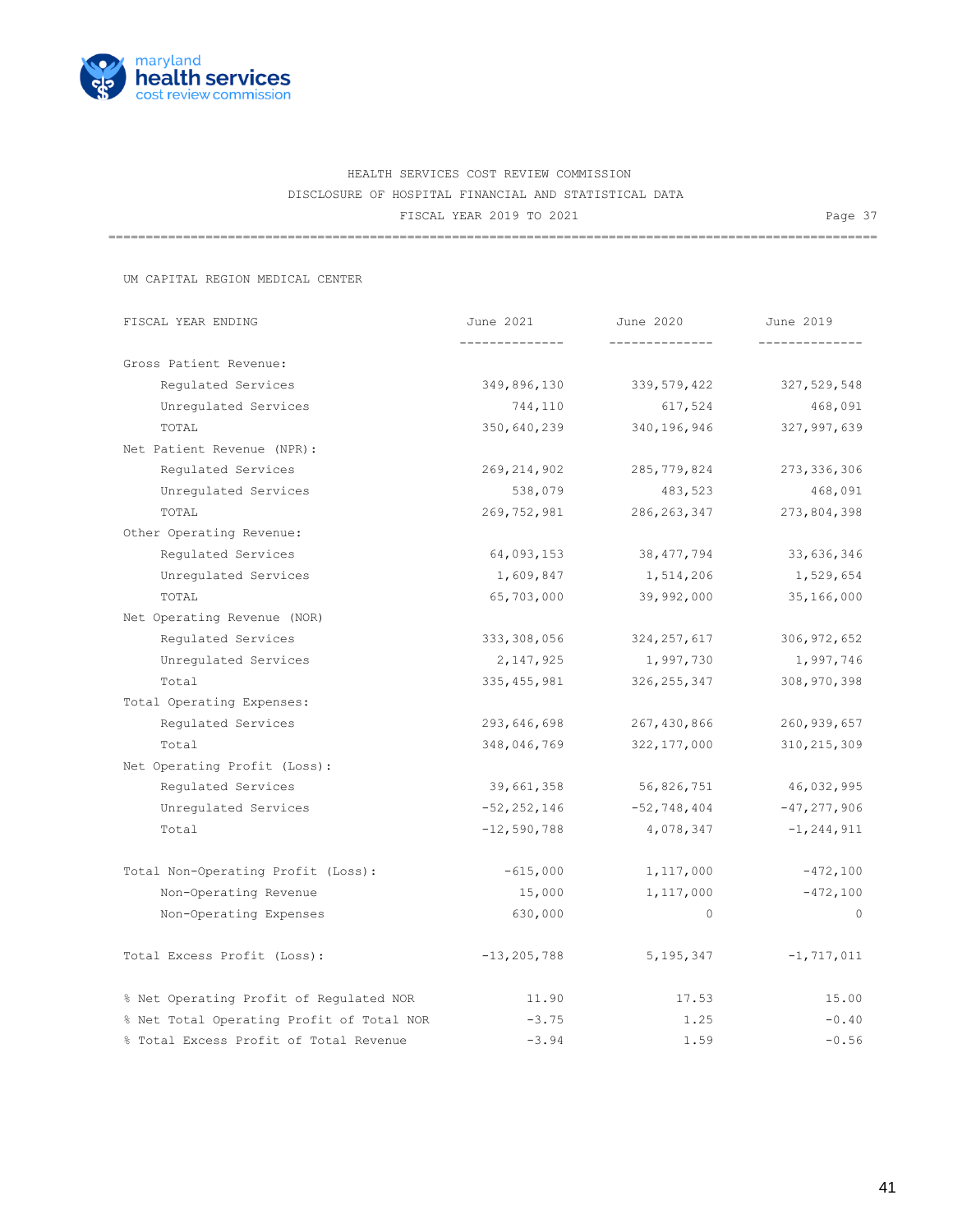HEALTH SERVICES COST REVIEW COMMISSION

DISCLOSURE OF HOSPITAL FINANCIAL AND STATISTICAL DATA

FISCAL YEAR 2019 TO 2021

## UM CAPITAL REGION MEDICAL CENTER

| FISCAL YEAR ENDING | June 2021 | June 2020 | June 2019 |
|---|---|---|---|
| **Gross Patient Revenue:** | | | |
| Regulated Services | 349,896,130 | 339,579,422 | 327,529,548 |
| Unregulated Services | 744,110 | 617,524 | 468,091 |
| TOTAL | 350,640,239 | 340,196,946 | 327,997,639 |
| **Net Patient Revenue (NPR):** | | | |
| Regulated Services | 269,214,902 | 285,779,824 | 273,336,306 |
| Unregulated Services | 538,079 | 483,523 | 468,091 |
| TOTAL | 269,752,981 | 286,263,347 | 273,804,398 |
| **Other Operating Revenue:** | | | |
| Regulated Services | 64,093,153 | 38,477,794 | 33,636,346 |
| Unregulated Services | 1,609,847 | 1,514,206 | 1,529,654 |
| TOTAL | 65,703,000 | 39,992,000 | 35,166,000 |
| **Net Operating Revenue (NOR)** | | | |
| Regulated Services | 333,308,056 | 324,257,617 | 306,972,652 |
| Unregulated Services | 2,147,925 | 1,997,730 | 1,997,746 |
| Total | 335,455,981 | 326,255,347 | 308,970,398 |
| **Total Operating Expenses:** | | | |
| Regulated Services | 293,646,698 | 267,430,866 | 260,939,657 |
| Total | 348,046,769 | 322,177,000 | 310,215,309 |
| **Net Operating Profit (Loss):** | | | |
| Regulated Services | 39,661,358 | 56,826,751 | 46,032,995 |
| Unregulated Services | -52,252,146 | -52,748,404 | -47,277,906 |
| Total | -12,590,788 | 4,078,347 | -1,244,911 |
| **Total Non-Operating Profit (Loss):** | -615,000 | 1,117,000 | -472,100 |
| Non-Operating Revenue | 15,000 | 1,117,000 | -472,100 |
| Non-Operating Expenses | 630,000 | 0 | 0 |
| **Total Excess Profit (Loss):** | -13,205,788 | 5,195,347 | -1,717,011 |
| % Net Operating Profit of Regulated NOR | 11.90 | 17.53 | 15.00 |
| % Net Total Operating Profit of Total NOR | -3.75 | 1.25 | -0.40 |
| % Total Excess Profit of Total Revenue | -3.94 | 1.59 | -0.56 |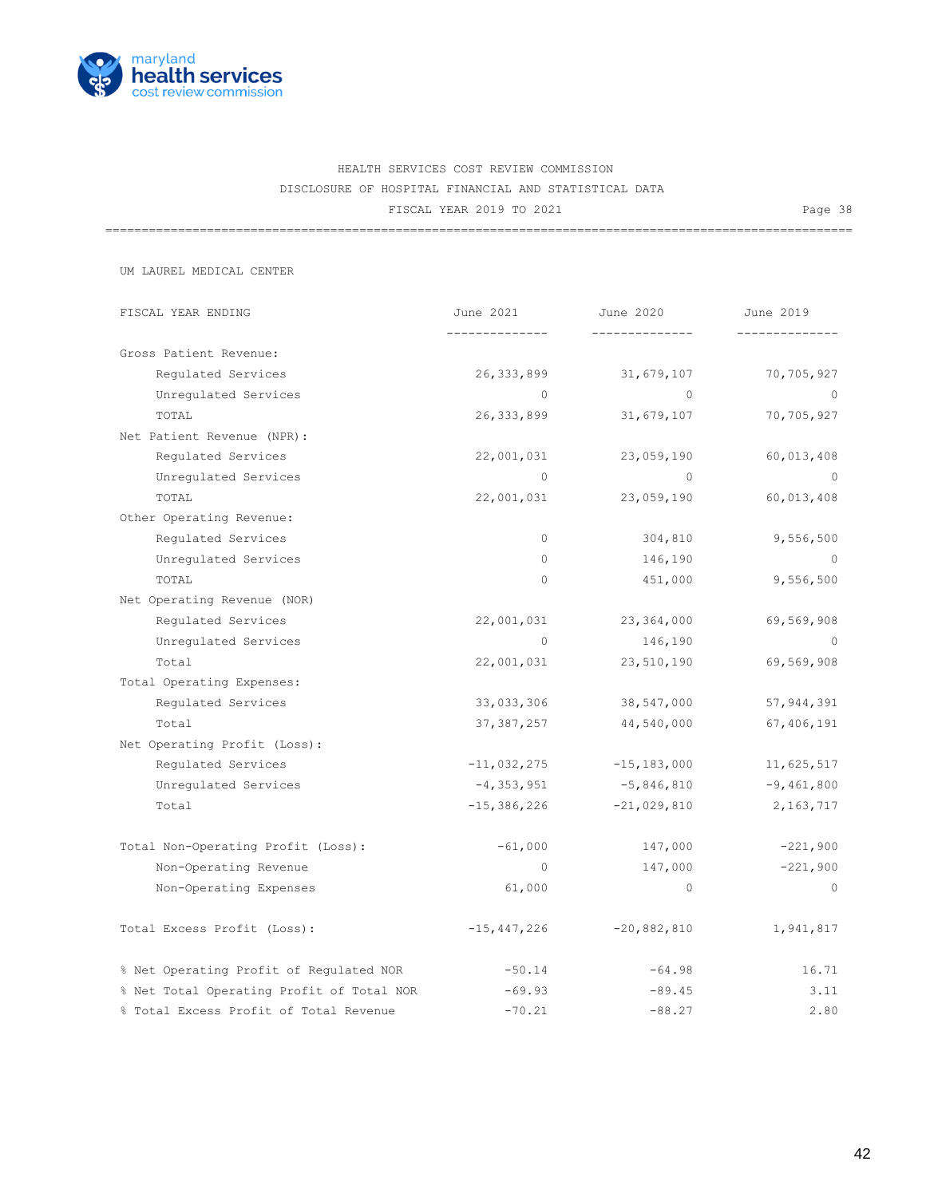HEALTH SERVICES COST REVIEW COMMISSION

DISCLOSURE OF HOSPITAL FINANCIAL AND STATISTICAL DATA

FISCAL YEAR 2019 TO 2021

UM LAUREL MEDICAL CENTER

| FISCAL YEAR ENDING | June 2021 | June 2020 | June 2019 |
|---|---|---|---|
| Gross Patient Revenue: | | | |
| Regulated Services | 26,333,899 | 31,679,107 | 70,705,927 |
| Unregulated Services | 0 | 0 | 0 |
| TOTAL | 26,333,899 | 31,679,107 | 70,705,927 |
| Net Patient Revenue (NPR): | | | |
| Regulated Services | 22,001,031 | 23,059,190 | 60,013,408 |
| Unregulated Services | 0 | 0 | 0 |
| TOTAL | 22,001,031 | 23,059,190 | 60,013,408 |
| Other Operating Revenue: | | | |
| Regulated Services | 0 | 304,810 | 9,556,500 |
| Unregulated Services | 0 | 146,190 | 0 |
| TOTAL | 0 | 451,000 | 9,556,500 |
| Net Operating Revenue (NOR) | | | |
| Regulated Services | 22,001,031 | 23,364,000 | 69,569,908 |
| Unregulated Services | 0 | 146,190 | 0 |
| Total | 22,001,031 | 23,510,190 | 69,569,908 |
| Total Operating Expenses: | | | |
| Regulated Services | 33,033,306 | 38,547,000 | 57,944,391 |
| Total | 37,387,257 | 44,540,000 | 67,406,191 |
| Net Operating Profit (Loss): | | | |
| Regulated Services | -11,032,275 | -15,183,000 | 11,625,517 |
| Unregulated Services | -4,353,951 | -5,846,810 | -9,461,800 |
| Total | -15,386,226 | -21,029,810 | 2,163,717 |
| Total Non-Operating Profit (Loss): | -61,000 | 147,000 | -221,900 |
| Non-Operating Revenue | 0 | 147,000 | -221,900 |
| Non-Operating Expenses | 61,000 | 0 | 0 |
| Total Excess Profit (Loss): | -15,447,226 | -20,882,810 | 1,941,817 |
| % Net Operating Profit of Regulated NOR | -50.14 | -64.98 | 16.71 |
| % Net Total Operating Profit of Total NOR | -69.93 | -89.45 | 3.11 |
| % Total Excess Profit of Total Revenue | -70.21 | -88.27 | 2.80 |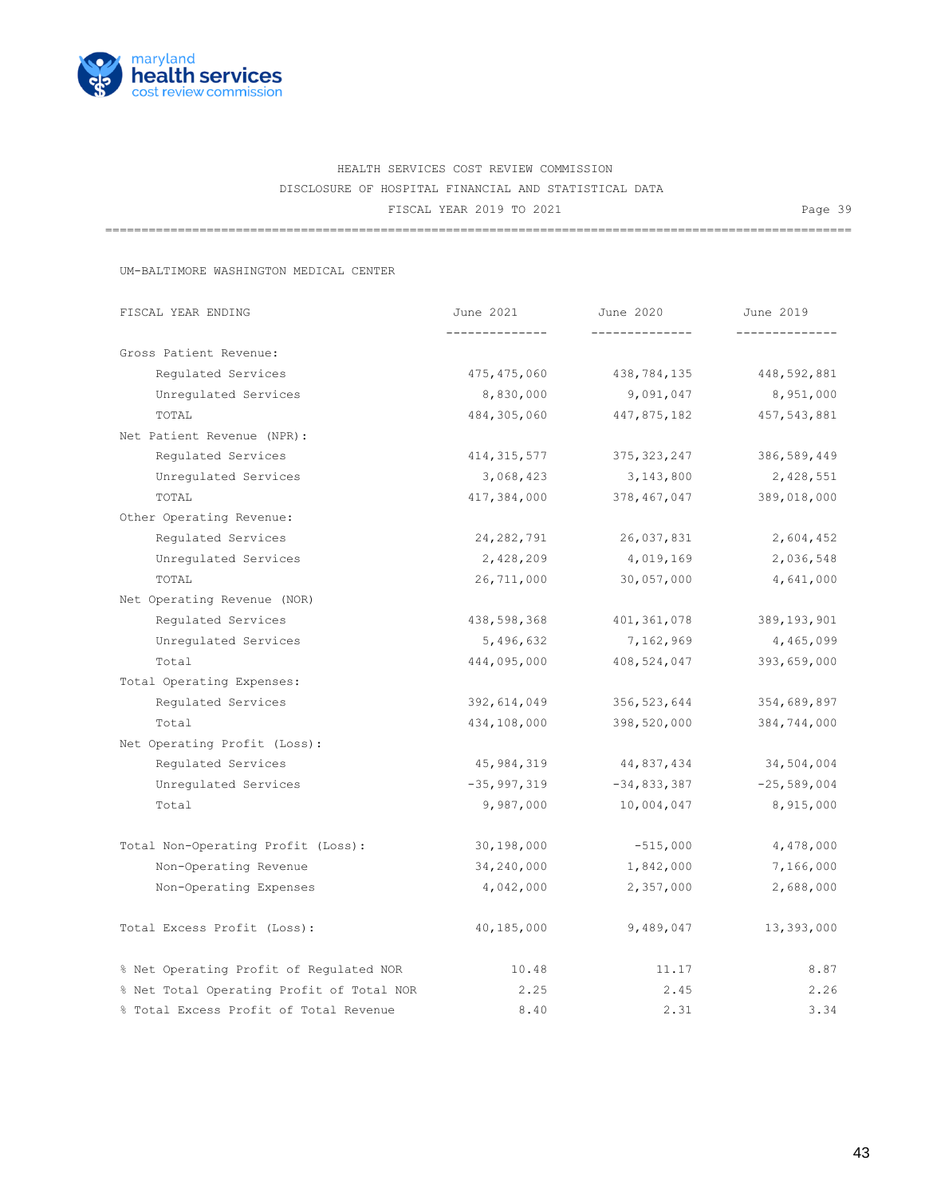HEALTH SERVICES COST REVIEW COMMISSION
DISCLOSURE OF HOSPITAL FINANCIAL AND STATISTICAL DATA
FISCAL YEAR 2019 TO 2021

Page 39

UM-BALTIMORE WASHINGTON MEDICAL CENTER

| FISCAL YEAR ENDING | June 2021 | June 2020 | June 2019 |
|---|---|---|---|
| Gross Patient Revenue: | | | |
| Regulated Services | 475,475,060 | 438,784,135 | 448,592,881 |
| Unregulated Services | 8,830,000 | 9,091,047 | 8,951,000 |
| TOTAL | 484,305,060 | 447,875,182 | 457,543,881 |
| Net Patient Revenue (NPR): | | | |
| Regulated Services | 414,315,577 | 375,323,247 | 386,589,449 |
| Unregulated Services | 3,068,423 | 3,143,800 | 2,428,551 |
| TOTAL | 417,384,000 | 378,467,047 | 389,018,000 |
| Other Operating Revenue: | | | |
| Regulated Services | 24,282,791 | 26,037,831 | 2,604,452 |
| Unregulated Services | 2,428,209 | 4,019,169 | 2,036,548 |
| TOTAL | 26,711,000 | 30,057,000 | 4,641,000 |
| Net Operating Revenue (NOR) | | | |
| Regulated Services | 438,598,368 | 401,361,078 | 389,193,901 |
| Unregulated Services | 5,496,632 | 7,162,969 | 4,465,099 |
| Total | 444,095,000 | 408,524,047 | 393,659,000 |
| Total Operating Expenses: | | | |
| Regulated Services | 392,614,049 | 356,523,644 | 354,689,897 |
| Total | 434,108,000 | 398,520,000 | 384,744,000 |
| Net Operating Profit (Loss): | | | |
| Regulated Services | 45,984,319 | 44,837,434 | 34,504,004 |
| Unregulated Services | -35,997,319 | -34,833,387 | -25,589,004 |
| Total | 9,987,000 | 10,004,047 | 8,915,000 |
| Total Non-Operating Profit (Loss): | 30,198,000 | -515,000 | 4,478,000 |
| Non-Operating Revenue | 34,240,000 | 1,842,000 | 7,166,000 |
| Non-Operating Expenses | 4,042,000 | 2,357,000 | 2,688,000 |
| Total Excess Profit (Loss): | 40,185,000 | 9,489,047 | 13,393,000 |
| % Net Operating Profit of Regulated NOR | 10.48 | 11.17 | 8.87 |
| % Net Total Operating Profit of Total NOR | 2.25 | 2.45 | 2.26 |
| % Total Excess Profit of Total Revenue | 8.40 | 2.31 | 3.34 |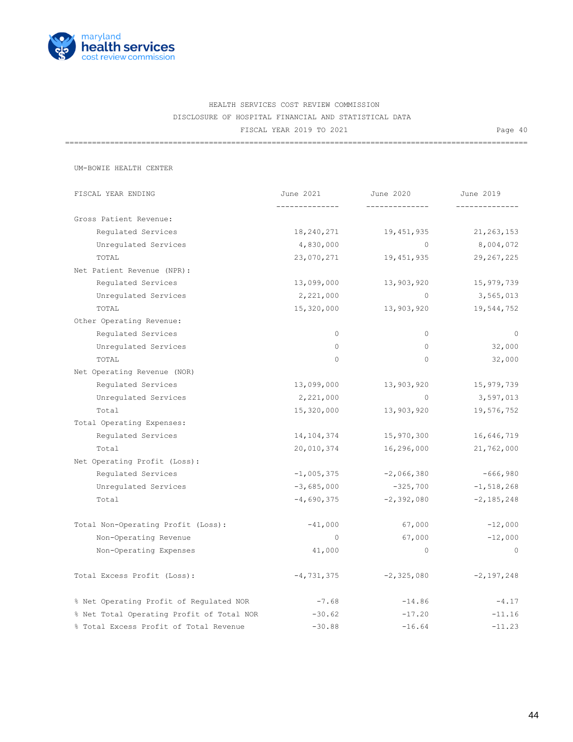maryland health services cost review commission

HEALTH SERVICES COST REVIEW COMMISSION
DISCLOSURE OF HOSPITAL FINANCIAL AND STATISTICAL DATA
FISCAL YEAR 2019 TO 2021

UM-BOWIE HEALTH CENTER

| FISCAL YEAR ENDING | June 2021 | June 2020 | June 2019 |
|---|---|---|---|
| Gross Patient Revenue: | | | |
| Regulated Services | 18,240,271 | 19,451,935 | 21,263,153 |
| Unregulated Services | 4,830,000 | 0 | 8,004,072 |
| TOTAL | 23,070,271 | 19,451,935 | 29,267,225 |
| Net Patient Revenue (NPR): | | | |
| Regulated Services | 13,099,000 | 13,903,920 | 15,979,739 |
| Unregulated Services | 2,221,000 | 0 | 3,565,013 |
| TOTAL | 15,320,000 | 13,903,920 | 19,544,752 |
| Other Operating Revenue: | | | |
| Regulated Services | 0 | 0 | 0 |
| Unregulated Services | 0 | 0 | 32,000 |
| TOTAL | 0 | 0 | 32,000 |
| Net Operating Revenue (NOR) | | | |
| Regulated Services | 13,099,000 | 13,903,920 | 15,979,739 |
| Unregulated Services | 2,221,000 | 0 | 3,597,013 |
| Total | 15,320,000 | 13,903,920 | 19,576,752 |
| Total Operating Expenses: | | | |
| Regulated Services | 14,104,374 | 15,970,300 | 16,646,719 |
| Total | 20,010,374 | 16,296,000 | 21,762,000 |
| Net Operating Profit (Loss): | | | |
| Regulated Services | -1,005,375 | -2,066,380 | -666,980 |
| Unregulated Services | -3,685,000 | -325,700 | -1,518,268 |
| Total | -4,690,375 | -2,392,080 | -2,185,248 |
| Total Non-Operating Profit (Loss): | -41,000 | 67,000 | -12,000 |
| Non-Operating Revenue | 0 | 67,000 | -12,000 |
| Non-Operating Expenses | 41,000 | 0 | 0 |
| Total Excess Profit (Loss): | -4,731,375 | -2,325,080 | -2,197,248 |
| % Net Operating Profit of Regulated NOR | -7.68 | -14.86 | -4.17 |
| % Net Total Operating Profit of Total NOR | -30.62 | -17.20 | -11.16 |
| % Total Excess Profit of Total Revenue | -30.88 | -16.64 | -11.23 |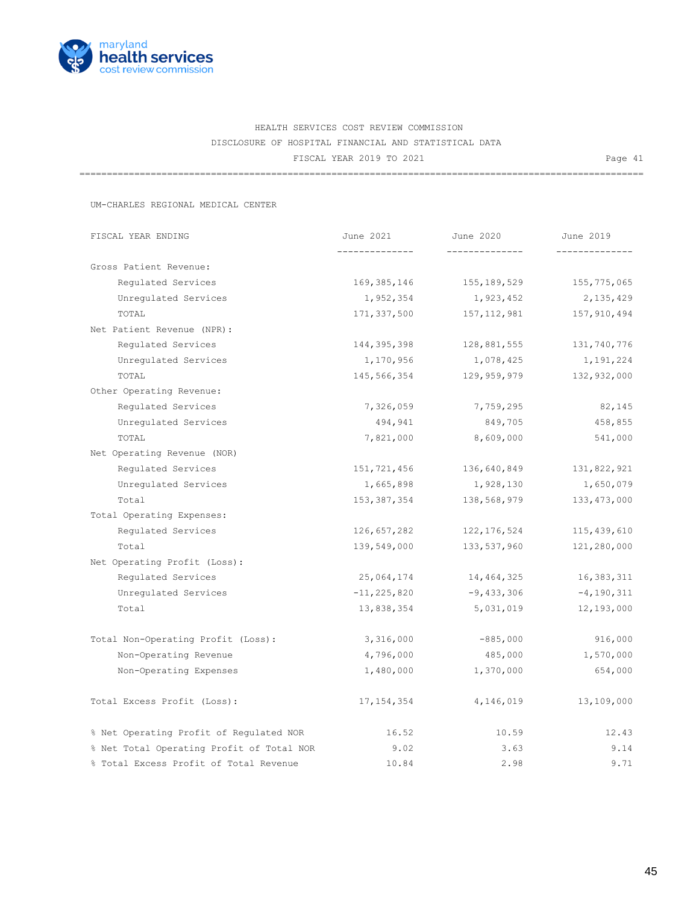HEALTH SERVICES COST REVIEW COMMISSION
DISCLOSURE OF HOSPITAL FINANCIAL AND STATISTICAL DATA
FISCAL YEAR 2019 TO 2021

UM-CHARLES REGIONAL MEDICAL CENTER

| FISCAL YEAR ENDING | June 2021 | June 2020 | June 2019 |
|---|---|---|---|
| Gross Patient Revenue: | | | |
| Regulated Services | 169,385,146 | 155,189,529 | 155,775,065 |
| Unregulated Services | 1,952,354 | 1,923,452 | 2,135,429 |
| TOTAL | 171,337,500 | 157,112,981 | 157,910,494 |
| Net Patient Revenue (NPR): | | | |
| Regulated Services | 144,395,398 | 128,881,555 | 131,740,776 |
| Unregulated Services | 1,170,956 | 1,078,425 | 1,191,224 |
| TOTAL | 145,566,354 | 129,959,979 | 132,932,000 |
| Other Operating Revenue: | | | |
| Regulated Services | 7,326,059 | 7,759,295 | 82,145 |
| Unregulated Services | 494,941 | 849,705 | 458,855 |
| TOTAL | 7,821,000 | 8,609,000 | 541,000 |
| Net Operating Revenue (NOR) | | | |
| Regulated Services | 151,721,456 | 136,640,849 | 131,822,921 |
| Unregulated Services | 1,665,898 | 1,928,130 | 1,650,079 |
| Total | 153,387,354 | 138,568,979 | 133,473,000 |
| Total Operating Expenses: | | | |
| Regulated Services | 126,657,282 | 122,176,524 | 115,439,610 |
| Total | 139,549,000 | 133,537,960 | 121,280,000 |
| Net Operating Profit (Loss): | | | |
| Regulated Services | 25,064,174 | 14,464,325 | 16,383,311 |
| Unregulated Services | -11,225,820 | -9,433,306 | -4,190,311 |
| Total | 13,838,354 | 5,031,019 | 12,193,000 |
| Total Non-Operating Profit (Loss): | 3,316,000 | -885,000 | 916,000 |
| Non-Operating Revenue | 4,796,000 | 485,000 | 1,570,000 |
| Non-Operating Expenses | 1,480,000 | 1,370,000 | 654,000 |
| Total Excess Profit (Loss): | 17,154,354 | 4,146,019 | 13,109,000 |
| % Net Operating Profit of Regulated NOR | 16.52 | 10.59 | 12.43 |
| % Net Total Operating Profit of Total NOR | 9.02 | 3.63 | 9.14 |
| % Total Excess Profit of Total Revenue | 10.84 | 2.98 | 9.71 |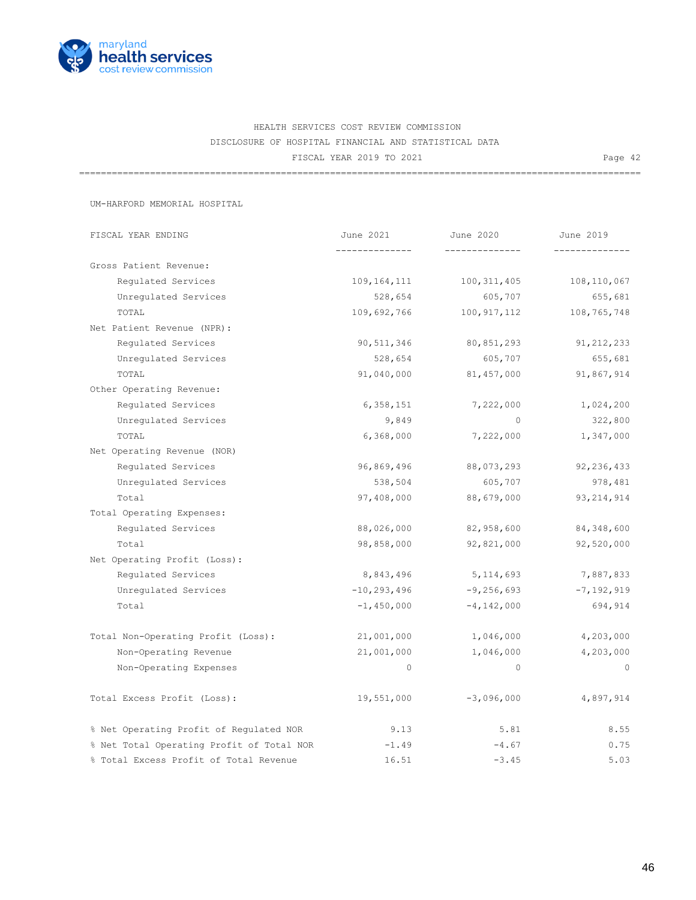HEALTH SERVICES COST REVIEW COMMISSION

DISCLOSURE OF HOSPITAL FINANCIAL AND STATISTICAL DATA

FISCAL YEAR 2019 TO 2021

UM-HARFORD MEMORIAL HOSPITAL

| FISCAL YEAR ENDING | June 2021 | June 2020 | June 2019 |
|---|---|---|---|
| **Gross Patient Revenue:** | | | |
| Regulated Services | 109,164,111 | 100,311,405 | 108,110,067 |
| Unregulated Services | 528,654 | 605,707 | 655,681 |
| TOTAL | 109,692,766 | 100,917,112 | 108,765,748 |
| **Net Patient Revenue (NPR):** | | | |
| Regulated Services | 90,511,346 | 80,851,293 | 91,212,233 |
| Unregulated Services | 528,654 | 605,707 | 655,681 |
| TOTAL | 91,040,000 | 81,457,000 | 91,867,914 |
| **Other Operating Revenue:** | | | |
| Regulated Services | 6,358,151 | 7,222,000 | 1,024,200 |
| Unregulated Services | 9,849 | 0 | 322,800 |
| TOTAL | 6,368,000 | 7,222,000 | 1,347,000 |
| **Net Operating Revenue (NOR)** | | | |
| Regulated Services | 96,869,496 | 88,073,293 | 92,236,433 |
| Unregulated Services | 538,504 | 605,707 | 978,481 |
| Total | 97,408,000 | 88,679,000 | 93,214,914 |
| **Total Operating Expenses:** | | | |
| Regulated Services | 88,026,000 | 82,958,600 | 84,348,600 |
| Total | 98,858,000 | 92,821,000 | 92,520,000 |
| **Net Operating Profit (Loss):** | | | |
| Regulated Services | 8,843,496 | 5,114,693 | 7,887,833 |
| Unregulated Services | -10,293,496 | -9,256,693 | -7,192,919 |
| Total | -1,450,000 | -4,142,000 | 694,914 |
| **Total Non-Operating Profit (Loss):** | 21,001,000 | 1,046,000 | 4,203,000 |
| Non-Operating Revenue | 21,001,000 | 1,046,000 | 4,203,000 |
| Non-Operating Expenses | 0 | 0 | 0 |
| **Total Excess Profit (Loss):** | 19,551,000 | -3,096,000 | 4,897,914 |
| % Net Operating Profit of Regulated NOR | 9.13 | 5.81 | 8.55 |
| % Net Total Operating Profit of Total NOR | -1.49 | -4.67 | 0.75 |
| % Total Excess Profit of Total Revenue | 16.51 | -3.45 | 5.03 |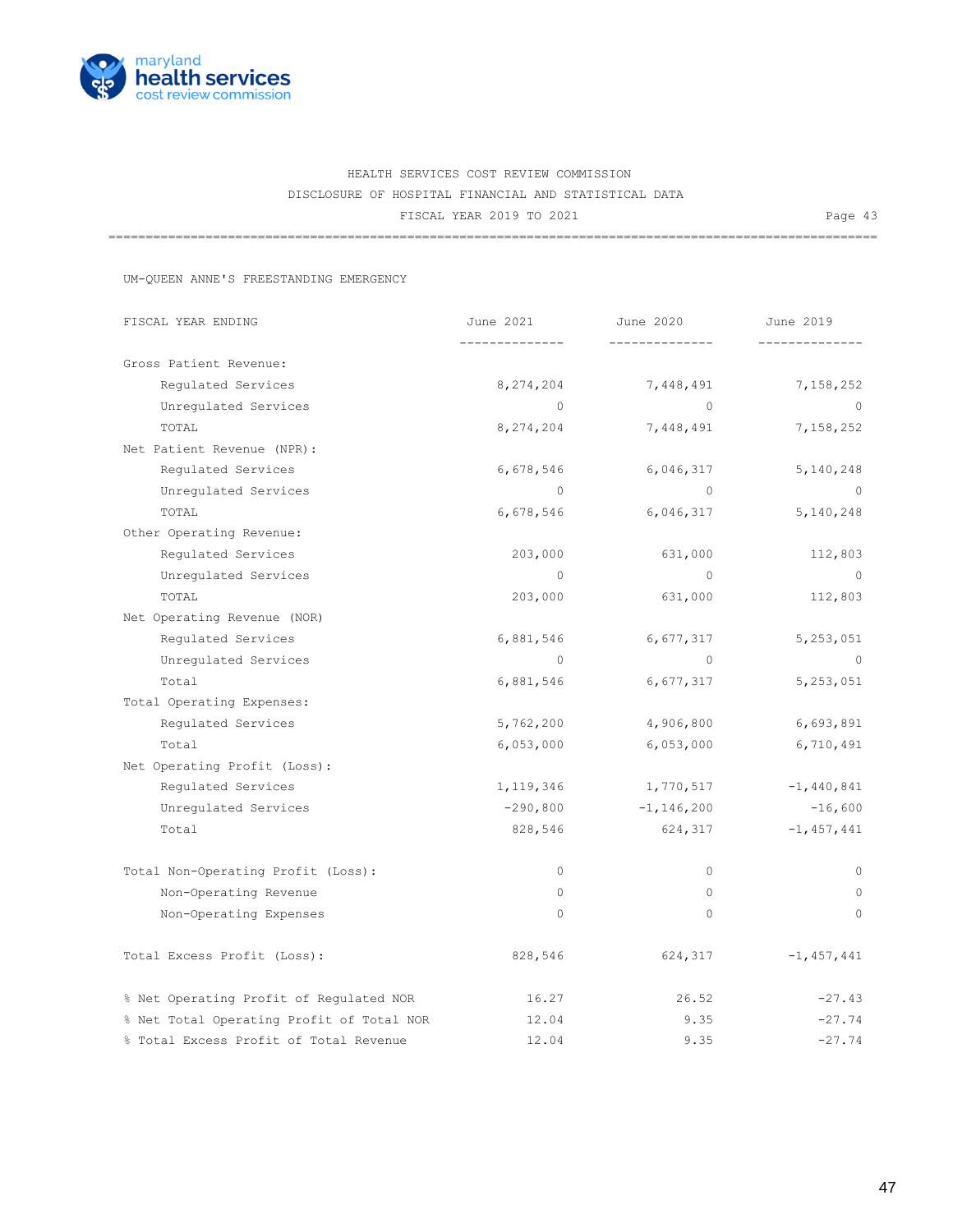HEALTH SERVICES COST REVIEW COMMISSION

DISCLOSURE OF HOSPITAL FINANCIAL AND STATISTICAL DATA

FISCAL YEAR 2019 TO 2021

UM-QUEEN ANNE'S FREESTANDING EMERGENCY

| FISCAL YEAR ENDING | June 2021 | June 2020 | June 2019 |
|---|---|---|---|
| Gross Patient Revenue: | | | |
| Regulated Services | 8,274,204 | 7,448,491 | 7,158,252 |
| Unregulated Services | 0 | 0 | 0 |
| TOTAL | 8,274,204 | 7,448,491 | 7,158,252 |
| Net Patient Revenue (NPR): | | | |
| Regulated Services | 6,678,546 | 6,046,317 | 5,140,248 |
| Unregulated Services | 0 | 0 | 0 |
| TOTAL | 6,678,546 | 6,046,317 | 5,140,248 |
| Other Operating Revenue: | | | |
| Regulated Services | 203,000 | 631,000 | 112,803 |
| Unregulated Services | 0 | 0 | 0 |
| TOTAL | 203,000 | 631,000 | 112,803 |
| Net Operating Revenue (NOR) | | | |
| Regulated Services | 6,881,546 | 6,677,317 | 5,253,051 |
| Unregulated Services | 0 | 0 | 0 |
| Total | 6,881,546 | 6,677,317 | 5,253,051 |
| Total Operating Expenses: | | | |
| Regulated Services | 5,762,200 | 4,906,800 | 6,693,891 |
| Total | 6,053,000 | 6,053,000 | 6,710,491 |
| Net Operating Profit (Loss): | | | |
| Regulated Services | 1,119,346 | 1,770,517 | -1,440,841 |
| Unregulated Services | -290,800 | -1,146,200 | -16,600 |
| Total | 828,546 | 624,317 | -1,457,441 |
| | | | |
| Total Non-Operating Profit (Loss): | 0 | 0 | 0 |
| Non-Operating Revenue | 0 | 0 | 0 |
| Non-Operating Expenses | 0 | 0 | 0 |
| | | | |
| Total Excess Profit (Loss): | 828,546 | 624,317 | -1,457,441 |
| | | | |
| % Net Operating Profit of Regulated NOR | 16.27 | 26.52 | -27.43 |
| % Net Total Operating Profit of Total NOR | 12.04 | 9.35 | -27.74 |
| % Total Excess Profit of Total Revenue | 12.04 | 9.35 | -27.74 |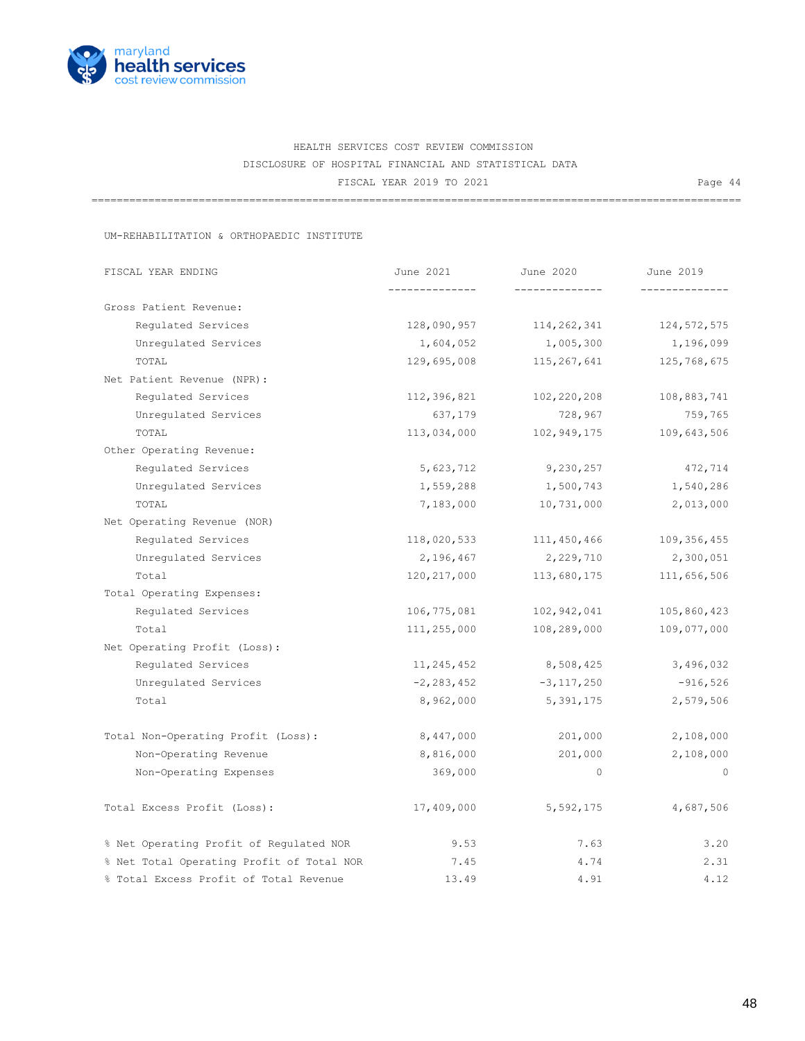HEALTH SERVICES COST REVIEW COMMISSION
DISCLOSURE OF HOSPITAL FINANCIAL AND STATISTICAL DATA
FISCAL YEAR 2019 TO 2021

UM-REHABILITATION & ORTHOPAEDIC INSTITUTE

| FISCAL YEAR ENDING | June 2021 | June 2020 | June 2019 |
|---|---|---|---|
| Gross Patient Revenue: | | | |
| Regulated Services | 128,090,957 | 114,262,341 | 124,572,575 |
| Unregulated Services | 1,604,052 | 1,005,300 | 1,196,099 |
| TOTAL | 129,695,008 | 115,267,641 | 125,768,675 |
| Net Patient Revenue (NPR): | | | |
| Regulated Services | 112,396,821 | 102,220,208 | 108,883,741 |
| Unregulated Services | 637,179 | 728,967 | 759,765 |
| TOTAL | 113,034,000 | 102,949,175 | 109,643,506 |
| Other Operating Revenue: | | | |
| Regulated Services | 5,623,712 | 9,230,257 | 472,714 |
| Unregulated Services | 1,559,288 | 1,500,743 | 1,540,286 |
| TOTAL | 7,183,000 | 10,731,000 | 2,013,000 |
| Net Operating Revenue (NOR) | | | |
| Regulated Services | 118,020,533 | 111,450,466 | 109,356,455 |
| Unregulated Services | 2,196,467 | 2,229,710 | 2,300,051 |
| Total | 120,217,000 | 113,680,175 | 111,656,506 |
| Total Operating Expenses: | | | |
| Regulated Services | 106,775,081 | 102,942,041 | 105,860,423 |
| Total | 111,255,000 | 108,289,000 | 109,077,000 |
| Net Operating Profit (Loss): | | | |
| Regulated Services | 11,245,452 | 8,508,425 | 3,496,032 |
| Unregulated Services | -2,283,452 | -3,117,250 | -916,526 |
| Total | 8,962,000 | 5,391,175 | 2,579,506 |
| Total Non-Operating Profit (Loss): | 8,447,000 | 201,000 | 2,108,000 |
| Non-Operating Revenue | 8,816,000 | 201,000 | 2,108,000 |
| Non-Operating Expenses | 369,000 | 0 | 0 |
| Total Excess Profit (Loss): | 17,409,000 | 5,592,175 | 4,687,506 |
| % Net Operating Profit of Regulated NOR | 9.53 | 7.63 | 3.20 |
| % Net Total Operating Profit of Total NOR | 7.45 | 4.74 | 2.31 |
| % Total Excess Profit of Total Revenue | 13.49 | 4.91 | 4.12 |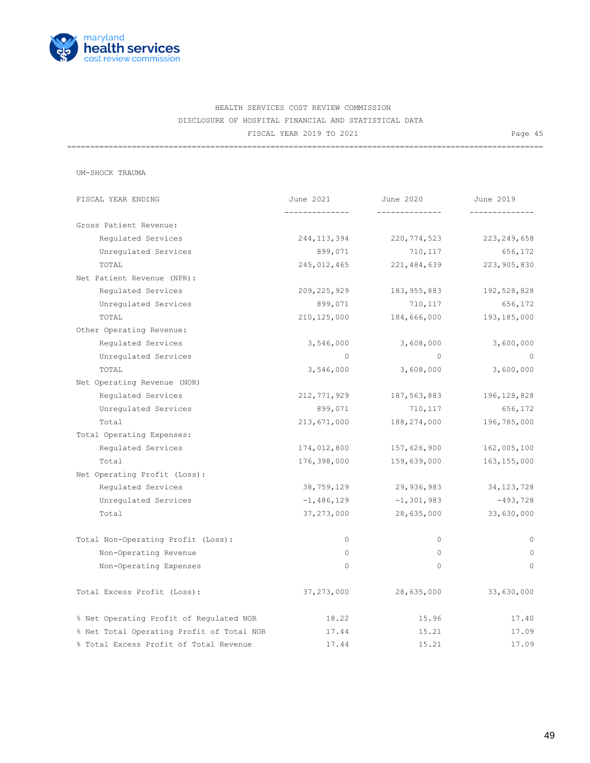HEALTH SERVICES COST REVIEW COMMISSION

DISCLOSURE OF HOSPITAL FINANCIAL AND STATISTICAL DATA

FISCAL YEAR 2019 TO 2021

Page 45

UM-SHOCK TRAUMA

| FISCAL YEAR ENDING | June 2021 | June 2020 | June 2019 |
|---|---|---|---|
| Gross Patient Revenue: | | | |
| Regulated Services | 244,113,394 | 220,774,523 | 223,249,658 |
| Unregulated Services | 899,071 | 710,117 | 656,172 |
| TOTAL | 245,012,465 | 221,484,639 | 223,905,830 |
| Net Patient Revenue (NPR): | | | |
| Regulated Services | 209,225,929 | 183,955,883 | 192,528,828 |
| Unregulated Services | 899,071 | 710,117 | 656,172 |
| TOTAL | 210,125,000 | 184,666,000 | 193,185,000 |
| Other Operating Revenue: | | | |
| Regulated Services | 3,546,000 | 3,608,000 | 3,600,000 |
| Unregulated Services | 0 | 0 | 0 |
| TOTAL | 3,546,000 | 3,608,000 | 3,600,000 |
| Net Operating Revenue (NOR) | | | |
| Regulated Services | 212,771,929 | 187,563,883 | 196,128,828 |
| Unregulated Services | 899,071 | 710,117 | 656,172 |
| Total | 213,671,000 | 188,274,000 | 196,785,000 |
| Total Operating Expenses: | | | |
| Regulated Services | 174,012,800 | 157,626,900 | 162,005,100 |
| Total | 176,398,000 | 159,639,000 | 163,155,000 |
| Net Operating Profit (Loss): | | | |
| Regulated Services | 38,759,129 | 29,936,983 | 34,123,728 |
| Unregulated Services | -1,486,129 | -1,301,983 | -493,728 |
| Total | 37,273,000 | 28,635,000 | 33,630,000 |
| Total Non-Operating Profit (Loss): | 0 | 0 | 0 |
| Non-Operating Revenue | 0 | 0 | 0 |
| Non-Operating Expenses | 0 | 0 | 0 |
| Total Excess Profit (Loss): | 37,273,000 | 28,635,000 | 33,630,000 |
| % Net Operating Profit of Regulated NOR | 18.22 | 15.96 | 17.40 |
| % Net Total Operating Profit of Total NOR | 17.44 | 15.21 | 17.09 |
| % Total Excess Profit of Total Revenue | 17.44 | 15.21 | 17.09 |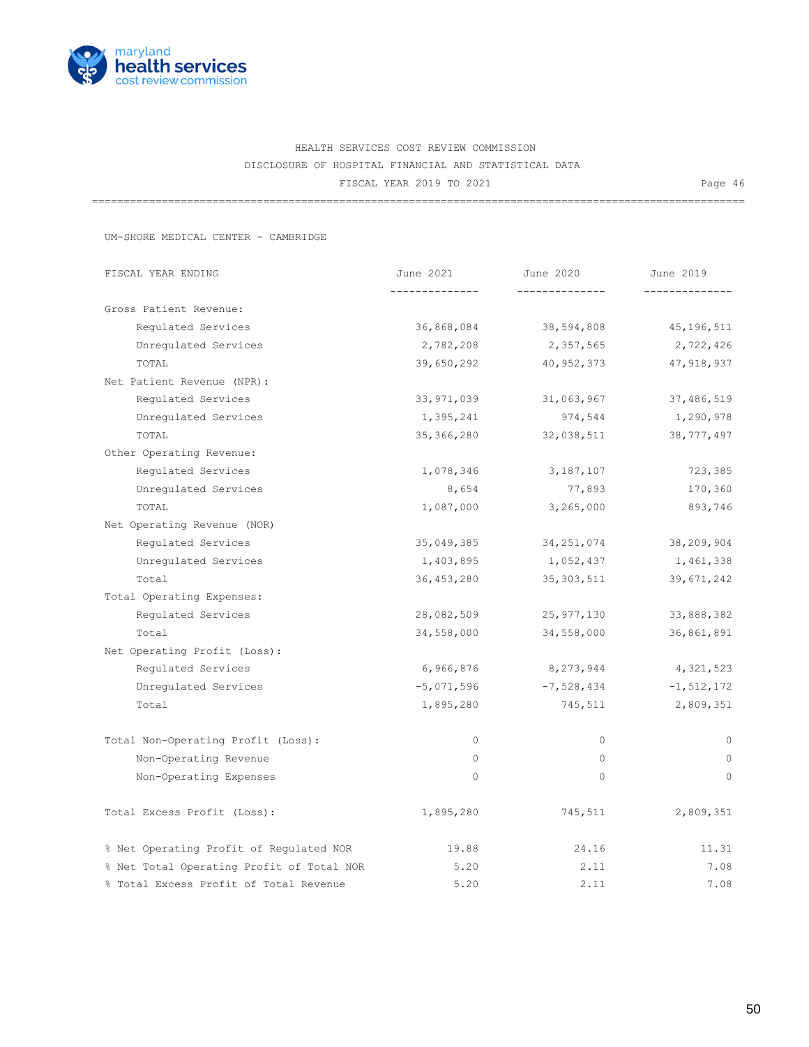HEALTH SERVICES COST REVIEW COMMISSION
DISCLOSURE OF HOSPITAL FINANCIAL AND STATISTICAL DATA
FISCAL YEAR 2019 TO 2021

UM-SHORE MEDICAL CENTER - CAMBRIDGE

| FISCAL YEAR ENDING | June 2021 | June 2020 | June 2019 |
|---|---|---|---|
| Gross Patient Revenue: | | | |
| Regulated Services | 36,868,084 | 38,594,808 | 45,196,511 |
| Unregulated Services | 2,782,208 | 2,357,565 | 2,722,426 |
| TOTAL | 39,650,292 | 40,952,373 | 47,918,937 |
| Net Patient Revenue (NPR): | | | |
| Regulated Services | 33,971,039 | 31,063,967 | 37,486,519 |
| Unregulated Services | 1,395,241 | 974,544 | 1,290,978 |
| TOTAL | 35,366,280 | 32,038,511 | 38,777,497 |
| Other Operating Revenue: | | | |
| Regulated Services | 1,078,346 | 3,187,107 | 723,385 |
| Unregulated Services | 8,654 | 77,893 | 170,360 |
| TOTAL | 1,087,000 | 3,265,000 | 893,746 |
| Net Operating Revenue (NOR) | | | |
| Regulated Services | 35,049,385 | 34,251,074 | 38,209,904 |
| Unregulated Services | 1,403,895 | 1,052,437 | 1,461,338 |
| Total | 36,453,280 | 35,303,511 | 39,671,242 |
| Total Operating Expenses: | | | |
| Regulated Services | 28,082,509 | 25,977,130 | 33,888,382 |
| Total | 34,558,000 | 34,558,000 | 36,861,891 |
| Net Operating Profit (Loss): | | | |
| Regulated Services | 6,966,876 | 8,273,944 | 4,321,523 |
| Unregulated Services | -5,071,596 | -7,528,434 | -1,512,172 |
| Total | 1,895,280 | 745,511 | 2,809,351 |
| Total Non-Operating Profit (Loss): | 0 | 0 | 0 |
| Non-Operating Revenue | 0 | 0 | 0 |
| Non-Operating Expenses | 0 | 0 | 0 |
| Total Excess Profit (Loss): | 1,895,280 | 745,511 | 2,809,351 |
| % Net Operating Profit of Regulated NOR | 19.88 | 24.16 | 11.31 |
| % Net Total Operating Profit of Total NOR | 5.20 | 2.11 | 7.08 |
| % Total Excess Profit of Total Revenue | 5.20 | 2.11 | 7.08 |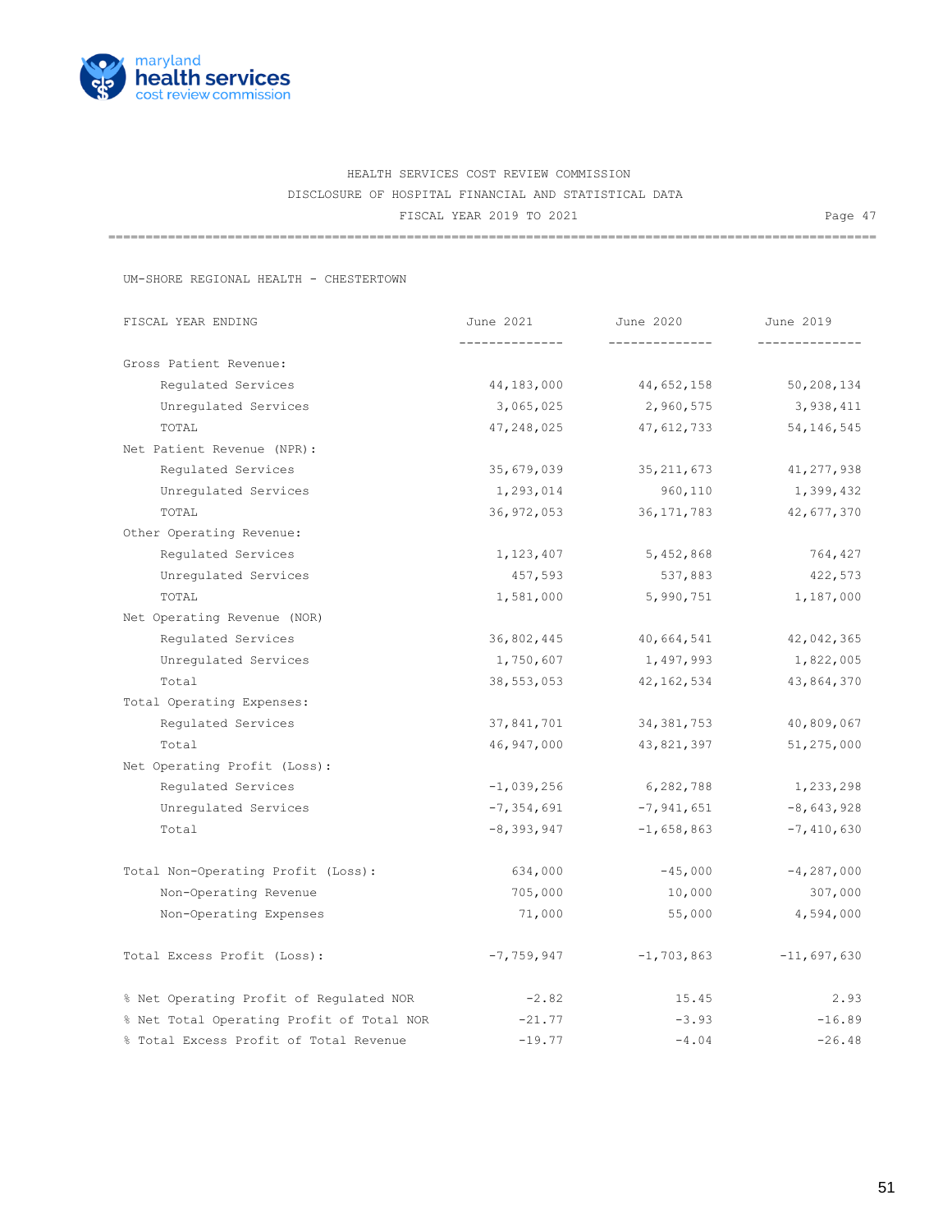HEALTH SERVICES COST REVIEW COMMISSION
DISCLOSURE OF HOSPITAL FINANCIAL AND STATISTICAL DATA
FISCAL YEAR 2019 TO 2021

UM-SHORE REGIONAL HEALTH - CHESTERTOWN

| FISCAL YEAR ENDING | June 2021 | June 2020 | June 2019 |
|---|---|---|---|
| Gross Patient Revenue: | | | |
| Regulated Services | 44,183,000 | 44,652,158 | 50,208,134 |
| Unregulated Services | 3,065,025 | 2,960,575 | 3,938,411 |
| TOTAL | 47,248,025 | 47,612,733 | 54,146,545 |
| Net Patient Revenue (NPR): | | | |
| Regulated Services | 35,679,039 | 35,211,673 | 41,277,938 |
| Unregulated Services | 1,293,014 | 960,110 | 1,399,432 |
| TOTAL | 36,972,053 | 36,171,783 | 42,677,370 |
| Other Operating Revenue: | | | |
| Regulated Services | 1,123,407 | 5,452,868 | 764,427 |
| Unregulated Services | 457,593 | 537,883 | 422,573 |
| TOTAL | 1,581,000 | 5,990,751 | 1,187,000 |
| Net Operating Revenue (NOR) | | | |
| Regulated Services | 36,802,445 | 40,664,541 | 42,042,365 |
| Unregulated Services | 1,750,607 | 1,497,993 | 1,822,005 |
| Total | 38,553,053 | 42,162,534 | 43,864,370 |
| Total Operating Expenses: | | | |
| Regulated Services | 37,841,701 | 34,381,753 | 40,809,067 |
| Total | 46,947,000 | 43,821,397 | 51,275,000 |
| Net Operating Profit (Loss): | | | |
| Regulated Services | -1,039,256 | 6,282,788 | 1,233,298 |
| Unregulated Services | -7,354,691 | -7,941,651 | -8,643,928 |
| Total | -8,393,947 | -1,658,863 | -7,410,630 |
| Total Non-Operating Profit (Loss): | 634,000 | -45,000 | -4,287,000 |
| Non-Operating Revenue | 705,000 | 10,000 | 307,000 |
| Non-Operating Expenses | 71,000 | 55,000 | 4,594,000 |
| Total Excess Profit (Loss): | -7,759,947 | -1,703,863 | -11,697,630 |
| % Net Operating Profit of Regulated NOR | -2.82 | 15.45 | 2.93 |
| % Net Total Operating Profit of Total NOR | -21.77 | -3.93 | -16.89 |
| % Total Excess Profit of Total Revenue | -19.77 | -4.04 | -26.48 |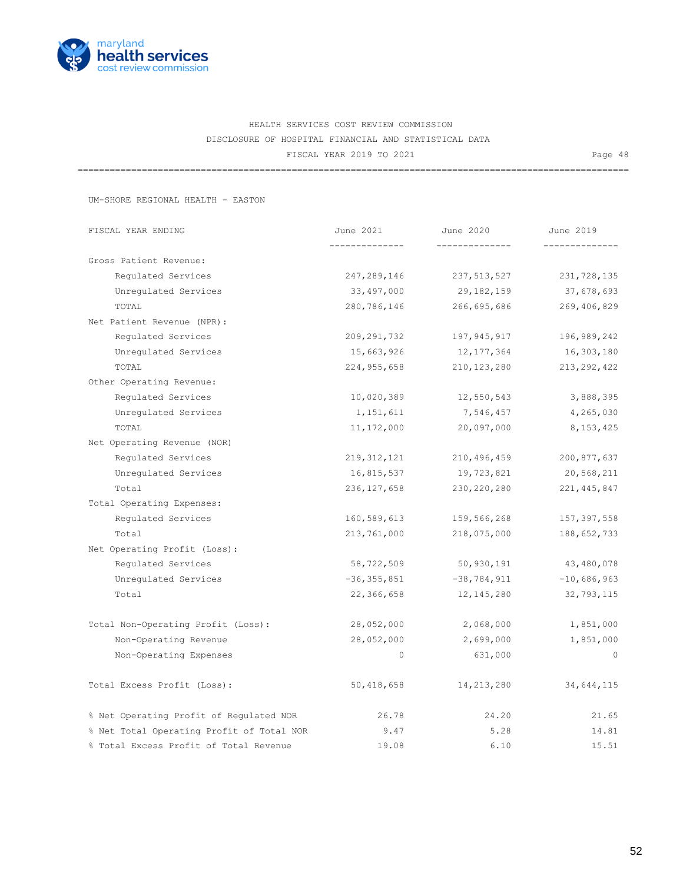HEALTH SERVICES COST REVIEW COMMISSION

DISCLOSURE OF HOSPITAL FINANCIAL AND STATISTICAL DATA

FISCAL YEAR 2019 TO 2021

## UM-SHORE REGIONAL HEALTH - EASTON

| FISCAL YEAR ENDING | June 2021 | June 2020 | June 2019 |
|---|---|---|---|
| Gross Patient Revenue: | | | |
| Regulated Services | 247,289,146 | 237,513,527 | 231,728,135 |
| Unregulated Services | 33,497,000 | 29,182,159 | 37,678,693 |
| TOTAL | 280,786,146 | 266,695,686 | 269,406,829 |
| Net Patient Revenue (NPR): | | | |
| Regulated Services | 209,291,732 | 197,945,917 | 196,989,242 |
| Unregulated Services | 15,663,926 | 12,177,364 | 16,303,180 |
| TOTAL | 224,955,658 | 210,123,280 | 213,292,422 |
| Other Operating Revenue: | | | |
| Regulated Services | 10,020,389 | 12,550,543 | 3,888,395 |
| Unregulated Services | 1,151,611 | 7,546,457 | 4,265,030 |
| TOTAL | 11,172,000 | 20,097,000 | 8,153,425 |
| Net Operating Revenue (NOR) | | | |
| Regulated Services | 219,312,121 | 210,496,459 | 200,877,637 |
| Unregulated Services | 16,815,537 | 19,723,821 | 20,568,211 |
| Total | 236,127,658 | 230,220,280 | 221,445,847 |
| Total Operating Expenses: | | | |
| Regulated Services | 160,589,613 | 159,566,268 | 157,397,558 |
| Total | 213,761,000 | 218,075,000 | 188,652,733 |
| Net Operating Profit (Loss): | | | |
| Regulated Services | 58,722,509 | 50,930,191 | 43,480,078 |
| Unregulated Services | -36,355,851 | -38,784,911 | -10,686,963 |
| Total | 22,366,658 | 12,145,280 | 32,793,115 |
| Total Non-Operating Profit (Loss): | 28,052,000 | 2,068,000 | 1,851,000 |
| Non-Operating Revenue | 28,052,000 | 2,699,000 | 1,851,000 |
| Non-Operating Expenses | 0 | 631,000 | 0 |
| Total Excess Profit (Loss): | 50,418,658 | 14,213,280 | 34,644,115 |
| % Net Operating Profit of Regulated NOR | 26.78 | 24.20 | 21.65 |
| % Net Total Operating Profit of Total NOR | 9.47 | 5.28 | 14.81 |
| % Total Excess Profit of Total Revenue | 19.08 | 6.10 | 15.51 |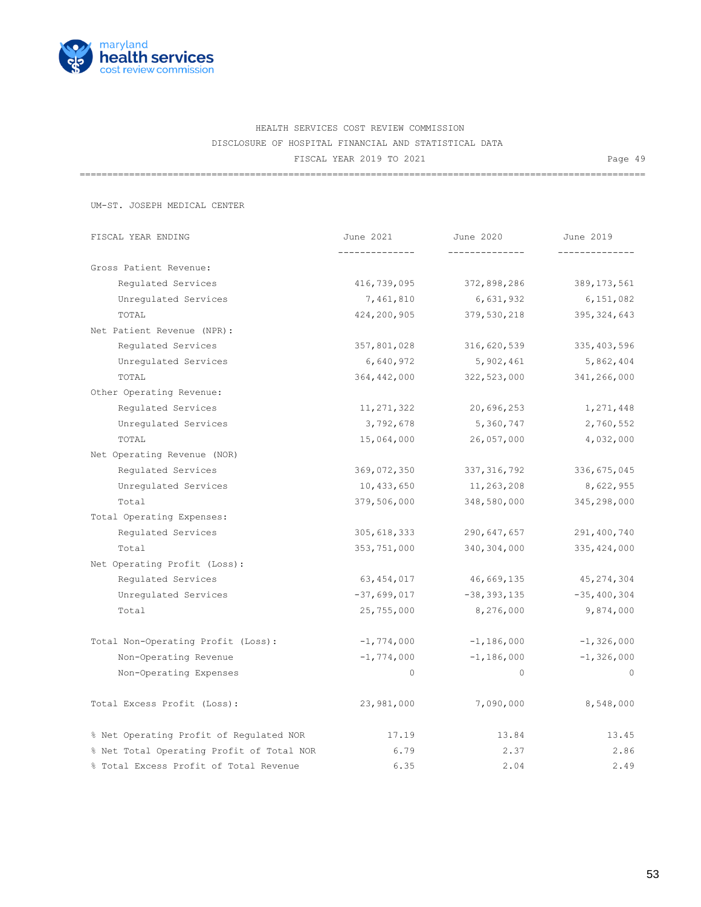HEALTH SERVICES COST REVIEW COMMISSION

DISCLOSURE OF HOSPITAL FINANCIAL AND STATISTICAL DATA

FISCAL YEAR 2019 TO 2021

UM-ST. JOSEPH MEDICAL CENTER

| FISCAL YEAR ENDING | June 2021 | June 2020 | June 2019 |
|---|---|---|---|
| Gross Patient Revenue: | | | |
| Regulated Services | 416,739,095 | 372,898,286 | 389,173,561 |
| Unregulated Services | 7,461,810 | 6,631,932 | 6,151,082 |
| TOTAL | 424,200,905 | 379,530,218 | 395,324,643 |
| Net Patient Revenue (NPR): | | | |
| Regulated Services | 357,801,028 | 316,620,539 | 335,403,596 |
| Unregulated Services | 6,640,972 | 5,902,461 | 5,862,404 |
| TOTAL | 364,442,000 | 322,523,000 | 341,266,000 |
| Other Operating Revenue: | | | |
| Regulated Services | 11,271,322 | 20,696,253 | 1,271,448 |
| Unregulated Services | 3,792,678 | 5,360,747 | 2,760,552 |
| TOTAL | 15,064,000 | 26,057,000 | 4,032,000 |
| Net Operating Revenue (NOR) | | | |
| Regulated Services | 369,072,350 | 337,316,792 | 336,675,045 |
| Unregulated Services | 10,433,650 | 11,263,208 | 8,622,955 |
| Total | 379,506,000 | 348,580,000 | 345,298,000 |
| Total Operating Expenses: | | | |
| Regulated Services | 305,618,333 | 290,647,657 | 291,400,740 |
| Total | 353,751,000 | 340,304,000 | 335,424,000 |
| Net Operating Profit (Loss): | | | |
| Regulated Services | 63,454,017 | 46,669,135 | 45,274,304 |
| Unregulated Services | -37,699,017 | -38,393,135 | -35,400,304 |
| Total | 25,755,000 | 8,276,000 | 9,874,000 |
| Total Non-Operating Profit (Loss): | -1,774,000 | -1,186,000 | -1,326,000 |
| Non-Operating Revenue | -1,774,000 | -1,186,000 | -1,326,000 |
| Non-Operating Expenses | 0 | 0 | 0 |
| Total Excess Profit (Loss): | 23,981,000 | 7,090,000 | 8,548,000 |
| % Net Operating Profit of Regulated NOR | 17.19 | 13.84 | 13.45 |
| % Net Total Operating Profit of Total NOR | 6.79 | 2.37 | 2.86 |
| % Total Excess Profit of Total Revenue | 6.35 | 2.04 | 2.49 |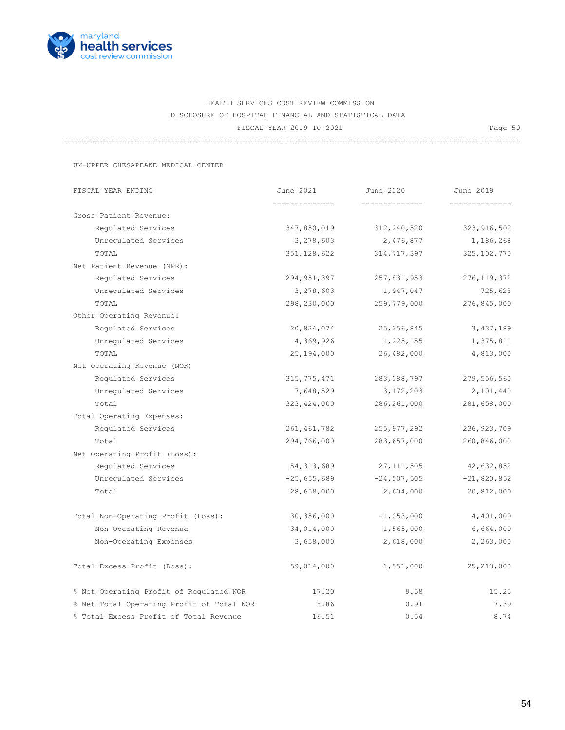HEALTH SERVICES COST REVIEW COMMISSION
DISCLOSURE OF HOSPITAL FINANCIAL AND STATISTICAL DATA
FISCAL YEAR 2019 TO 2021

UM-UPPER CHESAPEAKE MEDICAL CENTER

| FISCAL YEAR ENDING | June 2021 | June 2020 | June 2019 |
|---|---|---|---|
| Gross Patient Revenue: | | | |
| Regulated Services | 347,850,019 | 312,240,520 | 323,916,502 |
| Unregulated Services | 3,278,603 | 2,476,877 | 1,186,268 |
| TOTAL | 351,128,622 | 314,717,397 | 325,102,770 |
| Net Patient Revenue (NPR): | | | |
| Regulated Services | 294,951,397 | 257,831,953 | 276,119,372 |
| Unregulated Services | 3,278,603 | 1,947,047 | 725,628 |
| TOTAL | 298,230,000 | 259,779,000 | 276,845,000 |
| Other Operating Revenue: | | | |
| Regulated Services | 20,824,074 | 25,256,845 | 3,437,189 |
| Unregulated Services | 4,369,926 | 1,225,155 | 1,375,811 |
| TOTAL | 25,194,000 | 26,482,000 | 4,813,000 |
| Net Operating Revenue (NOR) | | | |
| Regulated Services | 315,775,471 | 283,088,797 | 279,556,560 |
| Unregulated Services | 7,648,529 | 3,172,203 | 2,101,440 |
| Total | 323,424,000 | 286,261,000 | 281,658,000 |
| Total Operating Expenses: | | | |
| Regulated Services | 261,461,782 | 255,977,292 | 236,923,709 |
| Total | 294,766,000 | 283,657,000 | 260,846,000 |
| Net Operating Profit (Loss): | | | |
| Regulated Services | 54,313,689 | 27,111,505 | 42,632,852 |
| Unregulated Services | -25,655,689 | -24,507,505 | -21,820,852 |
| Total | 28,658,000 | 2,604,000 | 20,812,000 |
| Total Non-Operating Profit (Loss): | 30,356,000 | -1,053,000 | 4,401,000 |
| Non-Operating Revenue | 34,014,000 | 1,565,000 | 6,664,000 |
| Non-Operating Expenses | 3,658,000 | 2,618,000 | 2,263,000 |
| Total Excess Profit (Loss): | 59,014,000 | 1,551,000 | 25,213,000 |
| % Net Operating Profit of Regulated NOR | 17.20 | 9.58 | 15.25 |
| % Net Total Operating Profit of Total NOR | 8.86 | 0.91 | 7.39 |
| % Total Excess Profit of Total Revenue | 16.51 | 0.54 | 8.74 |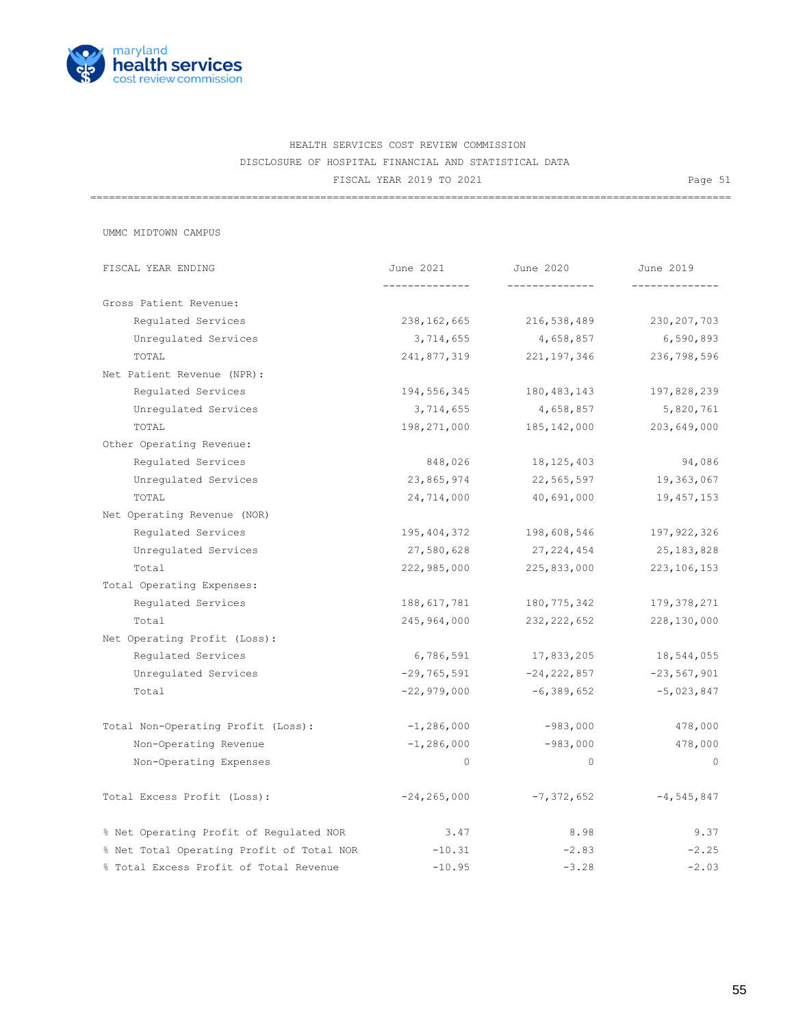HEALTH SERVICES COST REVIEW COMMISSION
DISCLOSURE OF HOSPITAL FINANCIAL AND STATISTICAL DATA
FISCAL YEAR 2019 TO 2021

UMMC MIDTOWN CAMPUS

| FISCAL YEAR ENDING | June 2021 | June 2020 | June 2019 |
|---|---|---|---|
| **Gross Patient Revenue:** | | | |
| Regulated Services | 238,162,665 | 216,538,489 | 230,207,703 |
| Unregulated Services | 3,714,655 | 4,658,857 | 6,590,893 |
| TOTAL | 241,877,319 | 221,197,346 | 236,798,596 |
| **Net Patient Revenue (NPR):** | | | |
| Regulated Services | 194,556,345 | 180,483,143 | 197,828,239 |
| Unregulated Services | 3,714,655 | 4,658,857 | 5,820,761 |
| TOTAL | 198,271,000 | 185,142,000 | 203,649,000 |
| **Other Operating Revenue:** | | | |
| Regulated Services | 848,026 | 18,125,403 | 94,086 |
| Unregulated Services | 23,865,974 | 22,565,597 | 19,363,067 |
| TOTAL | 24,714,000 | 40,691,000 | 19,457,153 |
| **Net Operating Revenue (NOR)** | | | |
| Regulated Services | 195,404,372 | 198,608,546 | 197,922,326 |
| Unregulated Services | 27,580,628 | 27,224,454 | 25,183,828 |
| Total | 222,985,000 | 225,833,000 | 223,106,153 |
| **Total Operating Expenses:** | | | |
| Regulated Services | 188,617,781 | 180,775,342 | 179,378,271 |
| Total | 245,964,000 | 232,222,652 | 228,130,000 |
| **Net Operating Profit (Loss):** | | | |
| Regulated Services | 6,786,591 | 17,833,205 | 18,544,055 |
| Unregulated Services | -29,765,591 | -24,222,857 | -23,567,901 |
| Total | -22,979,000 | -6,389,652 | -5,023,847 |
| **Total Non-Operating Profit (Loss):** | -1,286,000 | -983,000 | 478,000 |
| Non-Operating Revenue | -1,286,000 | -983,000 | 478,000 |
| Non-Operating Expenses | 0 | 0 | 0 |
| **Total Excess Profit (Loss):** | -24,265,000 | -7,372,652 | -4,545,847 |
| % Net Operating Profit of Regulated NOR | 3.47 | 8.98 | 9.37 |
| % Net Total Operating Profit of Total NOR | -10.31 | -2.83 | -2.25 |
| % Total Excess Profit of Total Revenue | -10.95 | -3.28 | -2.03 |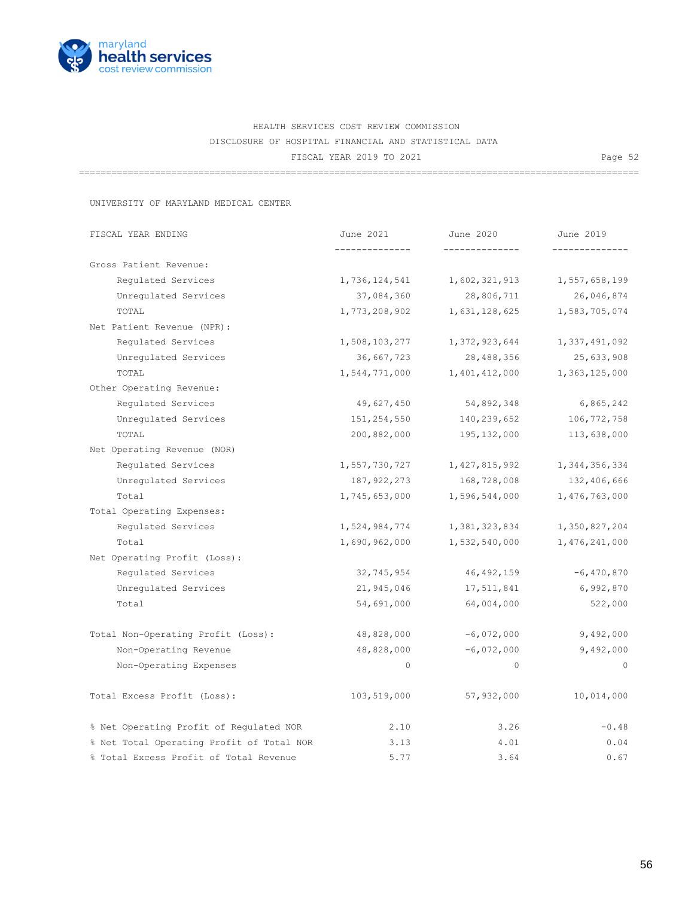HEALTH SERVICES COST REVIEW COMMISSION
DISCLOSURE OF HOSPITAL FINANCIAL AND STATISTICAL DATA
FISCAL YEAR 2019 TO 2021

UNIVERSITY OF MARYLAND MEDICAL CENTER

| FISCAL YEAR ENDING | June 2021 | June 2020 | June 2019 |
|---|---|---|---|
| Gross Patient Revenue: | | | |
| Regulated Services | 1,736,124,541 | 1,602,321,913 | 1,557,658,199 |
| Unregulated Services | 37,084,360 | 28,806,711 | 26,046,874 |
| TOTAL | 1,773,208,902 | 1,631,128,625 | 1,583,705,074 |
| Net Patient Revenue (NPR): | | | |
| Regulated Services | 1,508,103,277 | 1,372,923,644 | 1,337,491,092 |
| Unregulated Services | 36,667,723 | 28,488,356 | 25,633,908 |
| TOTAL | 1,544,771,000 | 1,401,412,000 | 1,363,125,000 |
| Other Operating Revenue: | | | |
| Regulated Services | 49,627,450 | 54,892,348 | 6,865,242 |
| Unregulated Services | 151,254,550 | 140,239,652 | 106,772,758 |
| TOTAL | 200,882,000 | 195,132,000 | 113,638,000 |
| Net Operating Revenue (NOR) | | | |
| Regulated Services | 1,557,730,727 | 1,427,815,992 | 1,344,356,334 |
| Unregulated Services | 187,922,273 | 168,728,008 | 132,406,666 |
| Total | 1,745,653,000 | 1,596,544,000 | 1,476,763,000 |
| Total Operating Expenses: | | | |
| Regulated Services | 1,524,984,774 | 1,381,323,834 | 1,350,827,204 |
| Total | 1,690,962,000 | 1,532,540,000 | 1,476,241,000 |
| Net Operating Profit (Loss): | | | |
| Regulated Services | 32,745,954 | 46,492,159 | -6,470,870 |
| Unregulated Services | 21,945,046 | 17,511,841 | 6,992,870 |
| Total | 54,691,000 | 64,004,000 | 522,000 |
| Total Non-Operating Profit (Loss): | 48,828,000 | -6,072,000 | 9,492,000 |
| Non-Operating Revenue | 48,828,000 | -6,072,000 | 9,492,000 |
| Non-Operating Expenses | 0 | 0 | 0 |
| Total Excess Profit (Loss): | 103,519,000 | 57,932,000 | 10,014,000 |
| % Net Operating Profit of Regulated NOR | 2.10 | 3.26 | -0.48 |
| % Net Total Operating Profit of Total NOR | 3.13 | 4.01 | 0.04 |
| % Total Excess Profit of Total Revenue | 5.77 | 3.64 | 0.67 |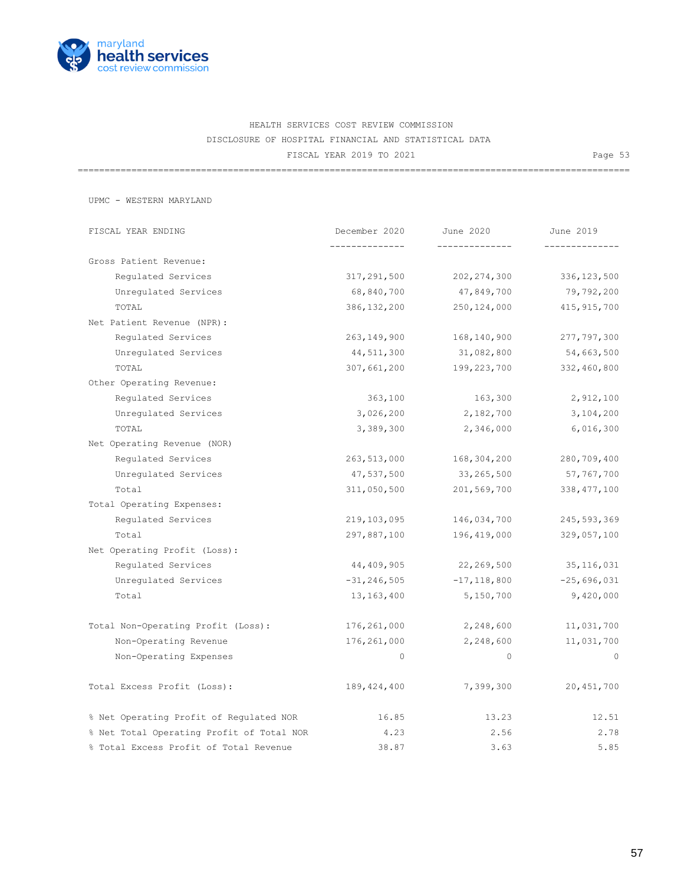HEALTH SERVICES COST REVIEW COMMISSION

DISCLOSURE OF HOSPITAL FINANCIAL AND STATISTICAL DATA

FISCAL YEAR 2019 TO 2021

UPMC - WESTERN MARYLAND

| FISCAL YEAR ENDING | December 2020 | June 2020 | June 2019 |
|---|---|---|---|
| Gross Patient Revenue: | | | |
| Regulated Services | 317,291,500 | 202,274,300 | 336,123,500 |
| Unregulated Services | 68,840,700 | 47,849,700 | 79,792,200 |
| TOTAL | 386,132,200 | 250,124,000 | 415,915,700 |
| Net Patient Revenue (NPR): | | | |
| Regulated Services | 263,149,900 | 168,140,900 | 277,797,300 |
| Unregulated Services | 44,511,300 | 31,082,800 | 54,663,500 |
| TOTAL | 307,661,200 | 199,223,700 | 332,460,800 |
| Other Operating Revenue: | | | |
| Regulated Services | 363,100 | 163,300 | 2,912,100 |
| Unregulated Services | 3,026,200 | 2,182,700 | 3,104,200 |
| TOTAL | 3,389,300 | 2,346,000 | 6,016,300 |
| Net Operating Revenue (NOR) | | | |
| Regulated Services | 263,513,000 | 168,304,200 | 280,709,400 |
| Unregulated Services | 47,537,500 | 33,265,500 | 57,767,700 |
| Total | 311,050,500 | 201,569,700 | 338,477,100 |
| Total Operating Expenses: | | | |
| Regulated Services | 219,103,095 | 146,034,700 | 245,593,369 |
| Total | 297,887,100 | 196,419,000 | 329,057,100 |
| Net Operating Profit (Loss): | | | |
| Regulated Services | 44,409,905 | 22,269,500 | 35,116,031 |
| Unregulated Services | -31,246,505 | -17,118,800 | -25,696,031 |
| Total | 13,163,400 | 5,150,700 | 9,420,000 |
| Total Non-Operating Profit (Loss): | 176,261,000 | 2,248,600 | 11,031,700 |
| Non-Operating Revenue | 176,261,000 | 2,248,600 | 11,031,700 |
| Non-Operating Expenses | 0 | 0 | 0 |
| Total Excess Profit (Loss): | 189,424,400 | 7,399,300 | 20,451,700 |
| % Net Operating Profit of Regulated NOR | 16.85 | 13.23 | 12.51 |
| % Net Total Operating Profit of Total NOR | 4.23 | 2.56 | 2.78 |
| % Total Excess Profit of Total Revenue | 38.87 | 3.63 | 5.85 |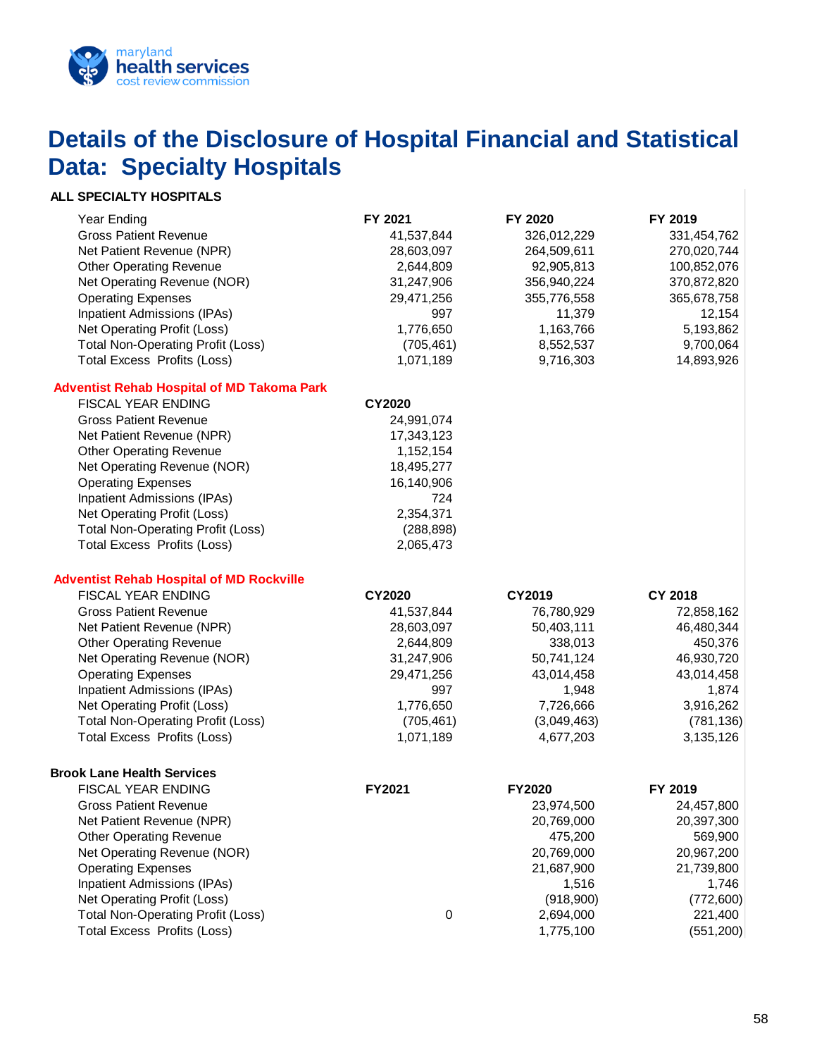# Details of the Disclosure of Hospital Financial and Statistical Data: Specialty Hospitals

**ALL SPECIALTY HOSPITALS**

| Year Ending | FY 2021 | FY 2020 | FY 2019 |
|---|---|---|---|
| Gross Patient Revenue | 41,537,844 | 326,012,229 | 331,454,762 |
| Net Patient Revenue (NPR) | 28,603,097 | 264,509,611 | 270,020,744 |
| Other Operating Revenue | 2,644,809 | 92,905,813 | 100,852,076 |
| Net Operating Revenue (NOR) | 31,247,906 | 356,940,224 | 370,872,820 |
| Operating Expenses | 29,471,256 | 355,776,558 | 365,678,758 |
| Inpatient Admissions (IPAs) | 997 | 11,379 | 12,154 |
| Net Operating Profit (Loss) | 1,776,650 | 1,163,766 | 5,193,862 |
| Total Non-Operating Profit (Loss) | (705,461) | 8,552,537 | 9,700,064 |
| Total Excess Profits (Loss) | 1,071,189 | 9,716,303 | 14,893,926 |

**Adventist Rehab Hospital of MD Takoma Park**

| FISCAL YEAR ENDING | CY2020 |
|---|---|
| Gross Patient Revenue | 24,991,074 |
| Net Patient Revenue (NPR) | 17,343,123 |
| Other Operating Revenue | 1,152,154 |
| Net Operating Revenue (NOR) | 18,495,277 |
| Operating Expenses | 16,140,906 |
| Inpatient Admissions (IPAs) | 724 |
| Net Operating Profit (Loss) | 2,354,371 |
| Total Non-Operating Profit (Loss) | (288,898) |
| Total Excess Profits (Loss) | 2,065,473 |

**Adventist Rehab Hospital of MD Rockville**

| FISCAL YEAR ENDING | CY2020 | CY2019 | CY 2018 |
|---|---|---|---|
| Gross Patient Revenue | 41,537,844 | 76,780,929 | 72,858,162 |
| Net Patient Revenue (NPR) | 28,603,097 | 50,403,111 | 46,480,344 |
| Other Operating Revenue | 2,644,809 | 338,013 | 450,376 |
| Net Operating Revenue (NOR) | 31,247,906 | 50,741,124 | 46,930,720 |
| Operating Expenses | 29,471,256 | 43,014,458 | 43,014,458 |
| Inpatient Admissions (IPAs) | 997 | 1,948 | 1,874 |
| Net Operating Profit (Loss) | 1,776,650 | 7,726,666 | 3,916,262 |
| Total Non-Operating Profit (Loss) | (705,461) | (3,049,463) | (781,136) |
| Total Excess Profits (Loss) | 1,071,189 | 4,677,203 | 3,135,126 |

**Brook Lane Health Services**

| FISCAL YEAR ENDING | FY2021 | FY2020 | FY 2019 |
|---|---|---|---|
| Gross Patient Revenue | | 23,974,500 | 24,457,800 |
| Net Patient Revenue (NPR) | | 20,769,000 | 20,397,300 |
| Other Operating Revenue | | 475,200 | 569,900 |
| Net Operating Revenue (NOR) | | 20,769,000 | 20,967,200 |
| Operating Expenses | | 21,687,900 | 21,739,800 |
| Inpatient Admissions (IPAs) | | 1,516 | 1,746 |
| Net Operating Profit (Loss) | | (918,900) | (772,600) |
| Total Non-Operating Profit (Loss) | 0 | 2,694,000 | 221,400 |
| Total Excess Profits (Loss) | | 1,775,100 | (551,200) |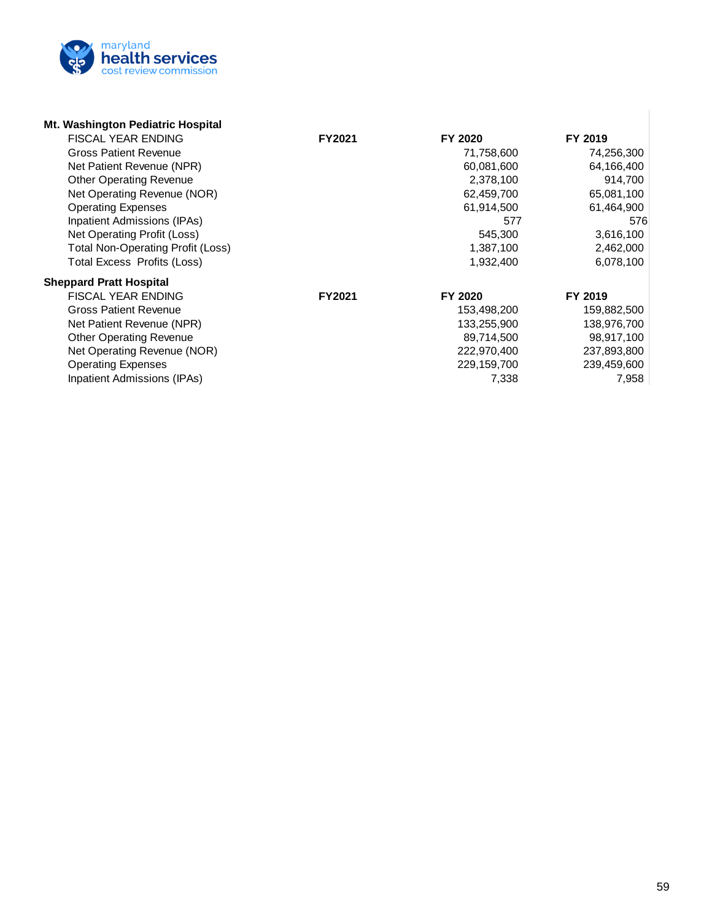**Mt. Washington Pediatric Hospital**

| FISCAL YEAR ENDING | FY2021 | FY 2020 | FY 2019 |
|---|---|---|---|
| Gross Patient Revenue | | 71,758,600 | 74,256,300 |
| Net Patient Revenue (NPR) | | 60,081,600 | 64,166,400 |
| Other Operating Revenue | | 2,378,100 | 914,700 |
| Net Operating Revenue (NOR) | | 62,459,700 | 65,081,100 |
| Operating Expenses | | 61,914,500 | 61,464,900 |
| Inpatient Admissions (IPAs) | | 577 | 576 |
| Net Operating Profit (Loss) | | 545,300 | 3,616,100 |
| Total Non-Operating Profit (Loss) | | 1,387,100 | 2,462,000 |
| Total Excess Profits (Loss) | | 1,932,400 | 6,078,100 |

**Sheppard Pratt Hospital**

| FISCAL YEAR ENDING | FY2021 | FY 2020 | FY 2019 |
|---|---|---|---|
| Gross Patient Revenue | | 153,498,200 | 159,882,500 |
| Net Patient Revenue (NPR) | | 133,255,900 | 138,976,700 |
| Other Operating Revenue | | 89,714,500 | 98,917,100 |
| Net Operating Revenue (NOR) | | 222,970,400 | 237,893,800 |
| Operating Expenses | | 229,159,700 | 239,459,600 |
| Inpatient Admissions (IPAs) | | 7,338 | 7,958 |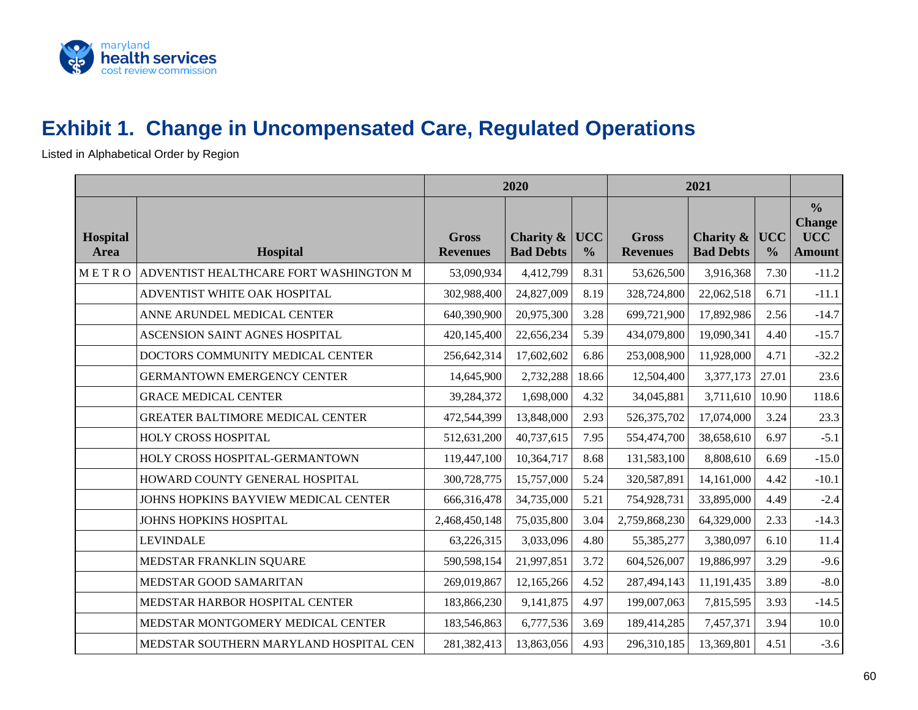# Exhibit 1. Change in Uncompensated Care, Regulated Operations

Listed in Alphabetical Order by Region

| | | 2020 | | | 2021 | | | |
|---|---|---|---|---|---|---|---|---|
| **Hospital Area** | **Hospital** | **Gross Revenues** | **Charity & Bad Debts** | **UCC %** | **Gross Revenues** | **Charity & Bad Debts** | **UCC %** | **% Change UCC Amount** |
| M E T R O | ADVENTIST HEALTHCARE FORT WASHINGTON M | 53,090,934 | 4,412,799 | 8.31 | 53,626,500 | 3,916,368 | 7.30 | -11.2 |
| | ADVENTIST WHITE OAK HOSPITAL | 302,988,400 | 24,827,009 | 8.19 | 328,724,800 | 22,062,518 | 6.71 | -11.1 |
| | ANNE ARUNDEL MEDICAL CENTER | 640,390,900 | 20,975,300 | 3.28 | 699,721,900 | 17,892,986 | 2.56 | -14.7 |
| | ASCENSION SAINT AGNES HOSPITAL | 420,145,400 | 22,656,234 | 5.39 | 434,079,800 | 19,090,341 | 4.40 | -15.7 |
| | DOCTORS COMMUNITY MEDICAL CENTER | 256,642,314 | 17,602,602 | 6.86 | 253,008,900 | 11,928,000 | 4.71 | -32.2 |
| | GERMANTOWN EMERGENCY CENTER | 14,645,900 | 2,732,288 | 18.66 | 12,504,400 | 3,377,173 | 27.01 | 23.6 |
| | GRACE MEDICAL CENTER | 39,284,372 | 1,698,000 | 4.32 | 34,045,881 | 3,711,610 | 10.90 | 118.6 |
| | GREATER BALTIMORE MEDICAL CENTER | 472,544,399 | 13,848,000 | 2.93 | 526,375,702 | 17,074,000 | 3.24 | 23.3 |
| | HOLY CROSS HOSPITAL | 512,631,200 | 40,737,615 | 7.95 | 554,474,700 | 38,658,610 | 6.97 | -5.1 |
| | HOLY CROSS HOSPITAL-GERMANTOWN | 119,447,100 | 10,364,717 | 8.68 | 131,583,100 | 8,808,610 | 6.69 | -15.0 |
| | HOWARD COUNTY GENERAL HOSPITAL | 300,728,775 | 15,757,000 | 5.24 | 320,587,891 | 14,161,000 | 4.42 | -10.1 |
| | JOHNS HOPKINS BAYVIEW MEDICAL CENTER | 666,316,478 | 34,735,000 | 5.21 | 754,928,731 | 33,895,000 | 4.49 | -2.4 |
| | JOHNS HOPKINS HOSPITAL | 2,468,450,148 | 75,035,800 | 3.04 | 2,759,868,230 | 64,329,000 | 2.33 | -14.3 |
| | LEVINDALE | 63,226,315 | 3,033,096 | 4.80 | 55,385,277 | 3,380,097 | 6.10 | 11.4 |
| | MEDSTAR FRANKLIN SQUARE | 590,598,154 | 21,997,851 | 3.72 | 604,526,007 | 19,886,997 | 3.29 | -9.6 |
| | MEDSTAR GOOD SAMARITAN | 269,019,867 | 12,165,266 | 4.52 | 287,494,143 | 11,191,435 | 3.89 | -8.0 |
| | MEDSTAR HARBOR HOSPITAL CENTER | 183,866,230 | 9,141,875 | 4.97 | 199,007,063 | 7,815,595 | 3.93 | -14.5 |
| | MEDSTAR MONTGOMERY MEDICAL CENTER | 183,546,863 | 6,777,536 | 3.69 | 189,414,285 | 7,457,371 | 3.94 | 10.0 |
| | MEDSTAR SOUTHERN MARYLAND HOSPITAL CEN | 281,382,413 | 13,863,056 | 4.93 | 296,310,185 | 13,369,801 | 4.51 | -3.6 |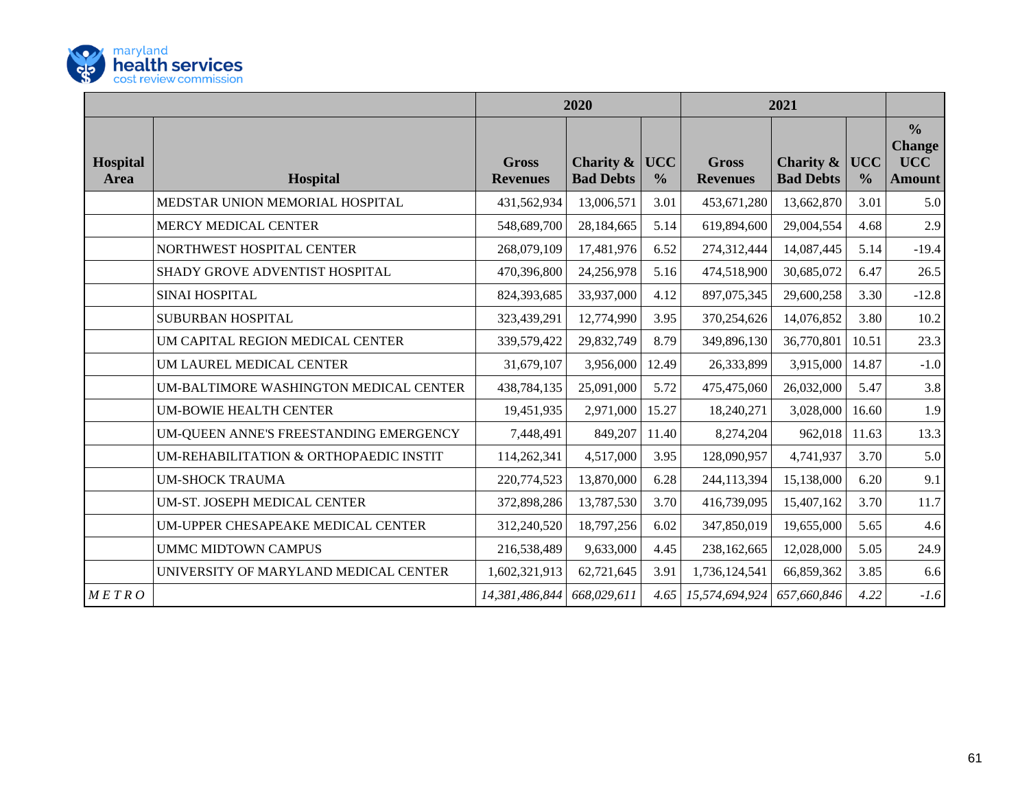| | | 2020 | | | 2021 | | | |
|---|---|---|---|---|---|---|---|---|
| **Hospital Area** | **Hospital** | **Gross Revenues** | **Charity & Bad Debts** | **UCC %** | **Gross Revenues** | **Charity & Bad Debts** | **UCC %** | **% Change UCC Amount** |
| | MEDSTAR UNION MEMORIAL HOSPITAL | 431,562,934 | 13,006,571 | 3.01 | 453,671,280 | 13,662,870 | 3.01 | 5.0 |
| | MERCY MEDICAL CENTER | 548,689,700 | 28,184,665 | 5.14 | 619,894,600 | 29,004,554 | 4.68 | 2.9 |
| | NORTHWEST HOSPITAL CENTER | 268,079,109 | 17,481,976 | 6.52 | 274,312,444 | 14,087,445 | 5.14 | -19.4 |
| | SHADY GROVE ADVENTIST HOSPITAL | 470,396,800 | 24,256,978 | 5.16 | 474,518,900 | 30,685,072 | 6.47 | 26.5 |
| | SINAI HOSPITAL | 824,393,685 | 33,937,000 | 4.12 | 897,075,345 | 29,600,258 | 3.30 | -12.8 |
| | SUBURBAN HOSPITAL | 323,439,291 | 12,774,990 | 3.95 | 370,254,626 | 14,076,852 | 3.80 | 10.2 |
| | UM CAPITAL REGION MEDICAL CENTER | 339,579,422 | 29,832,749 | 8.79 | 349,896,130 | 36,770,801 | 10.51 | 23.3 |
| | UM LAUREL MEDICAL CENTER | 31,679,107 | 3,956,000 | 12.49 | 26,333,899 | 3,915,000 | 14.87 | -1.0 |
| | UM-BALTIMORE WASHINGTON MEDICAL CENTER | 438,784,135 | 25,091,000 | 5.72 | 475,475,060 | 26,032,000 | 5.47 | 3.8 |
| | UM-BOWIE HEALTH CENTER | 19,451,935 | 2,971,000 | 15.27 | 18,240,271 | 3,028,000 | 16.60 | 1.9 |
| | UM-QUEEN ANNE'S FREESTANDING EMERGENCY | 7,448,491 | 849,207 | 11.40 | 8,274,204 | 962,018 | 11.63 | 13.3 |
| | UM-REHABILITATION & ORTHOPAEDIC INSTIT | 114,262,341 | 4,517,000 | 3.95 | 128,090,957 | 4,741,937 | 3.70 | 5.0 |
| | UM-SHOCK TRAUMA | 220,774,523 | 13,870,000 | 6.28 | 244,113,394 | 15,138,000 | 6.20 | 9.1 |
| | UM-ST. JOSEPH MEDICAL CENTER | 372,898,286 | 13,787,530 | 3.70 | 416,739,095 | 15,407,162 | 3.70 | 11.7 |
| | UM-UPPER CHESAPEAKE MEDICAL CENTER | 312,240,520 | 18,797,256 | 6.02 | 347,850,019 | 19,655,000 | 5.65 | 4.6 |
| | UMMC MIDTOWN CAMPUS | 216,538,489 | 9,633,000 | 4.45 | 238,162,665 | 12,028,000 | 5.05 | 24.9 |
| | UNIVERSITY OF MARYLAND MEDICAL CENTER | 1,602,321,913 | 62,721,645 | 3.91 | 1,736,124,541 | 66,859,362 | 3.85 | 6.6 |
| *METRO* | | *14,381,486,844* | *668,029,611* | *4.65* | *15,574,694,924* | *657,660,846* | *4.22* | *-1.6* |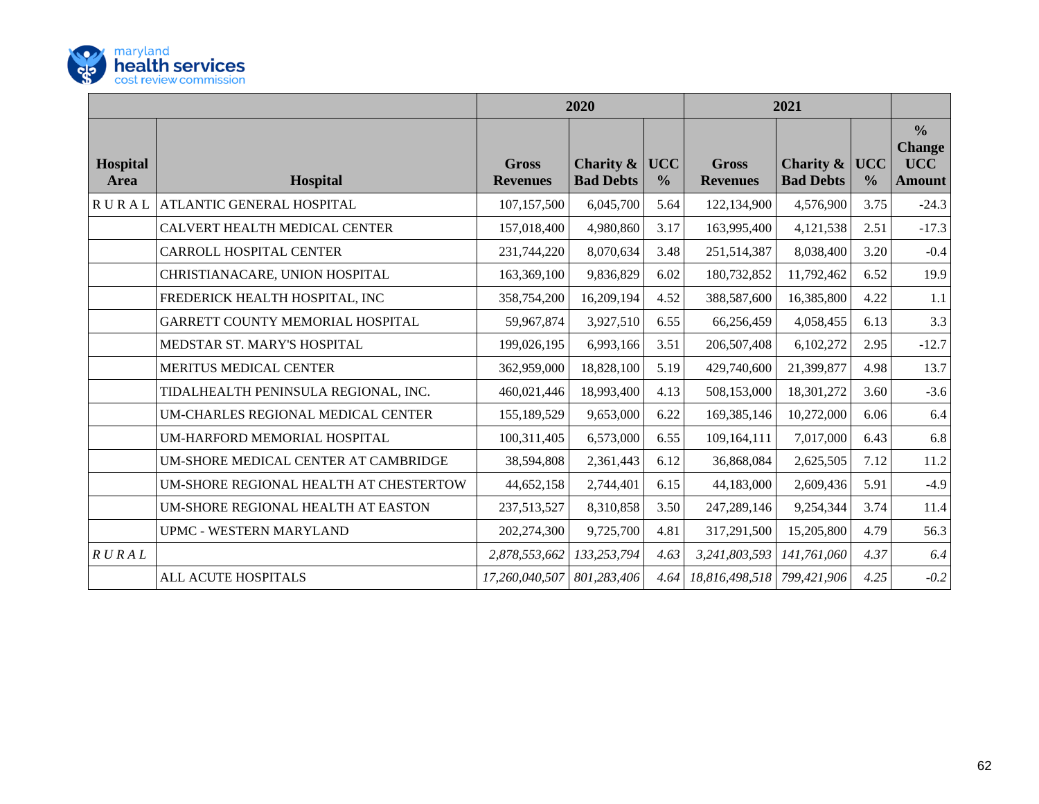| | | 2020 | | | 2021 | | | |
|---|---|---|---|---|---|---|---|---|
| **Hospital Area** | **Hospital** | **Gross Revenues** | **Charity & Bad Debts** | **UCC %** | **Gross Revenues** | **Charity & Bad Debts** | **UCC %** | **% Change UCC Amount** |
| R U R A L | ATLANTIC GENERAL HOSPITAL | 107,157,500 | 6,045,700 | 5.64 | 122,134,900 | 4,576,900 | 3.75 | -24.3 |
| | CALVERT HEALTH MEDICAL CENTER | 157,018,400 | 4,980,860 | 3.17 | 163,995,400 | 4,121,538 | 2.51 | -17.3 |
| | CARROLL HOSPITAL CENTER | 231,744,220 | 8,070,634 | 3.48 | 251,514,387 | 8,038,400 | 3.20 | -0.4 |
| | CHRISTIANACARE, UNION HOSPITAL | 163,369,100 | 9,836,829 | 6.02 | 180,732,852 | 11,792,462 | 6.52 | 19.9 |
| | FREDERICK HEALTH HOSPITAL, INC | 358,754,200 | 16,209,194 | 4.52 | 388,587,600 | 16,385,800 | 4.22 | 1.1 |
| | GARRETT COUNTY MEMORIAL HOSPITAL | 59,967,874 | 3,927,510 | 6.55 | 66,256,459 | 4,058,455 | 6.13 | 3.3 |
| | MEDSTAR ST. MARY'S HOSPITAL | 199,026,195 | 6,993,166 | 3.51 | 206,507,408 | 6,102,272 | 2.95 | -12.7 |
| | MERITUS MEDICAL CENTER | 362,959,000 | 18,828,100 | 5.19 | 429,740,600 | 21,399,877 | 4.98 | 13.7 |
| | TIDALHEALTH PENINSULA REGIONAL, INC. | 460,021,446 | 18,993,400 | 4.13 | 508,153,000 | 18,301,272 | 3.60 | -3.6 |
| | UM-CHARLES REGIONAL MEDICAL CENTER | 155,189,529 | 9,653,000 | 6.22 | 169,385,146 | 10,272,000 | 6.06 | 6.4 |
| | UM-HARFORD MEMORIAL HOSPITAL | 100,311,405 | 6,573,000 | 6.55 | 109,164,111 | 7,017,000 | 6.43 | 6.8 |
| | UM-SHORE MEDICAL CENTER AT CAMBRIDGE | 38,594,808 | 2,361,443 | 6.12 | 36,868,084 | 2,625,505 | 7.12 | 11.2 |
| | UM-SHORE REGIONAL HEALTH AT CHESTERTOW | 44,652,158 | 2,744,401 | 6.15 | 44,183,000 | 2,609,436 | 5.91 | -4.9 |
| | UM-SHORE REGIONAL HEALTH AT EASTON | 237,513,527 | 8,310,858 | 3.50 | 247,289,146 | 9,254,344 | 3.74 | 11.4 |
| | UPMC - WESTERN MARYLAND | 202,274,300 | 9,725,700 | 4.81 | 317,291,500 | 15,205,800 | 4.79 | 56.3 |
| *R U R A L* | | *2,878,553,662* | *133,253,794* | *4.63* | *3,241,803,593* | *141,761,060* | *4.37* | *6.4* |
| | ALL ACUTE HOSPITALS | *17,260,040,507* | *801,283,406* | *4.64* | *18,816,498,518* | *799,421,906* | *4.25* | *-0.2* |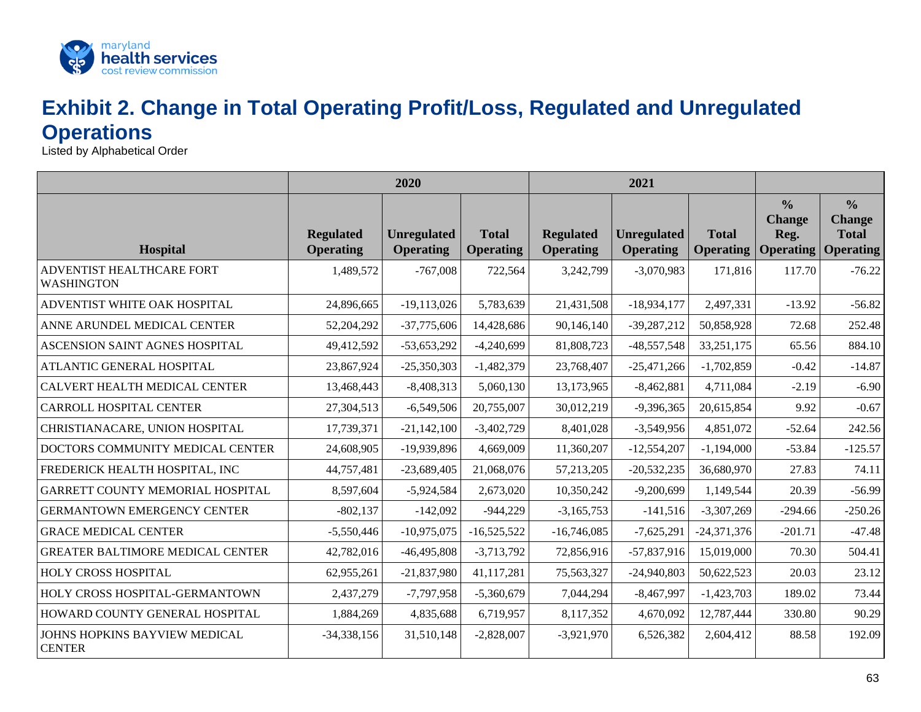# Exhibit 2. Change in Total Operating Profit/Loss, Regulated and Unregulated Operations

Listed by Alphabetical Order

| | 2020 | | | 2021 | | | | |
|---|---|---|---|---|---|---|---|---|
| Hospital | Regulated Operating | Unregulated Operating | Total Operating | Regulated Operating | Unregulated Operating | Total Operating | % Change Reg. Operating | % Change Total Operating |
| ADVENTIST HEALTHCARE FORT WASHINGTON | 1,489,572 | -767,008 | 722,564 | 3,242,799 | -3,070,983 | 171,816 | 117.70 | -76.22 |
| ADVENTIST WHITE OAK HOSPITAL | 24,896,665 | -19,113,026 | 5,783,639 | 21,431,508 | -18,934,177 | 2,497,331 | -13.92 | -56.82 |
| ANNE ARUNDEL MEDICAL CENTER | 52,204,292 | -37,775,606 | 14,428,686 | 90,146,140 | -39,287,212 | 50,858,928 | 72.68 | 252.48 |
| ASCENSION SAINT AGNES HOSPITAL | 49,412,592 | -53,653,292 | -4,240,699 | 81,808,723 | -48,557,548 | 33,251,175 | 65.56 | 884.10 |
| ATLANTIC GENERAL HOSPITAL | 23,867,924 | -25,350,303 | -1,482,379 | 23,768,407 | -25,471,266 | -1,702,859 | -0.42 | -14.87 |
| CALVERT HEALTH MEDICAL CENTER | 13,468,443 | -8,408,313 | 5,060,130 | 13,173,965 | -8,462,881 | 4,711,084 | -2.19 | -6.90 |
| CARROLL HOSPITAL CENTER | 27,304,513 | -6,549,506 | 20,755,007 | 30,012,219 | -9,396,365 | 20,615,854 | 9.92 | -0.67 |
| CHRISTIANACARE, UNION HOSPITAL | 17,739,371 | -21,142,100 | -3,402,729 | 8,401,028 | -3,549,956 | 4,851,072 | -52.64 | 242.56 |
| DOCTORS COMMUNITY MEDICAL CENTER | 24,608,905 | -19,939,896 | 4,669,009 | 11,360,207 | -12,554,207 | -1,194,000 | -53.84 | -125.57 |
| FREDERICK HEALTH HOSPITAL, INC | 44,757,481 | -23,689,405 | 21,068,076 | 57,213,205 | -20,532,235 | 36,680,970 | 27.83 | 74.11 |
| GARRETT COUNTY MEMORIAL HOSPITAL | 8,597,604 | -5,924,584 | 2,673,020 | 10,350,242 | -9,200,699 | 1,149,544 | 20.39 | -56.99 |
| GERMANTOWN EMERGENCY CENTER | -802,137 | -142,092 | -944,229 | -3,165,753 | -141,516 | -3,307,269 | -294.66 | -250.26 |
| GRACE MEDICAL CENTER | -5,550,446 | -10,975,075 | -16,525,522 | -16,746,085 | -7,625,291 | -24,371,376 | -201.71 | -47.48 |
| GREATER BALTIMORE MEDICAL CENTER | 42,782,016 | -46,495,808 | -3,713,792 | 72,856,916 | -57,837,916 | 15,019,000 | 70.30 | 504.41 |
| HOLY CROSS HOSPITAL | 62,955,261 | -21,837,980 | 41,117,281 | 75,563,327 | -24,940,803 | 50,622,523 | 20.03 | 23.12 |
| HOLY CROSS HOSPITAL-GERMANTOWN | 2,437,279 | -7,797,958 | -5,360,679 | 7,044,294 | -8,467,997 | -1,423,703 | 189.02 | 73.44 |
| HOWARD COUNTY GENERAL HOSPITAL | 1,884,269 | 4,835,688 | 6,719,957 | 8,117,352 | 4,670,092 | 12,787,444 | 330.80 | 90.29 |
| JOHNS HOPKINS BAYVIEW MEDICAL CENTER | -34,338,156 | 31,510,148 | -2,828,007 | -3,921,970 | 6,526,382 | 2,604,412 | 88.58 | 192.09 |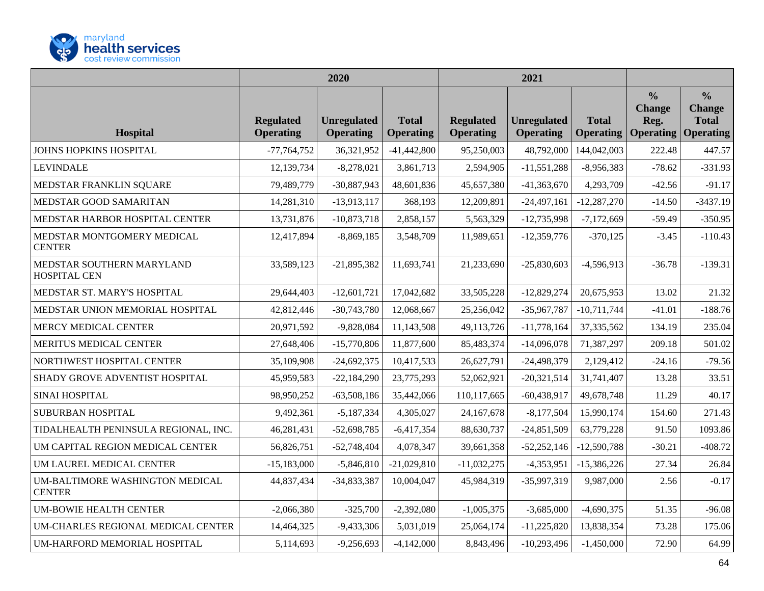| Hospital | 2020 | | | 2021 | | | | |
|---|---|---|---|---|---|---|---|---|
| | Regulated Operating | Unregulated Operating | Total Operating | Regulated Operating | Unregulated Operating | Total Operating | % Change Reg. Operating | % Change Total Operating |
| JOHNS HOPKINS HOSPITAL | -77,764,752 | 36,321,952 | -41,442,800 | 95,250,003 | 48,792,000 | 144,042,003 | 222.48 | 447.57 |
| LEVINDALE | 12,139,734 | -8,278,021 | 3,861,713 | 2,594,905 | -11,551,288 | -8,956,383 | -78.62 | -331.93 |
| MEDSTAR FRANKLIN SQUARE | 79,489,779 | -30,887,943 | 48,601,836 | 45,657,380 | -41,363,670 | 4,293,709 | -42.56 | -91.17 |
| MEDSTAR GOOD SAMARITAN | 14,281,310 | -13,913,117 | 368,193 | 12,209,891 | -24,497,161 | -12,287,270 | -14.50 | -3437.19 |
| MEDSTAR HARBOR HOSPITAL CENTER | 13,731,876 | -10,873,718 | 2,858,157 | 5,563,329 | -12,735,998 | -7,172,669 | -59.49 | -350.95 |
| MEDSTAR MONTGOMERY MEDICAL CENTER | 12,417,894 | -8,869,185 | 3,548,709 | 11,989,651 | -12,359,776 | -370,125 | -3.45 | -110.43 |
| MEDSTAR SOUTHERN MARYLAND HOSPITAL CEN | 33,589,123 | -21,895,382 | 11,693,741 | 21,233,690 | -25,830,603 | -4,596,913 | -36.78 | -139.31 |
| MEDSTAR ST. MARY'S HOSPITAL | 29,644,403 | -12,601,721 | 17,042,682 | 33,505,228 | -12,829,274 | 20,675,953 | 13.02 | 21.32 |
| MEDSTAR UNION MEMORIAL HOSPITAL | 42,812,446 | -30,743,780 | 12,068,667 | 25,256,042 | -35,967,787 | -10,711,744 | -41.01 | -188.76 |
| MERCY MEDICAL CENTER | 20,971,592 | -9,828,084 | 11,143,508 | 49,113,726 | -11,778,164 | 37,335,562 | 134.19 | 235.04 |
| MERITUS MEDICAL CENTER | 27,648,406 | -15,770,806 | 11,877,600 | 85,483,374 | -14,096,078 | 71,387,297 | 209.18 | 501.02 |
| NORTHWEST HOSPITAL CENTER | 35,109,908 | -24,692,375 | 10,417,533 | 26,627,791 | -24,498,379 | 2,129,412 | -24.16 | -79.56 |
| SHADY GROVE ADVENTIST HOSPITAL | 45,959,583 | -22,184,290 | 23,775,293 | 52,062,921 | -20,321,514 | 31,741,407 | 13.28 | 33.51 |
| SINAI HOSPITAL | 98,950,252 | -63,508,186 | 35,442,066 | 110,117,665 | -60,438,917 | 49,678,748 | 11.29 | 40.17 |
| SUBURBAN HOSPITAL | 9,492,361 | -5,187,334 | 4,305,027 | 24,167,678 | -8,177,504 | 15,990,174 | 154.60 | 271.43 |
| TIDALHEALTH PENINSULA REGIONAL, INC. | 46,281,431 | -52,698,785 | -6,417,354 | 88,630,737 | -24,851,509 | 63,779,228 | 91.50 | 1093.86 |
| UM CAPITAL REGION MEDICAL CENTER | 56,826,751 | -52,748,404 | 4,078,347 | 39,661,358 | -52,252,146 | -12,590,788 | -30.21 | -408.72 |
| UM LAUREL MEDICAL CENTER | -15,183,000 | -5,846,810 | -21,029,810 | -11,032,275 | -4,353,951 | -15,386,226 | 27.34 | 26.84 |
| UM-BALTIMORE WASHINGTON MEDICAL CENTER | 44,837,434 | -34,833,387 | 10,004,047 | 45,984,319 | -35,997,319 | 9,987,000 | 2.56 | -0.17 |
| UM-BOWIE HEALTH CENTER | -2,066,380 | -325,700 | -2,392,080 | -1,005,375 | -3,685,000 | -4,690,375 | 51.35 | -96.08 |
| UM-CHARLES REGIONAL MEDICAL CENTER | 14,464,325 | -9,433,306 | 5,031,019 | 25,064,174 | -11,225,820 | 13,838,354 | 73.28 | 175.06 |
| UM-HARFORD MEMORIAL HOSPITAL | 5,114,693 | -9,256,693 | -4,142,000 | 8,843,496 | -10,293,496 | -1,450,000 | 72.90 | 64.99 |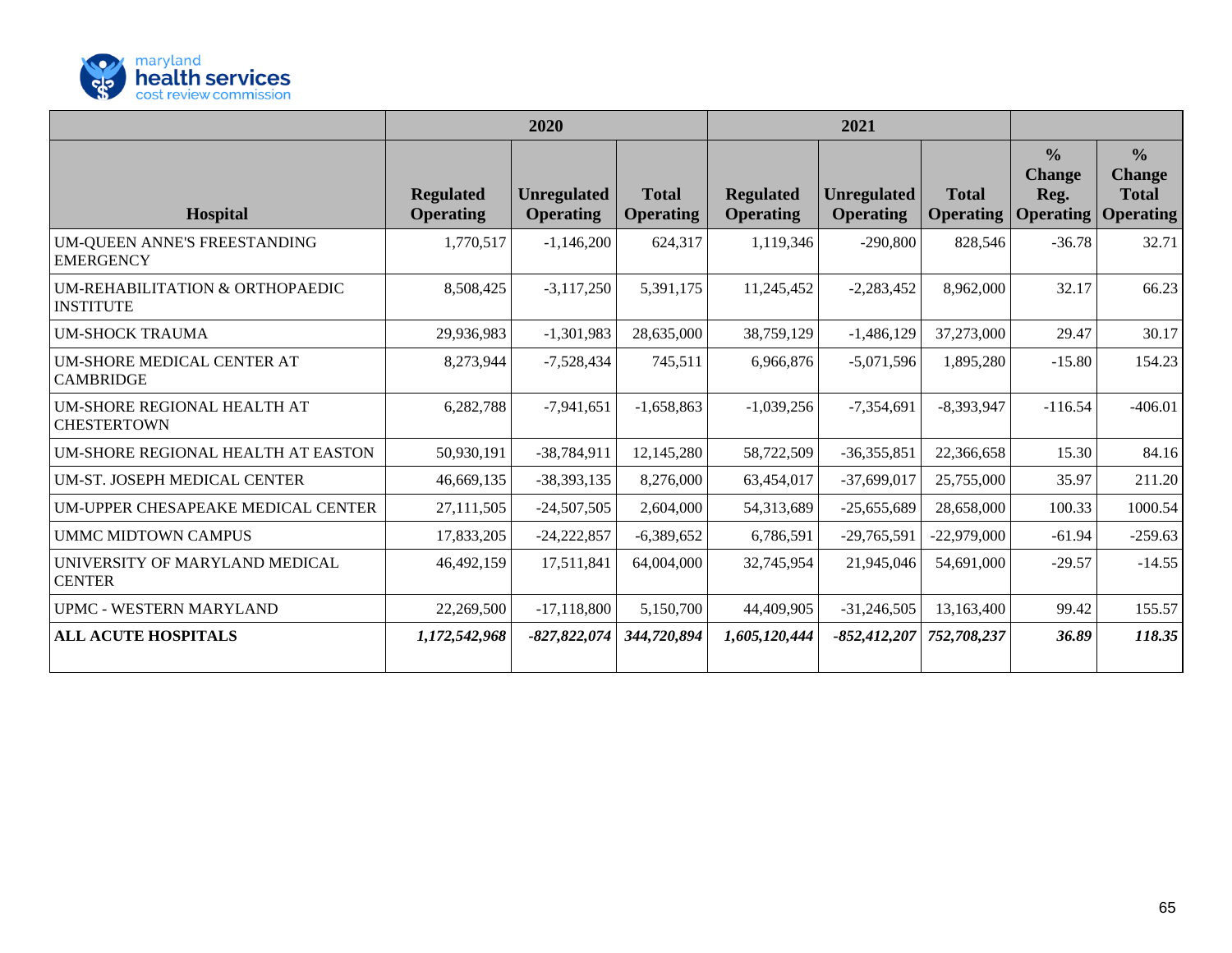| Hospital | 2020 | | | 2021 | | | | |
|---|---|---|---|---|---|---|---|---|
| | Regulated Operating | Unregulated Operating | Total Operating | Regulated Operating | Unregulated Operating | Total Operating | % Change Reg. Operating | % Change Total Operating |
| UM-QUEEN ANNE'S FREESTANDING EMERGENCY | 1,770,517 | -1,146,200 | 624,317 | 1,119,346 | -290,800 | 828,546 | -36.78 | 32.71 |
| UM-REHABILITATION & ORTHOPAEDIC INSTITUTE | 8,508,425 | -3,117,250 | 5,391,175 | 11,245,452 | -2,283,452 | 8,962,000 | 32.17 | 66.23 |
| UM-SHOCK TRAUMA | 29,936,983 | -1,301,983 | 28,635,000 | 38,759,129 | -1,486,129 | 37,273,000 | 29.47 | 30.17 |
| UM-SHORE MEDICAL CENTER AT CAMBRIDGE | 8,273,944 | -7,528,434 | 745,511 | 6,966,876 | -5,071,596 | 1,895,280 | -15.80 | 154.23 |
| UM-SHORE REGIONAL HEALTH AT CHESTERTOWN | 6,282,788 | -7,941,651 | -1,658,863 | -1,039,256 | -7,354,691 | -8,393,947 | -116.54 | -406.01 |
| UM-SHORE REGIONAL HEALTH AT EASTON | 50,930,191 | -38,784,911 | 12,145,280 | 58,722,509 | -36,355,851 | 22,366,658 | 15.30 | 84.16 |
| UM-ST. JOSEPH MEDICAL CENTER | 46,669,135 | -38,393,135 | 8,276,000 | 63,454,017 | -37,699,017 | 25,755,000 | 35.97 | 211.20 |
| UM-UPPER CHESAPEAKE MEDICAL CENTER | 27,111,505 | -24,507,505 | 2,604,000 | 54,313,689 | -25,655,689 | 28,658,000 | 100.33 | 1000.54 |
| UMMC MIDTOWN CAMPUS | 17,833,205 | -24,222,857 | -6,389,652 | 6,786,591 | -29,765,591 | -22,979,000 | -61.94 | -259.63 |
| UNIVERSITY OF MARYLAND MEDICAL CENTER | 46,492,159 | 17,511,841 | 64,004,000 | 32,745,954 | 21,945,046 | 54,691,000 | -29.57 | -14.55 |
| UPMC - WESTERN MARYLAND | 22,269,500 | -17,118,800 | 5,150,700 | 44,409,905 | -31,246,505 | 13,163,400 | 99.42 | 155.57 |
| **ALL ACUTE HOSPITALS** | ***1,172,542,968*** | ***-827,822,074*** | ***344,720,894*** | ***1,605,120,444*** | ***-852,412,207*** | ***752,708,237*** | ***36.89*** | ***118.35*** |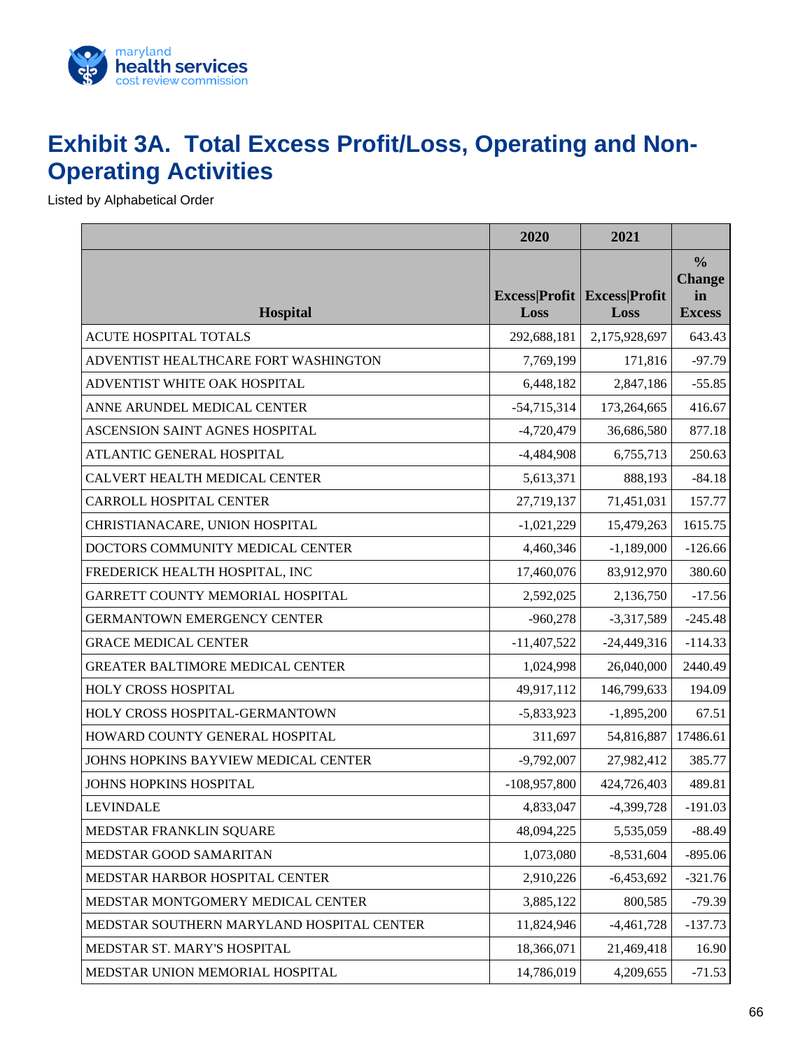# Exhibit 3A. Total Excess Profit/Loss, Operating and Non-Operating Activities

Listed by Alphabetical Order

| Hospital | 2020<br>Excess\|Profit Loss | 2021<br>Excess\|Profit Loss | % Change in Excess |
|---|---|---|---|
| ACUTE HOSPITAL TOTALS | 292,688,181 | 2,175,928,697 | 643.43 |
| ADVENTIST HEALTHCARE FORT WASHINGTON | 7,769,199 | 171,816 | -97.79 |
| ADVENTIST WHITE OAK HOSPITAL | 6,448,182 | 2,847,186 | -55.85 |
| ANNE ARUNDEL MEDICAL CENTER | -54,715,314 | 173,264,665 | 416.67 |
| ASCENSION SAINT AGNES HOSPITAL | -4,720,479 | 36,686,580 | 877.18 |
| ATLANTIC GENERAL HOSPITAL | -4,484,908 | 6,755,713 | 250.63 |
| CALVERT HEALTH MEDICAL CENTER | 5,613,371 | 888,193 | -84.18 |
| CARROLL HOSPITAL CENTER | 27,719,137 | 71,451,031 | 157.77 |
| CHRISTIANACARE, UNION HOSPITAL | -1,021,229 | 15,479,263 | 1615.75 |
| DOCTORS COMMUNITY MEDICAL CENTER | 4,460,346 | -1,189,000 | -126.66 |
| FREDERICK HEALTH HOSPITAL, INC | 17,460,076 | 83,912,970 | 380.60 |
| GARRETT COUNTY MEMORIAL HOSPITAL | 2,592,025 | 2,136,750 | -17.56 |
| GERMANTOWN EMERGENCY CENTER | -960,278 | -3,317,589 | -245.48 |
| GRACE MEDICAL CENTER | -11,407,522 | -24,449,316 | -114.33 |
| GREATER BALTIMORE MEDICAL CENTER | 1,024,998 | 26,040,000 | 2440.49 |
| HOLY CROSS HOSPITAL | 49,917,112 | 146,799,633 | 194.09 |
| HOLY CROSS HOSPITAL-GERMANTOWN | -5,833,923 | -1,895,200 | 67.51 |
| HOWARD COUNTY GENERAL HOSPITAL | 311,697 | 54,816,887 | 17486.61 |
| JOHNS HOPKINS BAYVIEW MEDICAL CENTER | -9,792,007 | 27,982,412 | 385.77 |
| JOHNS HOPKINS HOSPITAL | -108,957,800 | 424,726,403 | 489.81 |
| LEVINDALE | 4,833,047 | -4,399,728 | -191.03 |
| MEDSTAR FRANKLIN SQUARE | 48,094,225 | 5,535,059 | -88.49 |
| MEDSTAR GOOD SAMARITAN | 1,073,080 | -8,531,604 | -895.06 |
| MEDSTAR HARBOR HOSPITAL CENTER | 2,910,226 | -6,453,692 | -321.76 |
| MEDSTAR MONTGOMERY MEDICAL CENTER | 3,885,122 | 800,585 | -79.39 |
| MEDSTAR SOUTHERN MARYLAND HOSPITAL CENTER | 11,824,946 | -4,461,728 | -137.73 |
| MEDSTAR ST. MARY'S HOSPITAL | 18,366,071 | 21,469,418 | 16.90 |
| MEDSTAR UNION MEMORIAL HOSPITAL | 14,786,019 | 4,209,655 | -71.53 |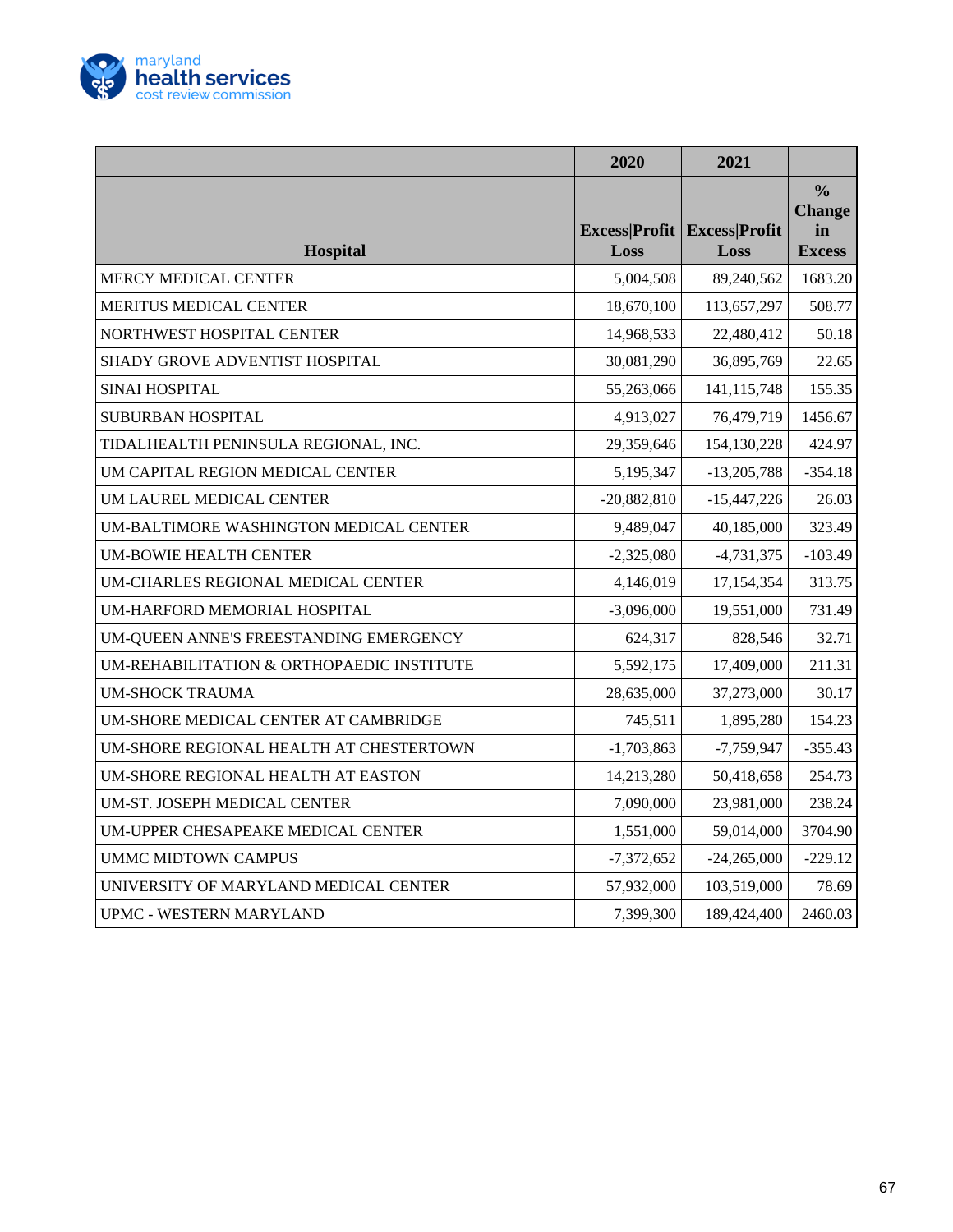| Hospital | 2020<br>Excess\|Profit Loss | 2021<br>Excess\|Profit Loss | % Change in Excess |
|---|---|---|---|
| MERCY MEDICAL CENTER | 5,004,508 | 89,240,562 | 1683.20 |
| MERITUS MEDICAL CENTER | 18,670,100 | 113,657,297 | 508.77 |
| NORTHWEST HOSPITAL CENTER | 14,968,533 | 22,480,412 | 50.18 |
| SHADY GROVE ADVENTIST HOSPITAL | 30,081,290 | 36,895,769 | 22.65 |
| SINAI HOSPITAL | 55,263,066 | 141,115,748 | 155.35 |
| SUBURBAN HOSPITAL | 4,913,027 | 76,479,719 | 1456.67 |
| TIDALHEALTH PENINSULA REGIONAL, INC. | 29,359,646 | 154,130,228 | 424.97 |
| UM CAPITAL REGION MEDICAL CENTER | 5,195,347 | -13,205,788 | -354.18 |
| UM LAUREL MEDICAL CENTER | -20,882,810 | -15,447,226 | 26.03 |
| UM-BALTIMORE WASHINGTON MEDICAL CENTER | 9,489,047 | 40,185,000 | 323.49 |
| UM-BOWIE HEALTH CENTER | -2,325,080 | -4,731,375 | -103.49 |
| UM-CHARLES REGIONAL MEDICAL CENTER | 4,146,019 | 17,154,354 | 313.75 |
| UM-HARFORD MEMORIAL HOSPITAL | -3,096,000 | 19,551,000 | 731.49 |
| UM-QUEEN ANNE'S FREESTANDING EMERGENCY | 624,317 | 828,546 | 32.71 |
| UM-REHABILITATION & ORTHOPAEDIC INSTITUTE | 5,592,175 | 17,409,000 | 211.31 |
| UM-SHOCK TRAUMA | 28,635,000 | 37,273,000 | 30.17 |
| UM-SHORE MEDICAL CENTER AT CAMBRIDGE | 745,511 | 1,895,280 | 154.23 |
| UM-SHORE REGIONAL HEALTH AT CHESTERTOWN | -1,703,863 | -7,759,947 | -355.43 |
| UM-SHORE REGIONAL HEALTH AT EASTON | 14,213,280 | 50,418,658 | 254.73 |
| UM-ST. JOSEPH MEDICAL CENTER | 7,090,000 | 23,981,000 | 238.24 |
| UM-UPPER CHESAPEAKE MEDICAL CENTER | 1,551,000 | 59,014,000 | 3704.90 |
| UMMC MIDTOWN CAMPUS | -7,372,652 | -24,265,000 | -229.12 |
| UNIVERSITY OF MARYLAND MEDICAL CENTER | 57,932,000 | 103,519,000 | 78.69 |
| UPMC - WESTERN MARYLAND | 7,399,300 | 189,424,400 | 2460.03 |